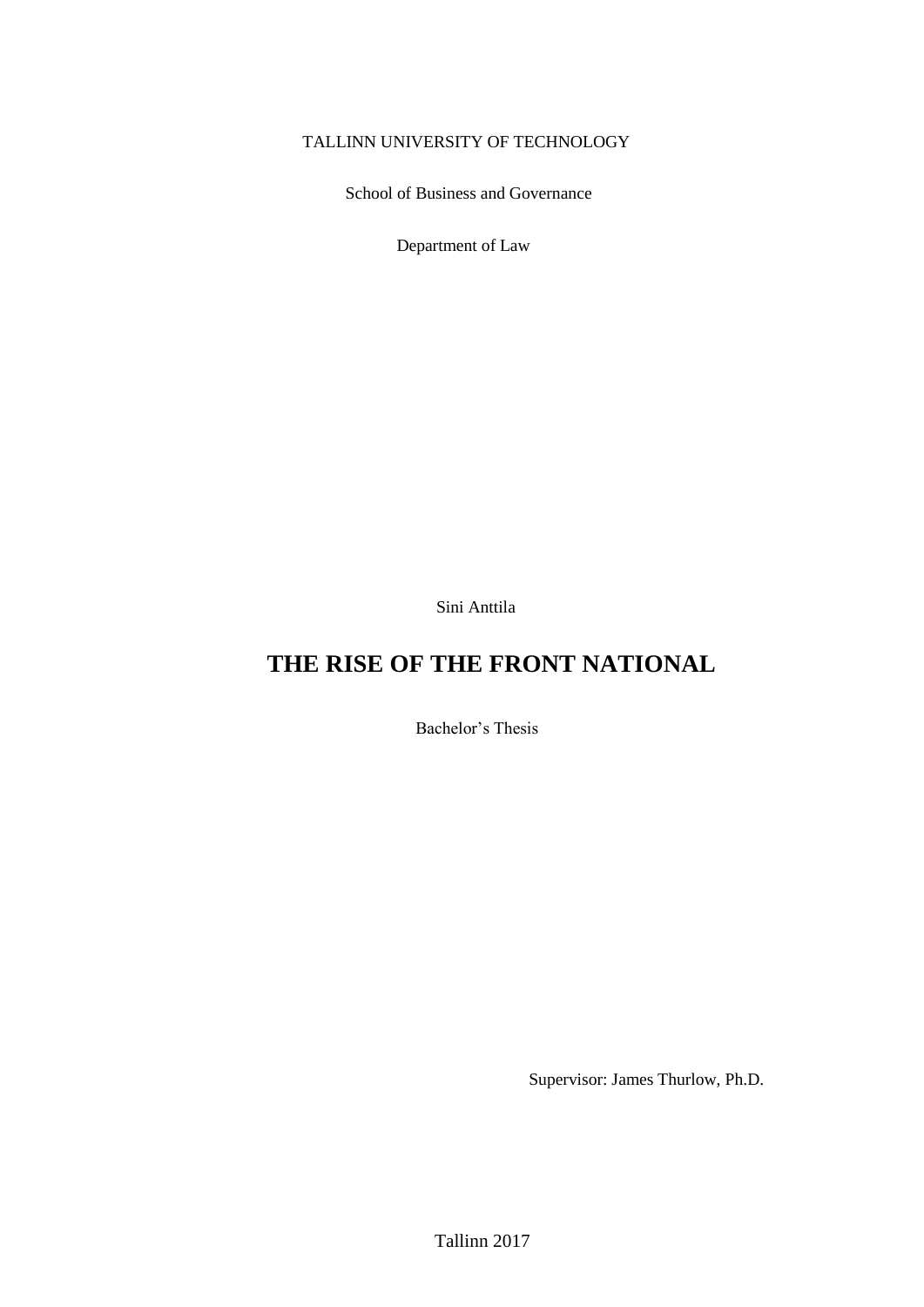TALLINN UNIVERSITY OF TECHNOLOGY

School of Business and Governance

Department of Law

Sini Anttila

# THE RISE OF THE FRONT NATIONAL

Bachelor's Thesis

Supervisor: James Thurlow, Ph.D.

Tallinn 2017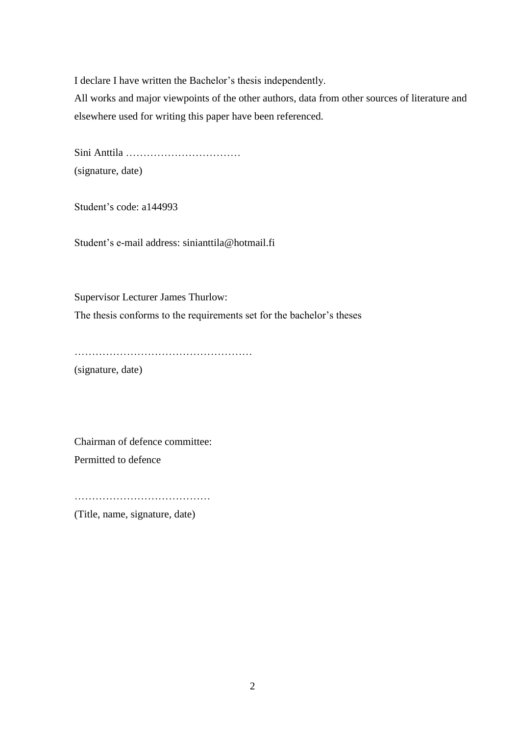I declare I have written the Bachelor's thesis independently.

All works and major viewpoints of the other authors, data from other sources of literature and elsewhere used for writing this paper have been referenced.

Sini Anttila ……………………………

(signature, date)

Student's code: a144993

Student's e-mail address: sinianttila@hotmail.fi

Supervisor Lecturer James Thurlow:

The thesis conforms to the requirements set for the bachelor's theses

……………………………………………

(signature, date)

Chairman of defence committee:

Permitted to defence

…………………………………

(Title, name, signature, date)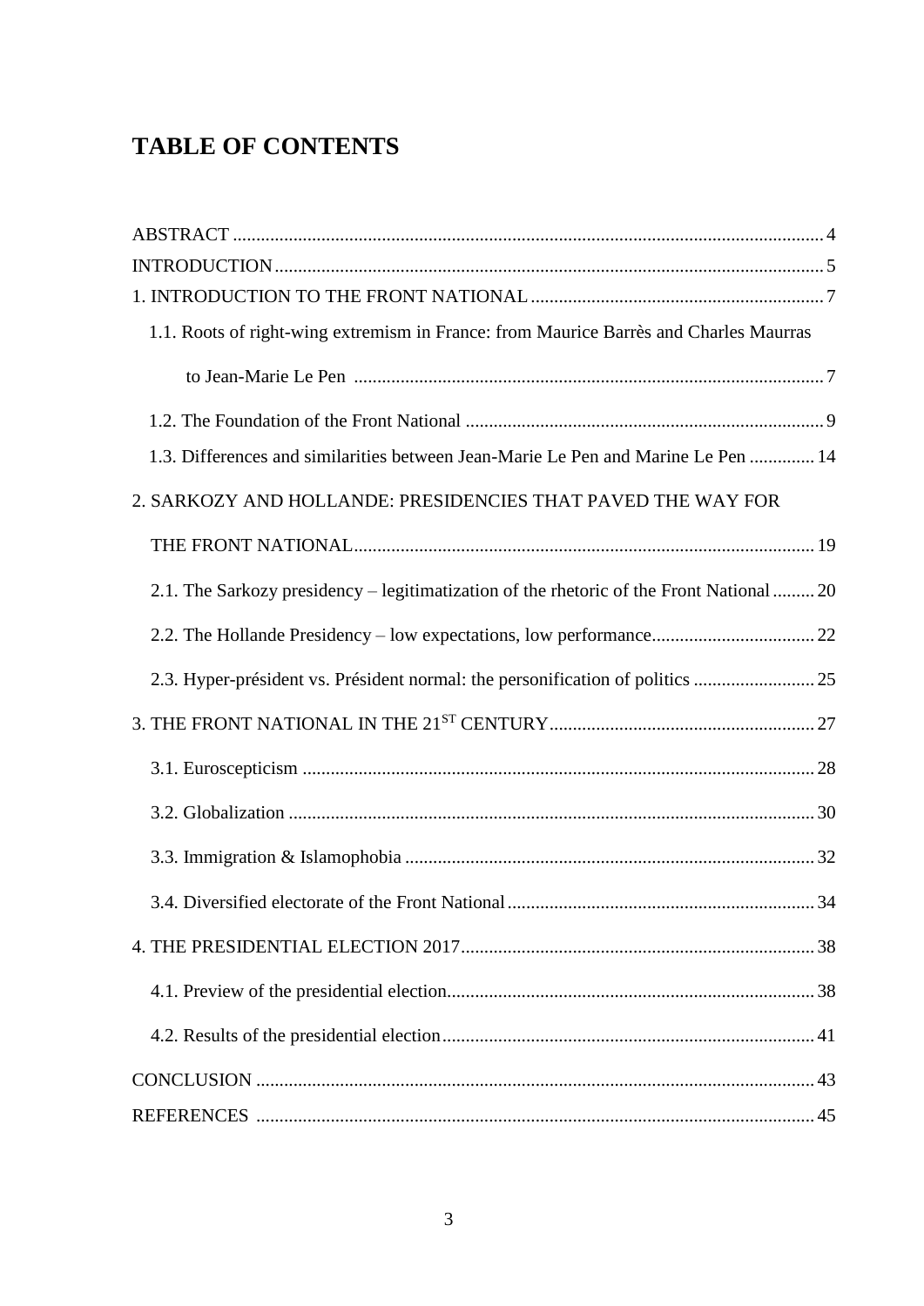# TABLE OF CONTENTS

ABSTRACT ..... 4
INTRODUCTION ..... 5
1. INTRODUCTION TO THE FRONT NATIONAL ..... 7
  1.1. Roots of right-wing extremism in France: from Maurice Barrès and Charles Maurras to Jean-Marie Le Pen ..... 7
  1.2. The Foundation of the Front National ..... 9
  1.3. Differences and similarities between Jean-Marie Le Pen and Marine Le Pen ..... 14
2. SARKOZY AND HOLLANDE: PRESIDENCIES THAT PAVED THE WAY FOR THE FRONT NATIONAL ..... 19
  2.1. The Sarkozy presidency – legitimatization of the rhetoric of the Front National ..... 20
  2.2. The Hollande Presidency – low expectations, low performance ..... 22
  2.3. Hyper-président vs. Président normal: the personification of politics ..... 25
3. THE FRONT NATIONAL IN THE 21ST CENTURY ..... 27
  3.1. Euroscepticism ..... 28
  3.2. Globalization ..... 30
  3.3. Immigration & Islamophobia ..... 32
  3.4. Diversified electorate of the Front National ..... 34
4. THE PRESIDENTIAL ELECTION 2017 ..... 38
  4.1. Preview of the presidential election ..... 38
  4.2. Results of the presidential election ..... 41
CONCLUSION ..... 43
REFERENCES ..... 45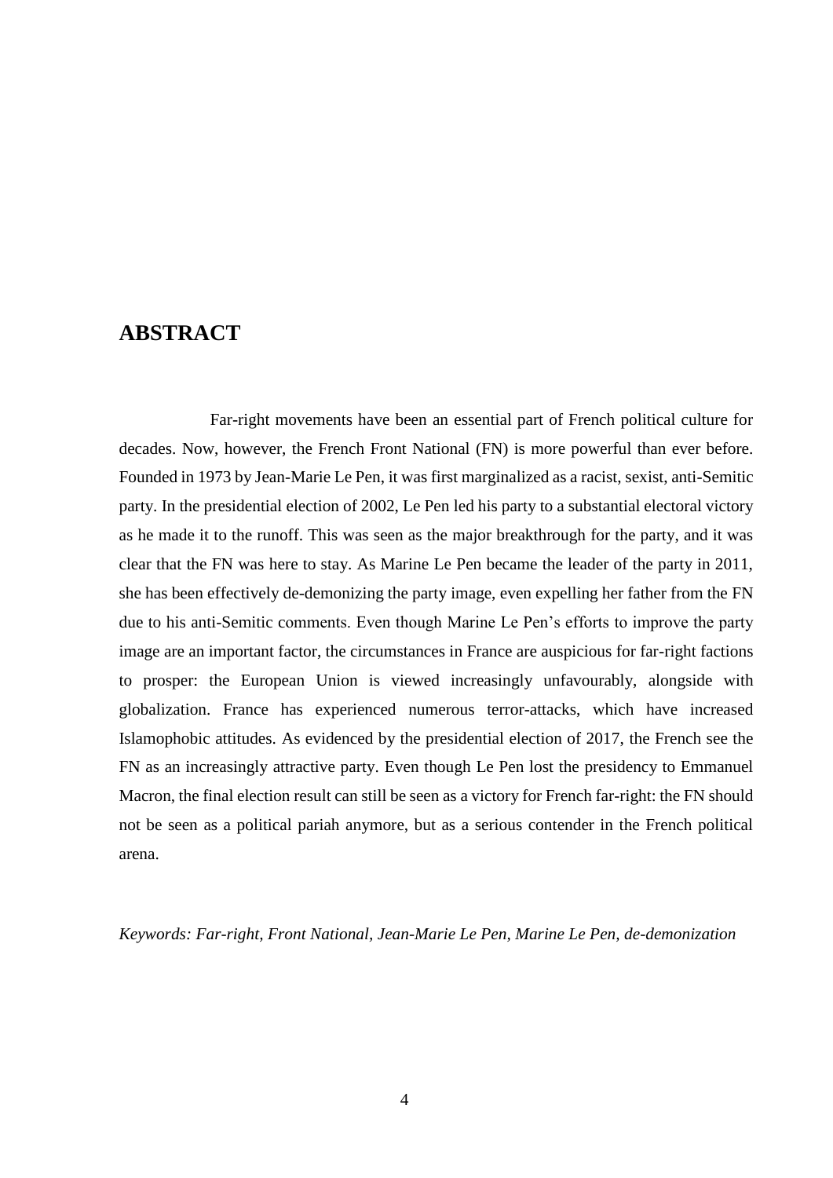## ABSTRACT

Far-right movements have been an essential part of French political culture for decades. Now, however, the French Front National (FN) is more powerful than ever before. Founded in 1973 by Jean-Marie Le Pen, it was first marginalized as a racist, sexist, anti-Semitic party. In the presidential election of 2002, Le Pen led his party to a substantial electoral victory as he made it to the runoff. This was seen as the major breakthrough for the party, and it was clear that the FN was here to stay. As Marine Le Pen became the leader of the party in 2011, she has been effectively de-demonizing the party image, even expelling her father from the FN due to his anti-Semitic comments. Even though Marine Le Pen's efforts to improve the party image are an important factor, the circumstances in France are auspicious for far-right factions to prosper: the European Union is viewed increasingly unfavourably, alongside with globalization. France has experienced numerous terror-attacks, which have increased Islamophobic attitudes. As evidenced by the presidential election of 2017, the French see the FN as an increasingly attractive party. Even though Le Pen lost the presidency to Emmanuel Macron, the final election result can still be seen as a victory for French far-right: the FN should not be seen as a political pariah anymore, but as a serious contender in the French political arena.

*Keywords: Far-right, Front National, Jean-Marie Le Pen, Marine Le Pen, de-demonization*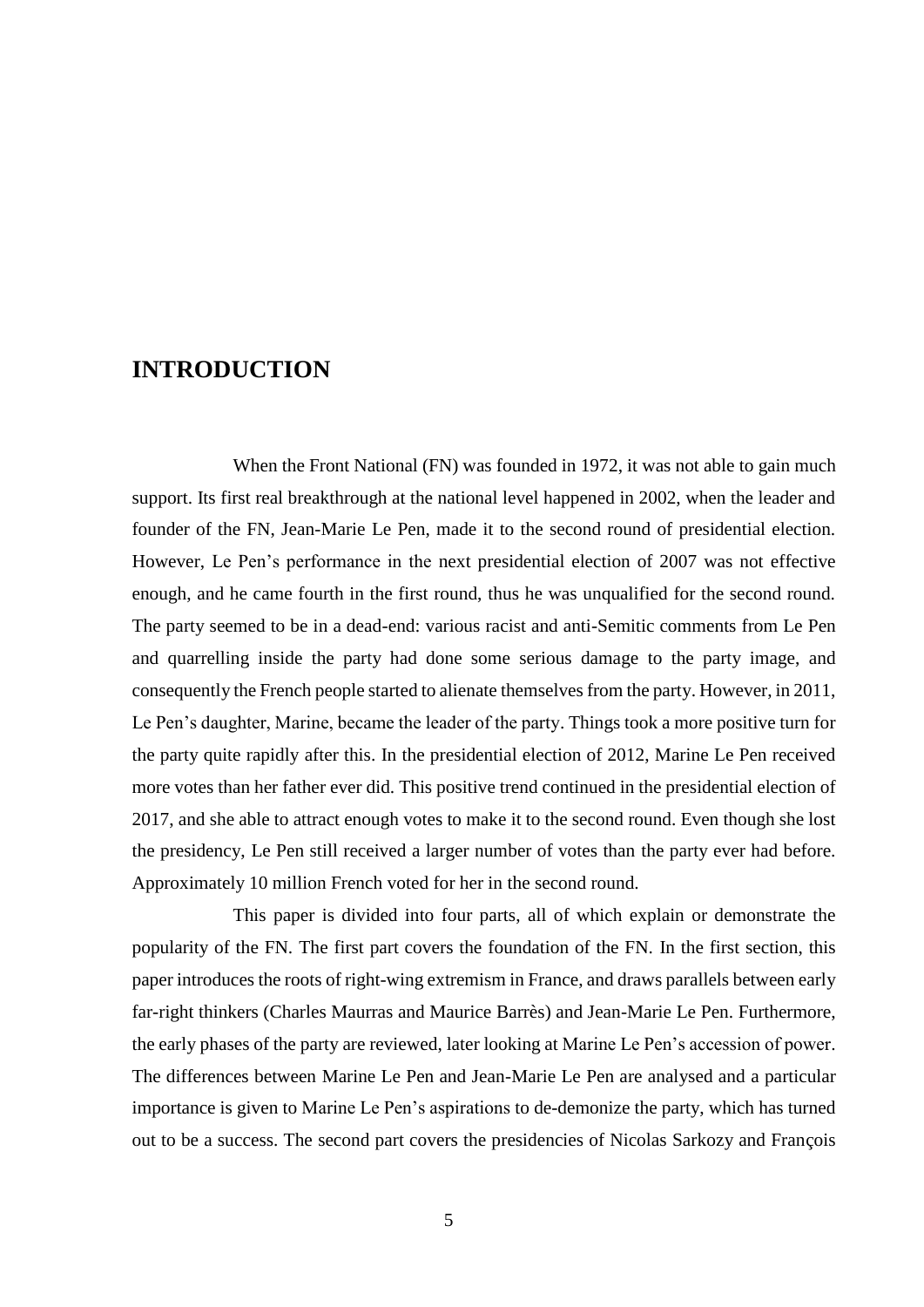# INTRODUCTION

When the Front National (FN) was founded in 1972, it was not able to gain much support. Its first real breakthrough at the national level happened in 2002, when the leader and founder of the FN, Jean-Marie Le Pen, made it to the second round of presidential election. However, Le Pen's performance in the next presidential election of 2007 was not effective enough, and he came fourth in the first round, thus he was unqualified for the second round. The party seemed to be in a dead-end: various racist and anti-Semitic comments from Le Pen and quarrelling inside the party had done some serious damage to the party image, and consequently the French people started to alienate themselves from the party. However, in 2011, Le Pen's daughter, Marine, became the leader of the party. Things took a more positive turn for the party quite rapidly after this. In the presidential election of 2012, Marine Le Pen received more votes than her father ever did. This positive trend continued in the presidential election of 2017, and she able to attract enough votes to make it to the second round. Even though she lost the presidency, Le Pen still received a larger number of votes than the party ever had before. Approximately 10 million French voted for her in the second round.

This paper is divided into four parts, all of which explain or demonstrate the popularity of the FN. The first part covers the foundation of the FN. In the first section, this paper introduces the roots of right-wing extremism in France, and draws parallels between early far-right thinkers (Charles Maurras and Maurice Barrès) and Jean-Marie Le Pen. Furthermore, the early phases of the party are reviewed, later looking at Marine Le Pen's accession of power. The differences between Marine Le Pen and Jean-Marie Le Pen are analysed and a particular importance is given to Marine Le Pen's aspirations to de-demonize the party, which has turned out to be a success. The second part covers the presidencies of Nicolas Sarkozy and François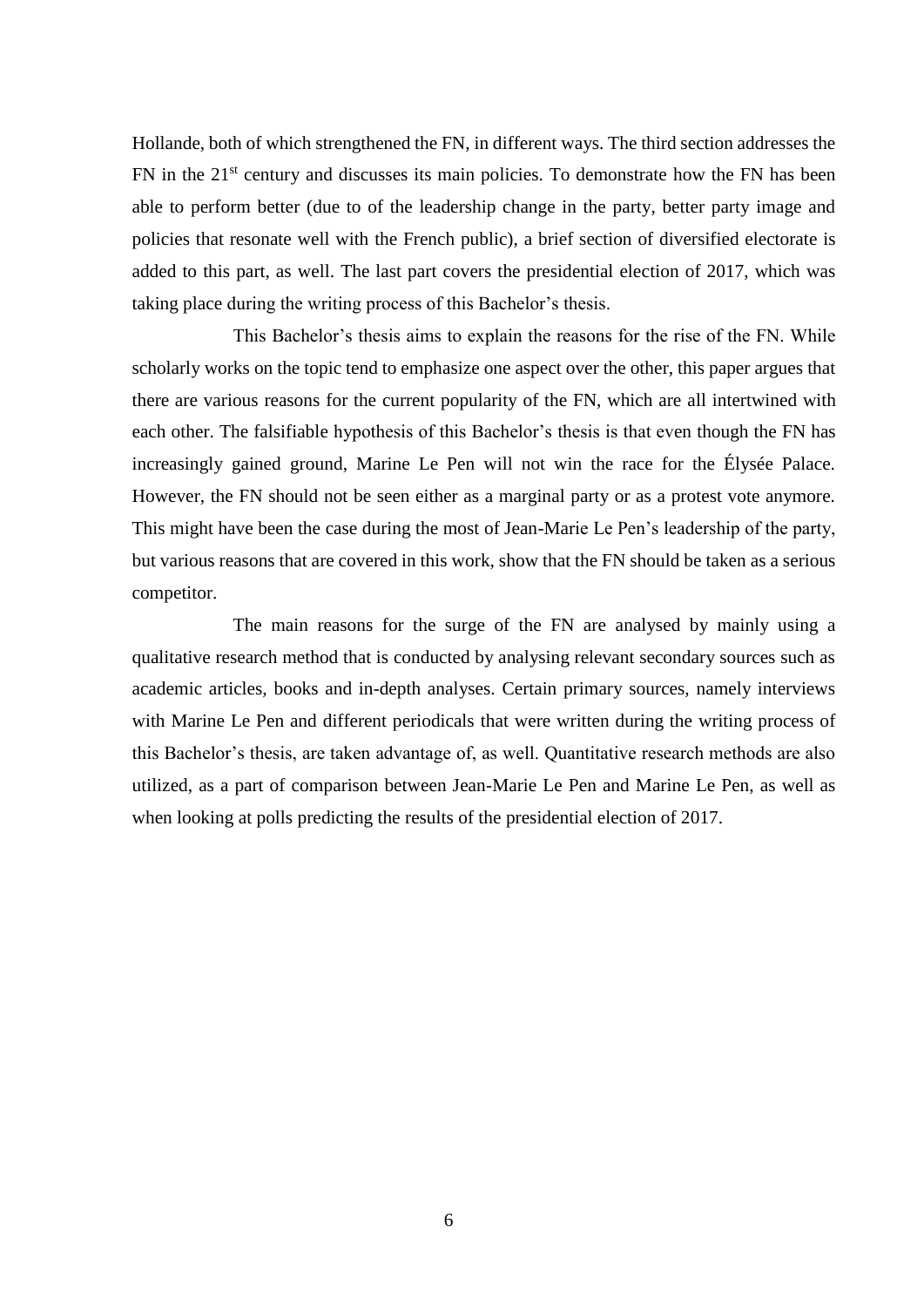Hollande, both of which strengthened the FN, in different ways. The third section addresses the FN in the 21st century and discusses its main policies. To demonstrate how the FN has been able to perform better (due to of the leadership change in the party, better party image and policies that resonate well with the French public), a brief section of diversified electorate is added to this part, as well. The last part covers the presidential election of 2017, which was taking place during the writing process of this Bachelor's thesis.

This Bachelor's thesis aims to explain the reasons for the rise of the FN. While scholarly works on the topic tend to emphasize one aspect over the other, this paper argues that there are various reasons for the current popularity of the FN, which are all intertwined with each other. The falsifiable hypothesis of this Bachelor's thesis is that even though the FN has increasingly gained ground, Marine Le Pen will not win the race for the Élysée Palace. However, the FN should not be seen either as a marginal party or as a protest vote anymore. This might have been the case during the most of Jean-Marie Le Pen's leadership of the party, but various reasons that are covered in this work, show that the FN should be taken as a serious competitor.

The main reasons for the surge of the FN are analysed by mainly using a qualitative research method that is conducted by analysing relevant secondary sources such as academic articles, books and in-depth analyses. Certain primary sources, namely interviews with Marine Le Pen and different periodicals that were written during the writing process of this Bachelor's thesis, are taken advantage of, as well. Quantitative research methods are also utilized, as a part of comparison between Jean-Marie Le Pen and Marine Le Pen, as well as when looking at polls predicting the results of the presidential election of 2017.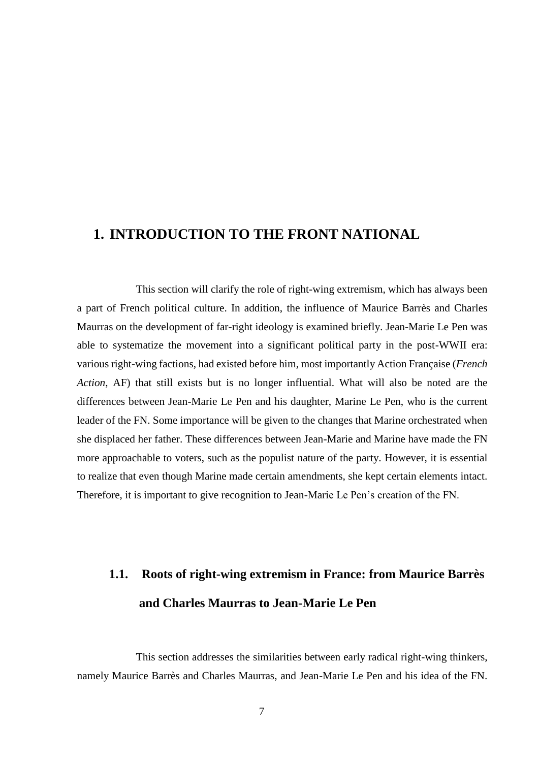# 1. INTRODUCTION TO THE FRONT NATIONAL

This section will clarify the role of right-wing extremism, which has always been a part of French political culture. In addition, the influence of Maurice Barrès and Charles Maurras on the development of far-right ideology is examined briefly. Jean-Marie Le Pen was able to systematize the movement into a significant political party in the post-WWII era: various right-wing factions, had existed before him, most importantly Action Française (*French Action*, AF) that still exists but is no longer influential. What will also be noted are the differences between Jean-Marie Le Pen and his daughter, Marine Le Pen, who is the current leader of the FN. Some importance will be given to the changes that Marine orchestrated when she displaced her father. These differences between Jean-Marie and Marine have made the FN more approachable to voters, such as the populist nature of the party. However, it is essential to realize that even though Marine made certain amendments, she kept certain elements intact. Therefore, it is important to give recognition to Jean-Marie Le Pen's creation of the FN.

## 1.1. Roots of right-wing extremism in France: from Maurice Barrès and Charles Maurras to Jean-Marie Le Pen

This section addresses the similarities between early radical right-wing thinkers, namely Maurice Barrès and Charles Maurras, and Jean-Marie Le Pen and his idea of the FN.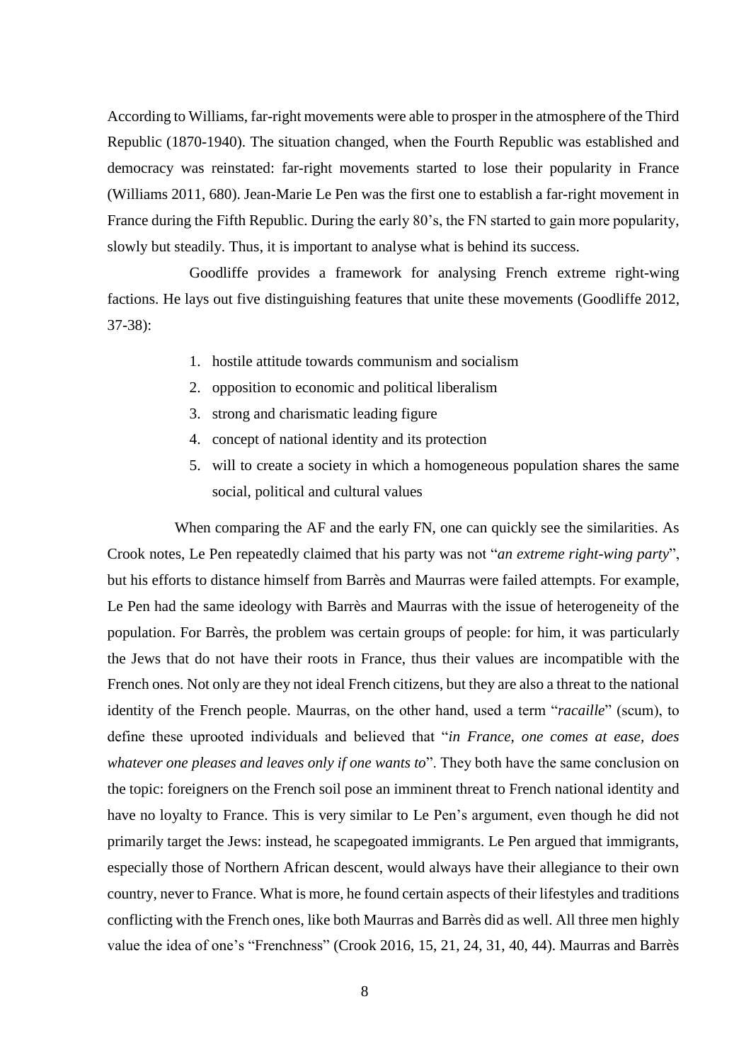According to Williams, far-right movements were able to prosper in the atmosphere of the Third Republic (1870-1940). The situation changed, when the Fourth Republic was established and democracy was reinstated: far-right movements started to lose their popularity in France (Williams 2011, 680). Jean-Marie Le Pen was the first one to establish a far-right movement in France during the Fifth Republic. During the early 80's, the FN started to gain more popularity, slowly but steadily. Thus, it is important to analyse what is behind its success.

Goodliffe provides a framework for analysing French extreme right-wing factions. He lays out five distinguishing features that unite these movements (Goodliffe 2012, 37-38):

1. hostile attitude towards communism and socialism
2. opposition to economic and political liberalism
3. strong and charismatic leading figure
4. concept of national identity and its protection
5. will to create a society in which a homogeneous population shares the same social, political and cultural values

When comparing the AF and the early FN, one can quickly see the similarities. As Crook notes, Le Pen repeatedly claimed that his party was not "*an extreme right-wing party*", but his efforts to distance himself from Barrès and Maurras were failed attempts. For example, Le Pen had the same ideology with Barrès and Maurras with the issue of heterogeneity of the population. For Barrès, the problem was certain groups of people: for him, it was particularly the Jews that do not have their roots in France, thus their values are incompatible with the French ones. Not only are they not ideal French citizens, but they are also a threat to the national identity of the French people. Maurras, on the other hand, used a term "*racaille*" (scum), to define these uprooted individuals and believed that "*in France, one comes at ease, does whatever one pleases and leaves only if one wants to*". They both have the same conclusion on the topic: foreigners on the French soil pose an imminent threat to French national identity and have no loyalty to France. This is very similar to Le Pen's argument, even though he did not primarily target the Jews: instead, he scapegoated immigrants. Le Pen argued that immigrants, especially those of Northern African descent, would always have their allegiance to their own country, never to France. What is more, he found certain aspects of their lifestyles and traditions conflicting with the French ones, like both Maurras and Barrès did as well. All three men highly value the idea of one's "Frenchness" (Crook 2016, 15, 21, 24, 31, 40, 44). Maurras and Barrès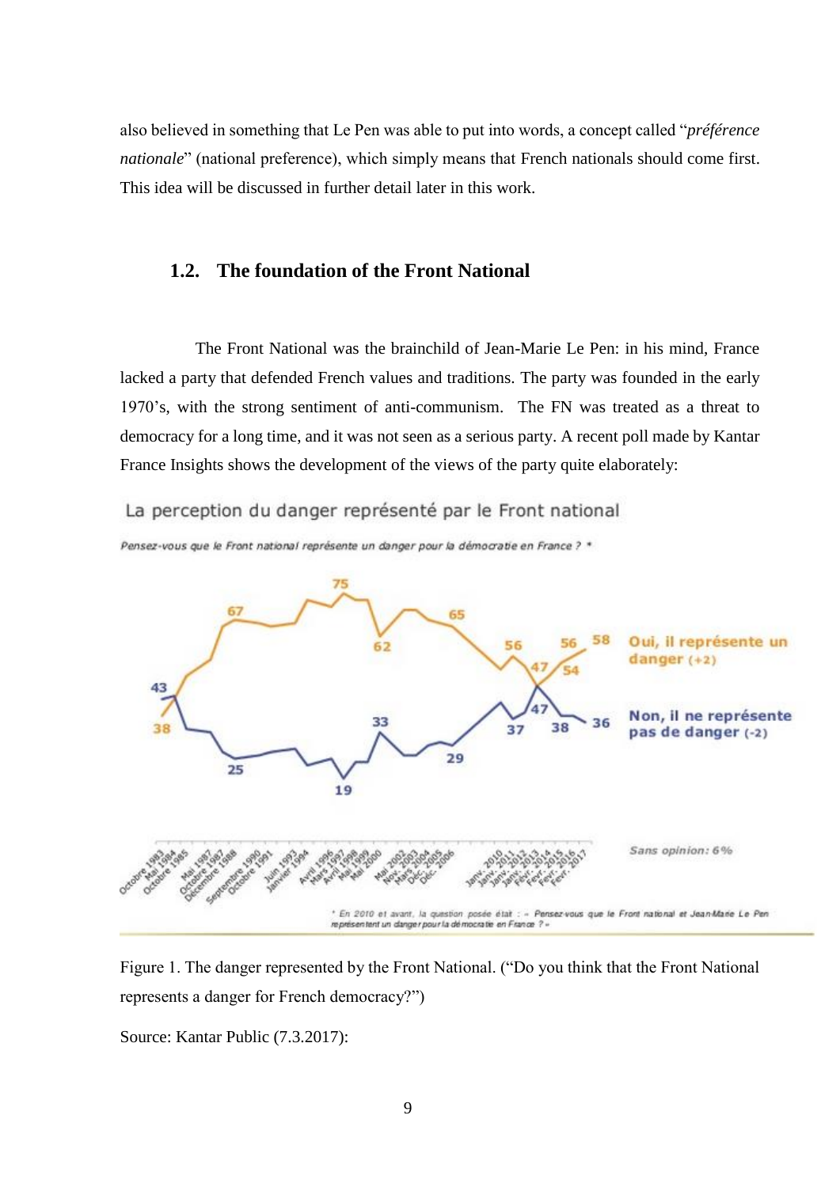also believed in something that Le Pen was able to put into words, a concept called "*préférence nationale*" (national preference), which simply means that French nationals should come first. This idea will be discussed in further detail later in this work.

## 1.2. The foundation of the Front National

The Front National was the brainchild of Jean-Marie Le Pen: in his mind, France lacked a party that defended French values and traditions. The party was founded in the early 1970's, with the strong sentiment of anti-communism. The FN was treated as a threat to democracy for a long time, and it was not seen as a serious party. A recent poll made by Kantar France Insights shows the development of the views of the party quite elaborately:

Figure 1. The danger represented by the Front National. ("Do you think that the Front National represents a danger for French democracy?")

Source: Kantar Public (7.3.2017):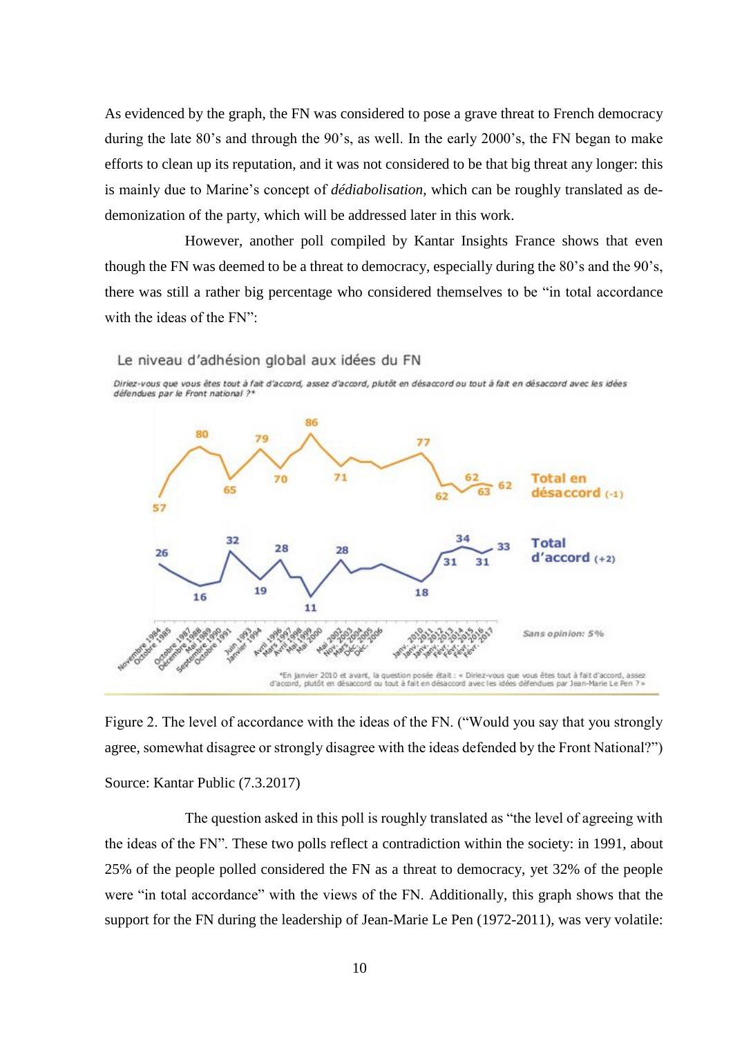As evidenced by the graph, the FN was considered to pose a grave threat to French democracy during the late 80's and through the 90's, as well. In the early 2000's, the FN began to make efforts to clean up its reputation, and it was not considered to be that big threat any longer: this is mainly due to Marine's concept of *dédiabolisation*, which can be roughly translated as de-demonization of the party, which will be addressed later in this work.

However, another poll compiled by Kantar Insights France shows that even though the FN was deemed to be a threat to democracy, especially during the 80's and the 90's, there was still a rather big percentage who considered themselves to be "in total accordance with the ideas of the FN":

Figure 2. The level of accordance with the ideas of the FN. ("Would you say that you strongly agree, somewhat disagree or strongly disagree with the ideas defended by the Front National?")

Source: Kantar Public (7.3.2017)

The question asked in this poll is roughly translated as "the level of agreeing with the ideas of the FN". These two polls reflect a contradiction within the society: in 1991, about 25% of the people polled considered the FN as a threat to democracy, yet 32% of the people were "in total accordance" with the views of the FN. Additionally, this graph shows that the support for the FN during the leadership of Jean-Marie Le Pen (1972-2011), was very volatile: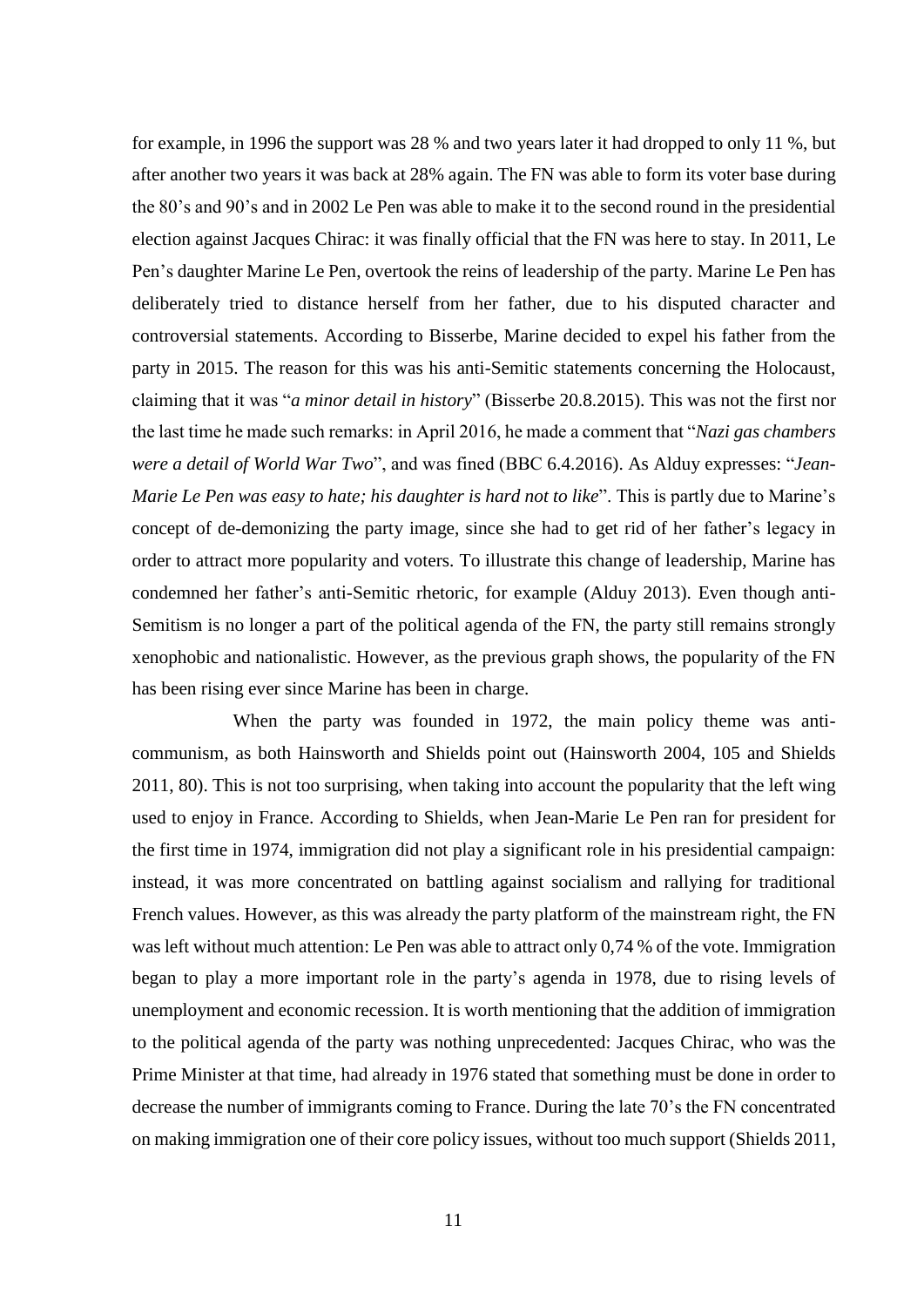for example, in 1996 the support was 28 % and two years later it had dropped to only 11 %, but after another two years it was back at 28% again. The FN was able to form its voter base during the 80's and 90's and in 2002 Le Pen was able to make it to the second round in the presidential election against Jacques Chirac: it was finally official that the FN was here to stay. In 2011, Le Pen's daughter Marine Le Pen, overtook the reins of leadership of the party. Marine Le Pen has deliberately tried to distance herself from her father, due to his disputed character and controversial statements. According to Bisserbe, Marine decided to expel his father from the party in 2015. The reason for this was his anti-Semitic statements concerning the Holocaust, claiming that it was "*a minor detail in history*" (Bisserbe 20.8.2015). This was not the first nor the last time he made such remarks: in April 2016, he made a comment that "*Nazi gas chambers were a detail of World War Two*", and was fined (BBC 6.4.2016). As Alduy expresses: "*Jean-Marie Le Pen was easy to hate; his daughter is hard not to like*". This is partly due to Marine's concept of de-demonizing the party image, since she had to get rid of her father's legacy in order to attract more popularity and voters. To illustrate this change of leadership, Marine has condemned her father's anti-Semitic rhetoric, for example (Alduy 2013). Even though anti-Semitism is no longer a part of the political agenda of the FN, the party still remains strongly xenophobic and nationalistic. However, as the previous graph shows, the popularity of the FN has been rising ever since Marine has been in charge.

When the party was founded in 1972, the main policy theme was anti-communism, as both Hainsworth and Shields point out (Hainsworth 2004, 105 and Shields 2011, 80). This is not too surprising, when taking into account the popularity that the left wing used to enjoy in France. According to Shields, when Jean-Marie Le Pen ran for president for the first time in 1974, immigration did not play a significant role in his presidential campaign: instead, it was more concentrated on battling against socialism and rallying for traditional French values. However, as this was already the party platform of the mainstream right, the FN was left without much attention: Le Pen was able to attract only 0,74 % of the vote. Immigration began to play a more important role in the party's agenda in 1978, due to rising levels of unemployment and economic recession. It is worth mentioning that the addition of immigration to the political agenda of the party was nothing unprecedented: Jacques Chirac, who was the Prime Minister at that time, had already in 1976 stated that something must be done in order to decrease the number of immigrants coming to France. During the late 70's the FN concentrated on making immigration one of their core policy issues, without too much support (Shields 2011,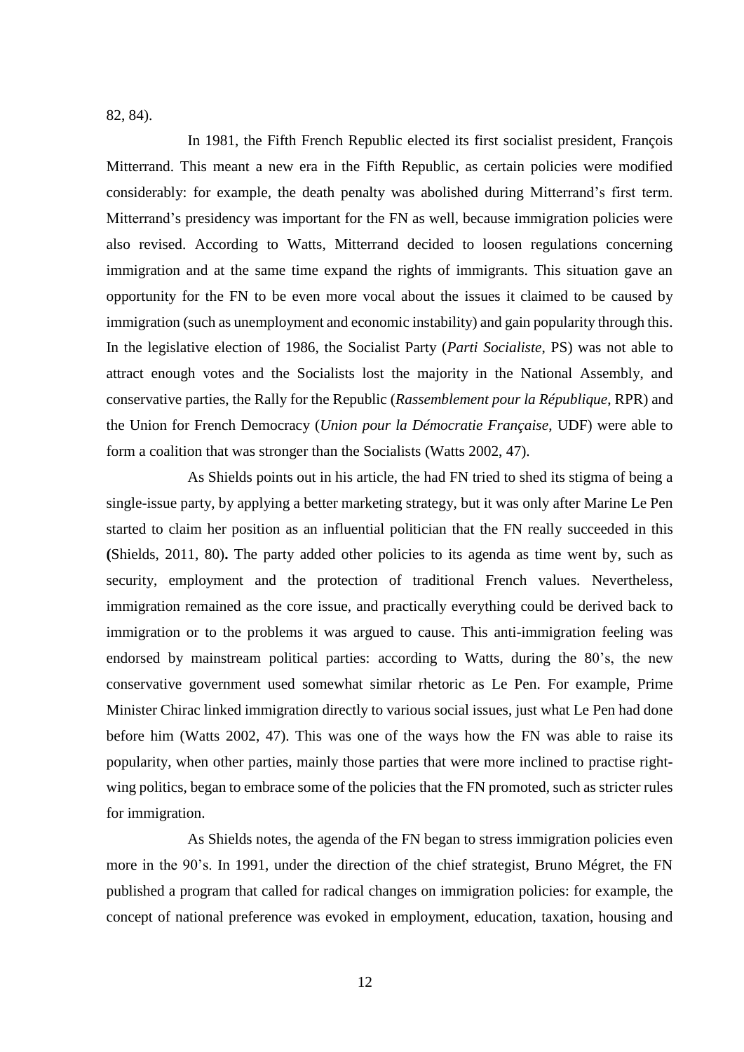82, 84).

In 1981, the Fifth French Republic elected its first socialist president, François Mitterrand. This meant a new era in the Fifth Republic, as certain policies were modified considerably: for example, the death penalty was abolished during Mitterrand's first term. Mitterrand's presidency was important for the FN as well, because immigration policies were also revised. According to Watts, Mitterrand decided to loosen regulations concerning immigration and at the same time expand the rights of immigrants. This situation gave an opportunity for the FN to be even more vocal about the issues it claimed to be caused by immigration (such as unemployment and economic instability) and gain popularity through this. In the legislative election of 1986, the Socialist Party (*Parti Socialiste*, PS) was not able to attract enough votes and the Socialists lost the majority in the National Assembly, and conservative parties, the Rally for the Republic (*Rassemblement pour la République*, RPR) and the Union for French Democracy (*Union pour la Démocratie Française*, UDF) were able to form a coalition that was stronger than the Socialists (Watts 2002, 47).

As Shields points out in his article, the had FN tried to shed its stigma of being a single-issue party, by applying a better marketing strategy, but it was only after Marine Le Pen started to claim her position as an influential politician that the FN really succeeded in this **(**Shields, 2011, 80)**.** The party added other policies to its agenda as time went by, such as security, employment and the protection of traditional French values. Nevertheless, immigration remained as the core issue, and practically everything could be derived back to immigration or to the problems it was argued to cause. This anti-immigration feeling was endorsed by mainstream political parties: according to Watts, during the 80's, the new conservative government used somewhat similar rhetoric as Le Pen. For example, Prime Minister Chirac linked immigration directly to various social issues, just what Le Pen had done before him (Watts 2002, 47). This was one of the ways how the FN was able to raise its popularity, when other parties, mainly those parties that were more inclined to practise right-wing politics, began to embrace some of the policies that the FN promoted, such as stricter rules for immigration.

As Shields notes, the agenda of the FN began to stress immigration policies even more in the 90's. In 1991, under the direction of the chief strategist, Bruno Mégret, the FN published a program that called for radical changes on immigration policies: for example, the concept of national preference was evoked in employment, education, taxation, housing and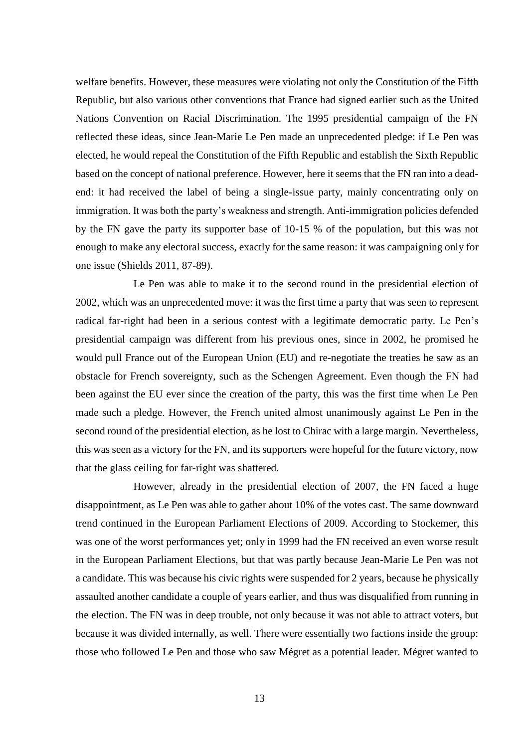welfare benefits. However, these measures were violating not only the Constitution of the Fifth Republic, but also various other conventions that France had signed earlier such as the United Nations Convention on Racial Discrimination. The 1995 presidential campaign of the FN reflected these ideas, since Jean-Marie Le Pen made an unprecedented pledge: if Le Pen was elected, he would repeal the Constitution of the Fifth Republic and establish the Sixth Republic based on the concept of national preference. However, here it seems that the FN ran into a dead-end: it had received the label of being a single-issue party, mainly concentrating only on immigration. It was both the party's weakness and strength. Anti-immigration policies defended by the FN gave the party its supporter base of 10-15 % of the population, but this was not enough to make any electoral success, exactly for the same reason: it was campaigning only for one issue (Shields 2011, 87-89).

Le Pen was able to make it to the second round in the presidential election of 2002, which was an unprecedented move: it was the first time a party that was seen to represent radical far-right had been in a serious contest with a legitimate democratic party. Le Pen's presidential campaign was different from his previous ones, since in 2002, he promised he would pull France out of the European Union (EU) and re-negotiate the treaties he saw as an obstacle for French sovereignty, such as the Schengen Agreement. Even though the FN had been against the EU ever since the creation of the party, this was the first time when Le Pen made such a pledge. However, the French united almost unanimously against Le Pen in the second round of the presidential election, as he lost to Chirac with a large margin. Nevertheless, this was seen as a victory for the FN, and its supporters were hopeful for the future victory, now that the glass ceiling for far-right was shattered.

However, already in the presidential election of 2007, the FN faced a huge disappointment, as Le Pen was able to gather about 10% of the votes cast. The same downward trend continued in the European Parliament Elections of 2009. According to Stockemer, this was one of the worst performances yet; only in 1999 had the FN received an even worse result in the European Parliament Elections, but that was partly because Jean-Marie Le Pen was not a candidate. This was because his civic rights were suspended for 2 years, because he physically assaulted another candidate a couple of years earlier, and thus was disqualified from running in the election. The FN was in deep trouble, not only because it was not able to attract voters, but because it was divided internally, as well. There were essentially two factions inside the group: those who followed Le Pen and those who saw Mégret as a potential leader. Mégret wanted to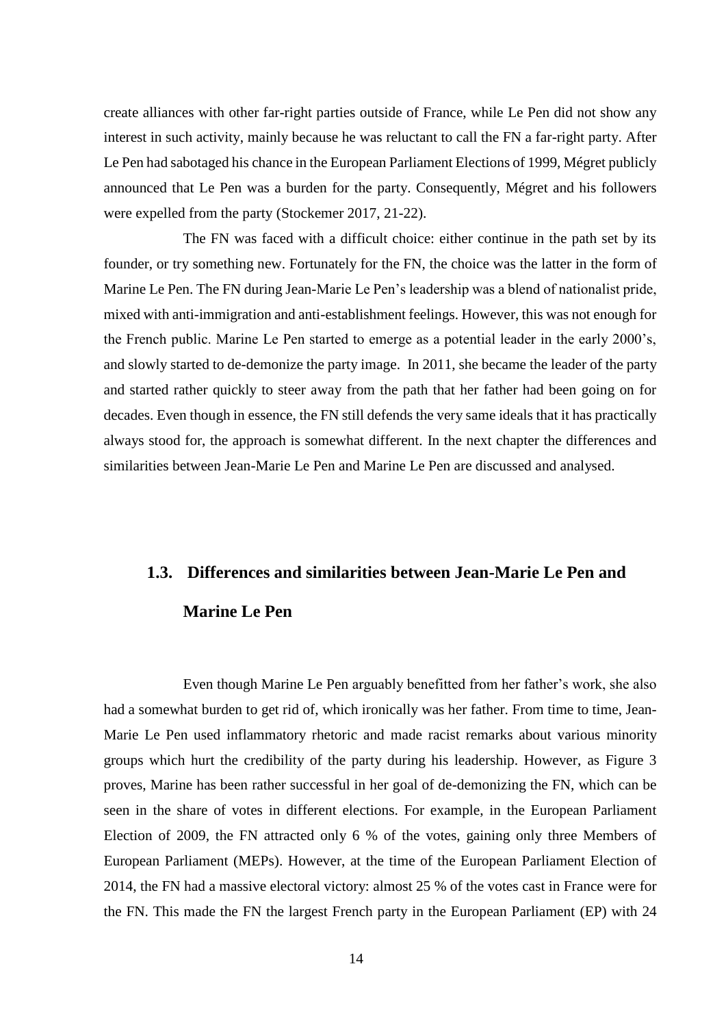create alliances with other far-right parties outside of France, while Le Pen did not show any interest in such activity, mainly because he was reluctant to call the FN a far-right party. After Le Pen had sabotaged his chance in the European Parliament Elections of 1999, Mégret publicly announced that Le Pen was a burden for the party. Consequently, Mégret and his followers were expelled from the party (Stockemer 2017, 21-22).

The FN was faced with a difficult choice: either continue in the path set by its founder, or try something new. Fortunately for the FN, the choice was the latter in the form of Marine Le Pen. The FN during Jean-Marie Le Pen's leadership was a blend of nationalist pride, mixed with anti-immigration and anti-establishment feelings. However, this was not enough for the French public. Marine Le Pen started to emerge as a potential leader in the early 2000's, and slowly started to de-demonize the party image. In 2011, she became the leader of the party and started rather quickly to steer away from the path that her father had been going on for decades. Even though in essence, the FN still defends the very same ideals that it has practically always stood for, the approach is somewhat different. In the next chapter the differences and similarities between Jean-Marie Le Pen and Marine Le Pen are discussed and analysed.

## 1.3. Differences and similarities between Jean-Marie Le Pen and Marine Le Pen

Even though Marine Le Pen arguably benefitted from her father's work, she also had a somewhat burden to get rid of, which ironically was her father. From time to time, Jean-Marie Le Pen used inflammatory rhetoric and made racist remarks about various minority groups which hurt the credibility of the party during his leadership. However, as Figure 3 proves, Marine has been rather successful in her goal of de-demonizing the FN, which can be seen in the share of votes in different elections. For example, in the European Parliament Election of 2009, the FN attracted only 6 % of the votes, gaining only three Members of European Parliament (MEPs). However, at the time of the European Parliament Election of 2014, the FN had a massive electoral victory: almost 25 % of the votes cast in France were for the FN. This made the FN the largest French party in the European Parliament (EP) with 24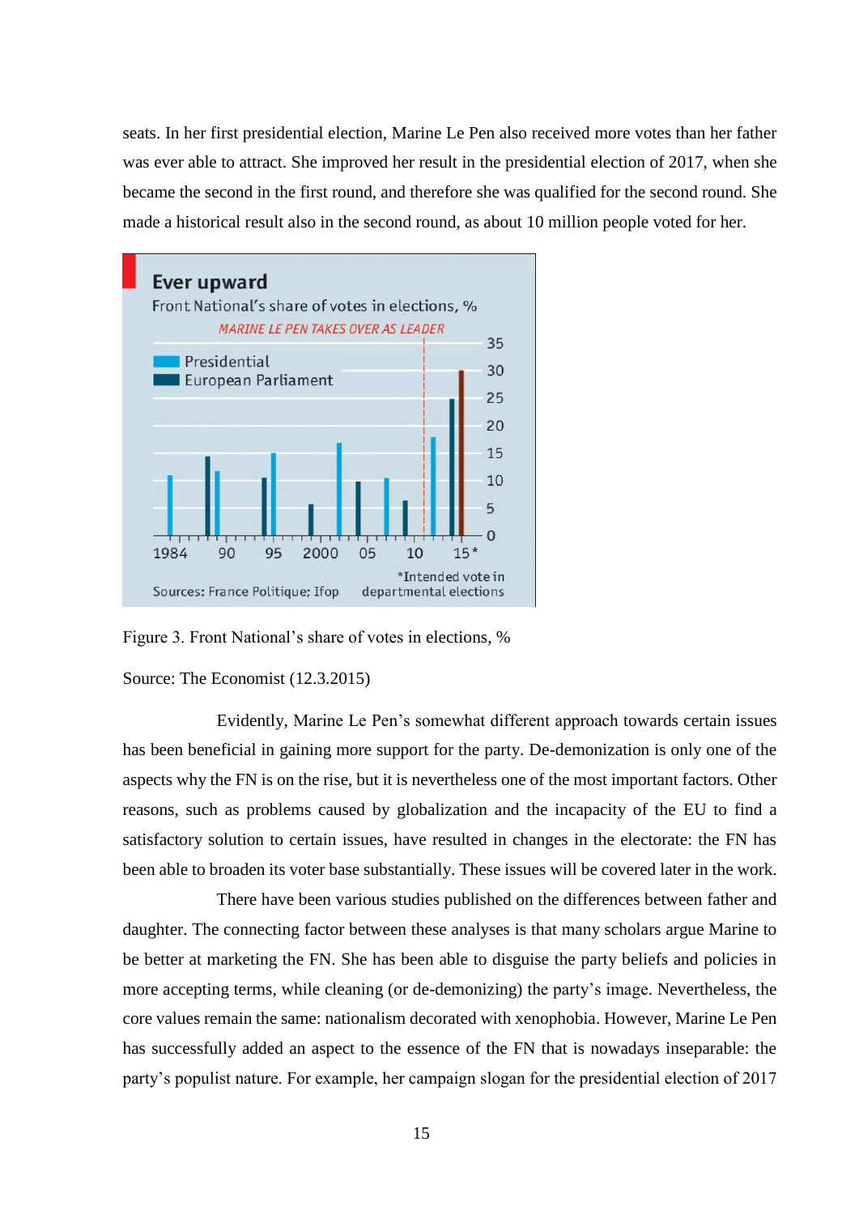seats. In her first presidential election, Marine Le Pen also received more votes than her father was ever able to attract. She improved her result in the presidential election of 2017, when she became the second in the first round, and therefore she was qualified for the second round. She made a historical result also in the second round, as about 10 million people voted for her.

Figure 3. Front National's share of votes in elections, %

Source: The Economist (12.3.2015)

Evidently, Marine Le Pen's somewhat different approach towards certain issues has been beneficial in gaining more support for the party. De-demonization is only one of the aspects why the FN is on the rise, but it is nevertheless one of the most important factors. Other reasons, such as problems caused by globalization and the incapacity of the EU to find a satisfactory solution to certain issues, have resulted in changes in the electorate: the FN has been able to broaden its voter base substantially. These issues will be covered later in the work.

There have been various studies published on the differences between father and daughter. The connecting factor between these analyses is that many scholars argue Marine to be better at marketing the FN. She has been able to disguise the party beliefs and policies in more accepting terms, while cleaning (or de-demonizing) the party's image. Nevertheless, the core values remain the same: nationalism decorated with xenophobia. However, Marine Le Pen has successfully added an aspect to the essence of the FN that is nowadays inseparable: the party's populist nature. For example, her campaign slogan for the presidential election of 2017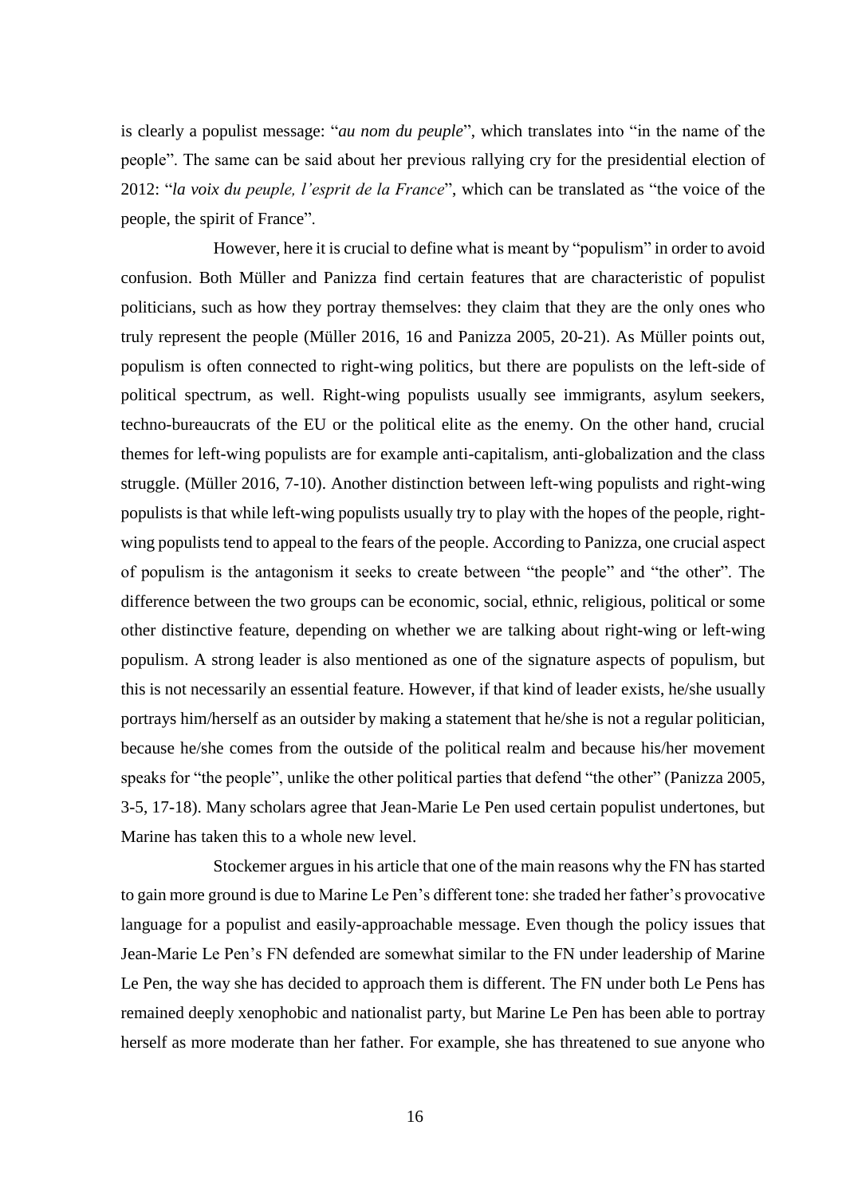is clearly a populist message: "*au nom du peuple*", which translates into "in the name of the people". The same can be said about her previous rallying cry for the presidential election of 2012: "*la voix du peuple, l'esprit de la France*", which can be translated as "the voice of the people, the spirit of France".

However, here it is crucial to define what is meant by "populism" in order to avoid confusion. Both Müller and Panizza find certain features that are characteristic of populist politicians, such as how they portray themselves: they claim that they are the only ones who truly represent the people (Müller 2016, 16 and Panizza 2005, 20-21). As Müller points out, populism is often connected to right-wing politics, but there are populists on the left-side of political spectrum, as well. Right-wing populists usually see immigrants, asylum seekers, techno-bureaucrats of the EU or the political elite as the enemy. On the other hand, crucial themes for left-wing populists are for example anti-capitalism, anti-globalization and the class struggle. (Müller 2016, 7-10). Another distinction between left-wing populists and right-wing populists is that while left-wing populists usually try to play with the hopes of the people, right-wing populists tend to appeal to the fears of the people. According to Panizza, one crucial aspect of populism is the antagonism it seeks to create between "the people" and "the other". The difference between the two groups can be economic, social, ethnic, religious, political or some other distinctive feature, depending on whether we are talking about right-wing or left-wing populism. A strong leader is also mentioned as one of the signature aspects of populism, but this is not necessarily an essential feature. However, if that kind of leader exists, he/she usually portrays him/herself as an outsider by making a statement that he/she is not a regular politician, because he/she comes from the outside of the political realm and because his/her movement speaks for "the people", unlike the other political parties that defend "the other" (Panizza 2005, 3-5, 17-18). Many scholars agree that Jean-Marie Le Pen used certain populist undertones, but Marine has taken this to a whole new level.

Stockemer argues in his article that one of the main reasons why the FN has started to gain more ground is due to Marine Le Pen's different tone: she traded her father's provocative language for a populist and easily-approachable message. Even though the policy issues that Jean-Marie Le Pen's FN defended are somewhat similar to the FN under leadership of Marine Le Pen, the way she has decided to approach them is different. The FN under both Le Pens has remained deeply xenophobic and nationalist party, but Marine Le Pen has been able to portray herself as more moderate than her father. For example, she has threatened to sue anyone who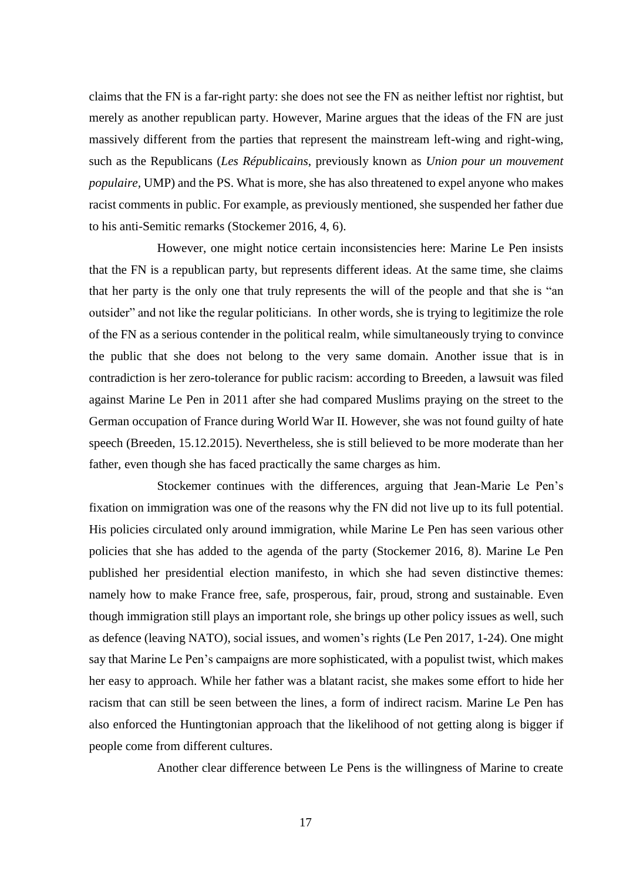claims that the FN is a far-right party: she does not see the FN as neither leftist nor rightist, but merely as another republican party. However, Marine argues that the ideas of the FN are just massively different from the parties that represent the mainstream left-wing and right-wing, such as the Republicans (*Les Républicains*, previously known as *Union pour un mouvement populaire*, UMP) and the PS. What is more, she has also threatened to expel anyone who makes racist comments in public. For example, as previously mentioned, she suspended her father due to his anti-Semitic remarks (Stockemer 2016, 4, 6).

However, one might notice certain inconsistencies here: Marine Le Pen insists that the FN is a republican party, but represents different ideas. At the same time, she claims that her party is the only one that truly represents the will of the people and that she is "an outsider" and not like the regular politicians. In other words, she is trying to legitimize the role of the FN as a serious contender in the political realm, while simultaneously trying to convince the public that she does not belong to the very same domain. Another issue that is in contradiction is her zero-tolerance for public racism: according to Breeden, a lawsuit was filed against Marine Le Pen in 2011 after she had compared Muslims praying on the street to the German occupation of France during World War II. However, she was not found guilty of hate speech (Breeden, 15.12.2015). Nevertheless, she is still believed to be more moderate than her father, even though she has faced practically the same charges as him.

Stockemer continues with the differences, arguing that Jean-Marie Le Pen's fixation on immigration was one of the reasons why the FN did not live up to its full potential. His policies circulated only around immigration, while Marine Le Pen has seen various other policies that she has added to the agenda of the party (Stockemer 2016, 8). Marine Le Pen published her presidential election manifesto, in which she had seven distinctive themes: namely how to make France free, safe, prosperous, fair, proud, strong and sustainable. Even though immigration still plays an important role, she brings up other policy issues as well, such as defence (leaving NATO), social issues, and women's rights (Le Pen 2017, 1-24). One might say that Marine Le Pen's campaigns are more sophisticated, with a populist twist, which makes her easy to approach. While her father was a blatant racist, she makes some effort to hide her racism that can still be seen between the lines, a form of indirect racism. Marine Le Pen has also enforced the Huntingtonian approach that the likelihood of not getting along is bigger if people come from different cultures.

Another clear difference between Le Pens is the willingness of Marine to create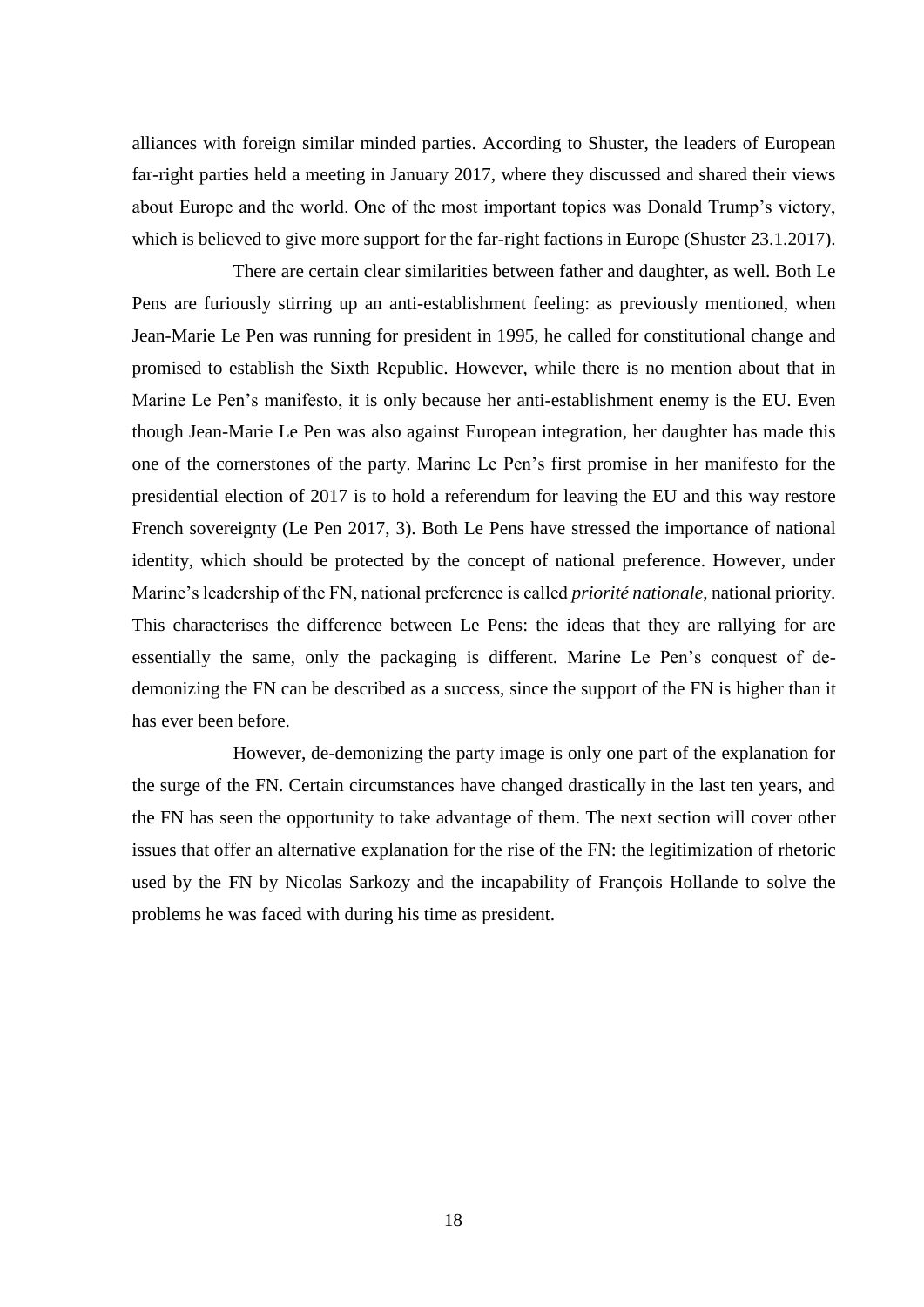alliances with foreign similar minded parties. According to Shuster, the leaders of European far-right parties held a meeting in January 2017, where they discussed and shared their views about Europe and the world. One of the most important topics was Donald Trump's victory, which is believed to give more support for the far-right factions in Europe (Shuster 23.1.2017).

There are certain clear similarities between father and daughter, as well. Both Le Pens are furiously stirring up an anti-establishment feeling: as previously mentioned, when Jean-Marie Le Pen was running for president in 1995, he called for constitutional change and promised to establish the Sixth Republic. However, while there is no mention about that in Marine Le Pen's manifesto, it is only because her anti-establishment enemy is the EU. Even though Jean-Marie Le Pen was also against European integration, her daughter has made this one of the cornerstones of the party. Marine Le Pen's first promise in her manifesto for the presidential election of 2017 is to hold a referendum for leaving the EU and this way restore French sovereignty (Le Pen 2017, 3). Both Le Pens have stressed the importance of national identity, which should be protected by the concept of national preference. However, under Marine's leadership of the FN, national preference is called *priorité nationale*, national priority. This characterises the difference between Le Pens: the ideas that they are rallying for are essentially the same, only the packaging is different. Marine Le Pen's conquest of de-demonizing the FN can be described as a success, since the support of the FN is higher than it has ever been before.

However, de-demonizing the party image is only one part of the explanation for the surge of the FN. Certain circumstances have changed drastically in the last ten years, and the FN has seen the opportunity to take advantage of them. The next section will cover other issues that offer an alternative explanation for the rise of the FN: the legitimization of rhetoric used by the FN by Nicolas Sarkozy and the incapability of François Hollande to solve the problems he was faced with during his time as president.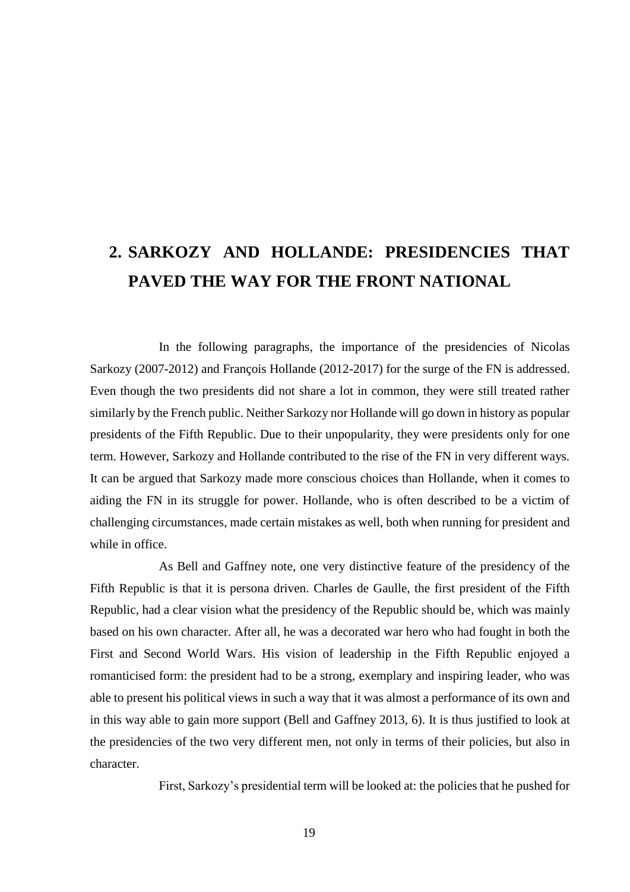# 2. SARKOZY AND HOLLANDE: PRESIDENCIES THAT PAVED THE WAY FOR THE FRONT NATIONAL

In the following paragraphs, the importance of the presidencies of Nicolas Sarkozy (2007-2012) and François Hollande (2012-2017) for the surge of the FN is addressed. Even though the two presidents did not share a lot in common, they were still treated rather similarly by the French public. Neither Sarkozy nor Hollande will go down in history as popular presidents of the Fifth Republic. Due to their unpopularity, they were presidents only for one term. However, Sarkozy and Hollande contributed to the rise of the FN in very different ways. It can be argued that Sarkozy made more conscious choices than Hollande, when it comes to aiding the FN in its struggle for power. Hollande, who is often described to be a victim of challenging circumstances, made certain mistakes as well, both when running for president and while in office.

As Bell and Gaffney note, one very distinctive feature of the presidency of the Fifth Republic is that it is persona driven. Charles de Gaulle, the first president of the Fifth Republic, had a clear vision what the presidency of the Republic should be, which was mainly based on his own character. After all, he was a decorated war hero who had fought in both the First and Second World Wars. His vision of leadership in the Fifth Republic enjoyed a romanticised form: the president had to be a strong, exemplary and inspiring leader, who was able to present his political views in such a way that it was almost a performance of its own and in this way able to gain more support (Bell and Gaffney 2013, 6). It is thus justified to look at the presidencies of the two very different men, not only in terms of their policies, but also in character.

First, Sarkozy's presidential term will be looked at: the policies that he pushed for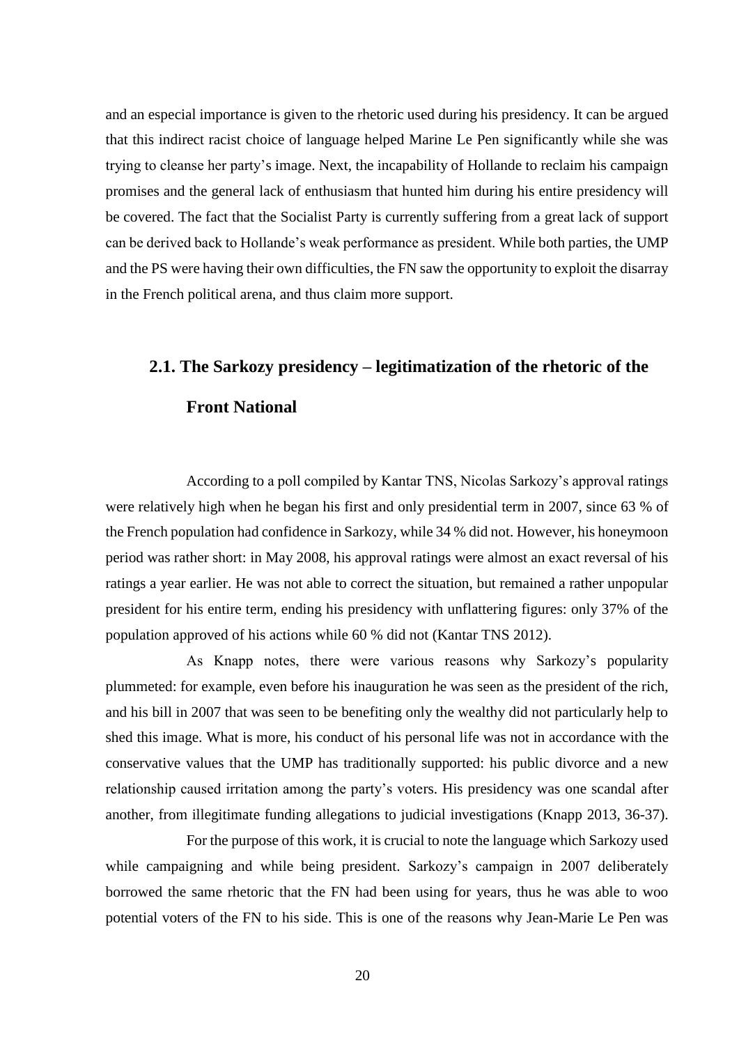and an especial importance is given to the rhetoric used during his presidency. It can be argued that this indirect racist choice of language helped Marine Le Pen significantly while she was trying to cleanse her party's image. Next, the incapability of Hollande to reclaim his campaign promises and the general lack of enthusiasm that hunted him during his entire presidency will be covered. The fact that the Socialist Party is currently suffering from a great lack of support can be derived back to Hollande's weak performance as president. While both parties, the UMP and the PS were having their own difficulties, the FN saw the opportunity to exploit the disarray in the French political arena, and thus claim more support.

## 2.1. The Sarkozy presidency – legitimatization of the rhetoric of the Front National

According to a poll compiled by Kantar TNS, Nicolas Sarkozy's approval ratings were relatively high when he began his first and only presidential term in 2007, since 63 % of the French population had confidence in Sarkozy, while 34 % did not. However, his honeymoon period was rather short: in May 2008, his approval ratings were almost an exact reversal of his ratings a year earlier. He was not able to correct the situation, but remained a rather unpopular president for his entire term, ending his presidency with unflattering figures: only 37% of the population approved of his actions while 60 % did not (Kantar TNS 2012).

As Knapp notes, there were various reasons why Sarkozy's popularity plummeted: for example, even before his inauguration he was seen as the president of the rich, and his bill in 2007 that was seen to be benefiting only the wealthy did not particularly help to shed this image. What is more, his conduct of his personal life was not in accordance with the conservative values that the UMP has traditionally supported: his public divorce and a new relationship caused irritation among the party's voters. His presidency was one scandal after another, from illegitimate funding allegations to judicial investigations (Knapp 2013, 36-37).

For the purpose of this work, it is crucial to note the language which Sarkozy used while campaigning and while being president. Sarkozy's campaign in 2007 deliberately borrowed the same rhetoric that the FN had been using for years, thus he was able to woo potential voters of the FN to his side. This is one of the reasons why Jean-Marie Le Pen was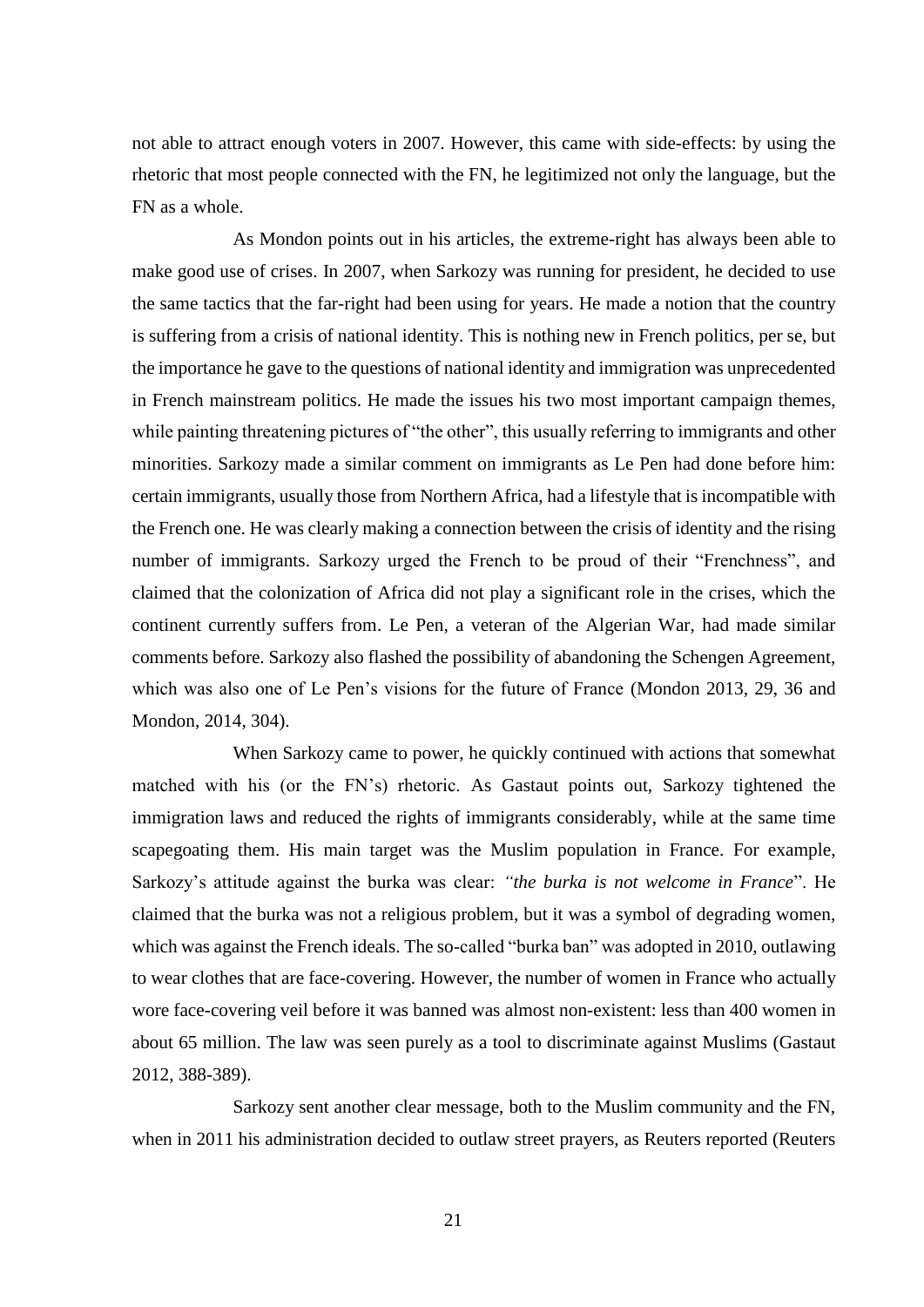not able to attract enough voters in 2007. However, this came with side-effects: by using the rhetoric that most people connected with the FN, he legitimized not only the language, but the FN as a whole.

As Mondon points out in his articles, the extreme-right has always been able to make good use of crises. In 2007, when Sarkozy was running for president, he decided to use the same tactics that the far-right had been using for years. He made a notion that the country is suffering from a crisis of national identity. This is nothing new in French politics, per se, but the importance he gave to the questions of national identity and immigration was unprecedented in French mainstream politics. He made the issues his two most important campaign themes, while painting threatening pictures of "the other", this usually referring to immigrants and other minorities. Sarkozy made a similar comment on immigrants as Le Pen had done before him: certain immigrants, usually those from Northern Africa, had a lifestyle that is incompatible with the French one. He was clearly making a connection between the crisis of identity and the rising number of immigrants. Sarkozy urged the French to be proud of their "Frenchness", and claimed that the colonization of Africa did not play a significant role in the crises, which the continent currently suffers from. Le Pen, a veteran of the Algerian War, had made similar comments before. Sarkozy also flashed the possibility of abandoning the Schengen Agreement, which was also one of Le Pen's visions for the future of France (Mondon 2013, 29, 36 and Mondon, 2014, 304).

When Sarkozy came to power, he quickly continued with actions that somewhat matched with his (or the FN's) rhetoric. As Gastaut points out, Sarkozy tightened the immigration laws and reduced the rights of immigrants considerably, while at the same time scapegoating them. His main target was the Muslim population in France. For example, Sarkozy's attitude against the burka was clear: *"the burka is not welcome in France*". He claimed that the burka was not a religious problem, but it was a symbol of degrading women, which was against the French ideals. The so-called "burka ban" was adopted in 2010, outlawing to wear clothes that are face-covering. However, the number of women in France who actually wore face-covering veil before it was banned was almost non-existent: less than 400 women in about 65 million. The law was seen purely as a tool to discriminate against Muslims (Gastaut 2012, 388-389).

Sarkozy sent another clear message, both to the Muslim community and the FN, when in 2011 his administration decided to outlaw street prayers, as Reuters reported (Reuters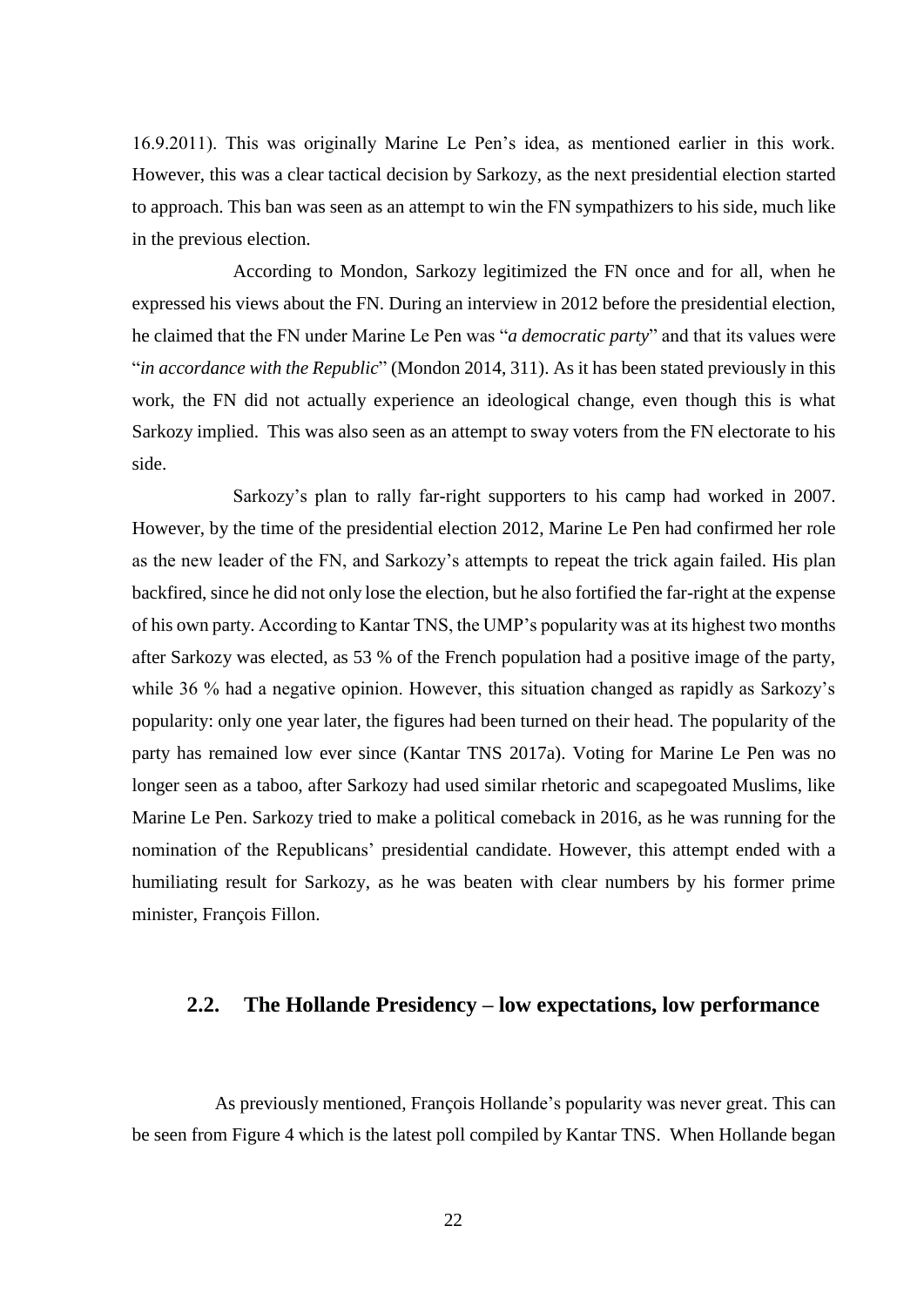16.9.2011). This was originally Marine Le Pen's idea, as mentioned earlier in this work. However, this was a clear tactical decision by Sarkozy, as the next presidential election started to approach. This ban was seen as an attempt to win the FN sympathizers to his side, much like in the previous election.

According to Mondon, Sarkozy legitimized the FN once and for all, when he expressed his views about the FN. During an interview in 2012 before the presidential election, he claimed that the FN under Marine Le Pen was "*a democratic party*" and that its values were "*in accordance with the Republic*" (Mondon 2014, 311). As it has been stated previously in this work, the FN did not actually experience an ideological change, even though this is what Sarkozy implied. This was also seen as an attempt to sway voters from the FN electorate to his side.

Sarkozy's plan to rally far-right supporters to his camp had worked in 2007. However, by the time of the presidential election 2012, Marine Le Pen had confirmed her role as the new leader of the FN, and Sarkozy's attempts to repeat the trick again failed. His plan backfired, since he did not only lose the election, but he also fortified the far-right at the expense of his own party. According to Kantar TNS, the UMP's popularity was at its highest two months after Sarkozy was elected, as 53 % of the French population had a positive image of the party, while 36 % had a negative opinion. However, this situation changed as rapidly as Sarkozy's popularity: only one year later, the figures had been turned on their head. The popularity of the party has remained low ever since (Kantar TNS 2017a). Voting for Marine Le Pen was no longer seen as a taboo, after Sarkozy had used similar rhetoric and scapegoated Muslims, like Marine Le Pen. Sarkozy tried to make a political comeback in 2016, as he was running for the nomination of the Republicans' presidential candidate. However, this attempt ended with a humiliating result for Sarkozy, as he was beaten with clear numbers by his former prime minister, François Fillon.

## 2.2. The Hollande Presidency – low expectations, low performance

As previously mentioned, François Hollande's popularity was never great. This can be seen from Figure 4 which is the latest poll compiled by Kantar TNS. When Hollande began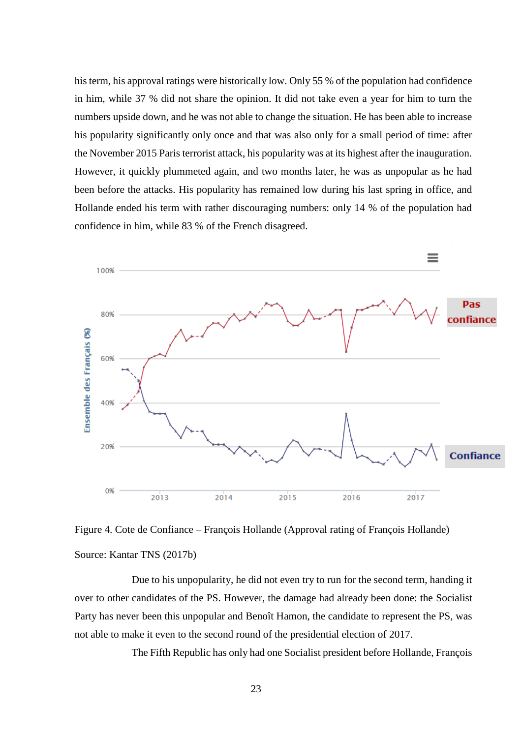his term, his approval ratings were historically low. Only 55 % of the population had confidence in him, while 37 % did not share the opinion. It did not take even a year for him to turn the numbers upside down, and he was not able to change the situation. He has been able to increase his popularity significantly only once and that was also only for a small period of time: after the November 2015 Paris terrorist attack, his popularity was at its highest after the inauguration. However, it quickly plummeted again, and two months later, he was as unpopular as he had been before the attacks. His popularity has remained low during his last spring in office, and Hollande ended his term with rather discouraging numbers: only 14 % of the population had confidence in him, while 83 % of the French disagreed.

Figure 4. Cote de Confiance – François Hollande (Approval rating of François Hollande)

Source: Kantar TNS (2017b)

Due to his unpopularity, he did not even try to run for the second term, handing it over to other candidates of the PS. However, the damage had already been done: the Socialist Party has never been this unpopular and Benoît Hamon, the candidate to represent the PS, was not able to make it even to the second round of the presidential election of 2017.

The Fifth Republic has only had one Socialist president before Hollande, François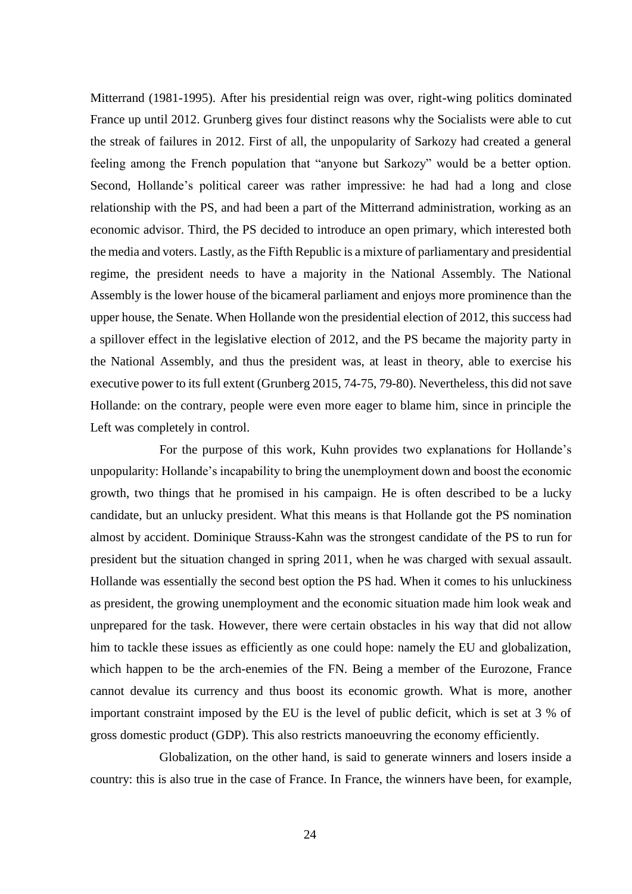Mitterrand (1981-1995). After his presidential reign was over, right-wing politics dominated France up until 2012. Grunberg gives four distinct reasons why the Socialists were able to cut the streak of failures in 2012. First of all, the unpopularity of Sarkozy had created a general feeling among the French population that "anyone but Sarkozy" would be a better option. Second, Hollande's political career was rather impressive: he had had a long and close relationship with the PS, and had been a part of the Mitterrand administration, working as an economic advisor. Third, the PS decided to introduce an open primary, which interested both the media and voters. Lastly, as the Fifth Republic is a mixture of parliamentary and presidential regime, the president needs to have a majority in the National Assembly. The National Assembly is the lower house of the bicameral parliament and enjoys more prominence than the upper house, the Senate. When Hollande won the presidential election of 2012, this success had a spillover effect in the legislative election of 2012, and the PS became the majority party in the National Assembly, and thus the president was, at least in theory, able to exercise his executive power to its full extent (Grunberg 2015, 74-75, 79-80). Nevertheless, this did not save Hollande: on the contrary, people were even more eager to blame him, since in principle the Left was completely in control.

For the purpose of this work, Kuhn provides two explanations for Hollande's unpopularity: Hollande's incapability to bring the unemployment down and boost the economic growth, two things that he promised in his campaign. He is often described to be a lucky candidate, but an unlucky president. What this means is that Hollande got the PS nomination almost by accident. Dominique Strauss-Kahn was the strongest candidate of the PS to run for president but the situation changed in spring 2011, when he was charged with sexual assault. Hollande was essentially the second best option the PS had. When it comes to his unluckiness as president, the growing unemployment and the economic situation made him look weak and unprepared for the task. However, there were certain obstacles in his way that did not allow him to tackle these issues as efficiently as one could hope: namely the EU and globalization, which happen to be the arch-enemies of the FN. Being a member of the Eurozone, France cannot devalue its currency and thus boost its economic growth. What is more, another important constraint imposed by the EU is the level of public deficit, which is set at 3 % of gross domestic product (GDP). This also restricts manoeuvring the economy efficiently.

Globalization, on the other hand, is said to generate winners and losers inside a country: this is also true in the case of France. In France, the winners have been, for example,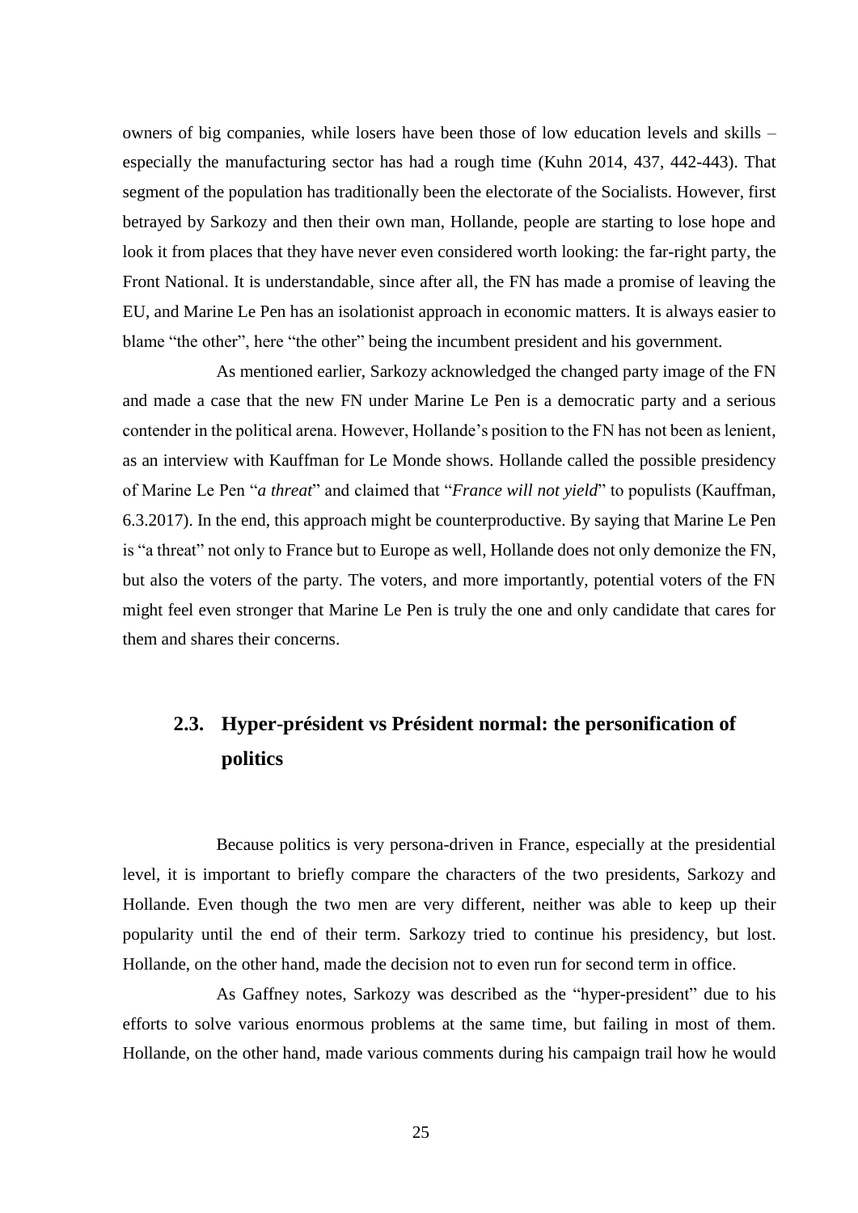owners of big companies, while losers have been those of low education levels and skills – especially the manufacturing sector has had a rough time (Kuhn 2014, 437, 442-443). That segment of the population has traditionally been the electorate of the Socialists. However, first betrayed by Sarkozy and then their own man, Hollande, people are starting to lose hope and look it from places that they have never even considered worth looking: the far-right party, the Front National. It is understandable, since after all, the FN has made a promise of leaving the EU, and Marine Le Pen has an isolationist approach in economic matters. It is always easier to blame "the other", here "the other" being the incumbent president and his government.

As mentioned earlier, Sarkozy acknowledged the changed party image of the FN and made a case that the new FN under Marine Le Pen is a democratic party and a serious contender in the political arena. However, Hollande's position to the FN has not been as lenient, as an interview with Kauffman for Le Monde shows. Hollande called the possible presidency of Marine Le Pen "*a threat*" and claimed that "*France will not yield*" to populists (Kauffman, 6.3.2017). In the end, this approach might be counterproductive. By saying that Marine Le Pen is "a threat" not only to France but to Europe as well, Hollande does not only demonize the FN, but also the voters of the party. The voters, and more importantly, potential voters of the FN might feel even stronger that Marine Le Pen is truly the one and only candidate that cares for them and shares their concerns.

## 2.3. Hyper-président vs Président normal: the personification of politics

Because politics is very persona-driven in France, especially at the presidential level, it is important to briefly compare the characters of the two presidents, Sarkozy and Hollande. Even though the two men are very different, neither was able to keep up their popularity until the end of their term. Sarkozy tried to continue his presidency, but lost. Hollande, on the other hand, made the decision not to even run for second term in office.

As Gaffney notes, Sarkozy was described as the "hyper-president" due to his efforts to solve various enormous problems at the same time, but failing in most of them. Hollande, on the other hand, made various comments during his campaign trail how he would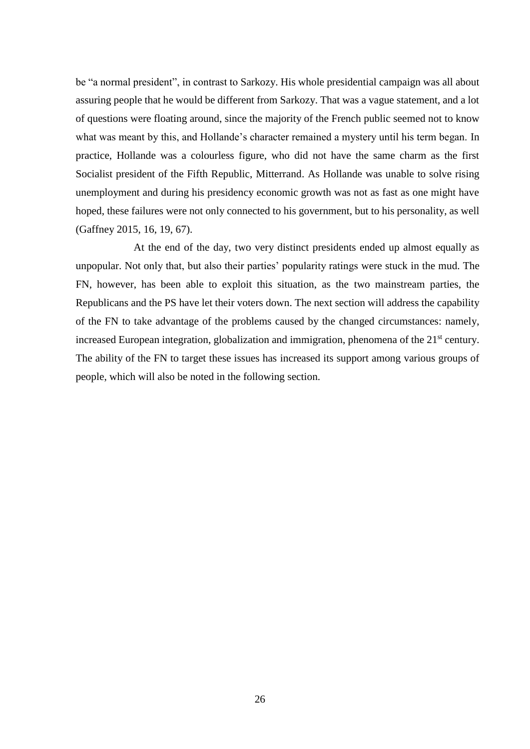be "a normal president", in contrast to Sarkozy. His whole presidential campaign was all about assuring people that he would be different from Sarkozy. That was a vague statement, and a lot of questions were floating around, since the majority of the French public seemed not to know what was meant by this, and Hollande's character remained a mystery until his term began. In practice, Hollande was a colourless figure, who did not have the same charm as the first Socialist president of the Fifth Republic, Mitterrand. As Hollande was unable to solve rising unemployment and during his presidency economic growth was not as fast as one might have hoped, these failures were not only connected to his government, but to his personality, as well (Gaffney 2015, 16, 19, 67).

At the end of the day, two very distinct presidents ended up almost equally as unpopular. Not only that, but also their parties' popularity ratings were stuck in the mud. The FN, however, has been able to exploit this situation, as the two mainstream parties, the Republicans and the PS have let their voters down. The next section will address the capability of the FN to take advantage of the problems caused by the changed circumstances: namely, increased European integration, globalization and immigration, phenomena of the 21st century. The ability of the FN to target these issues has increased its support among various groups of people, which will also be noted in the following section.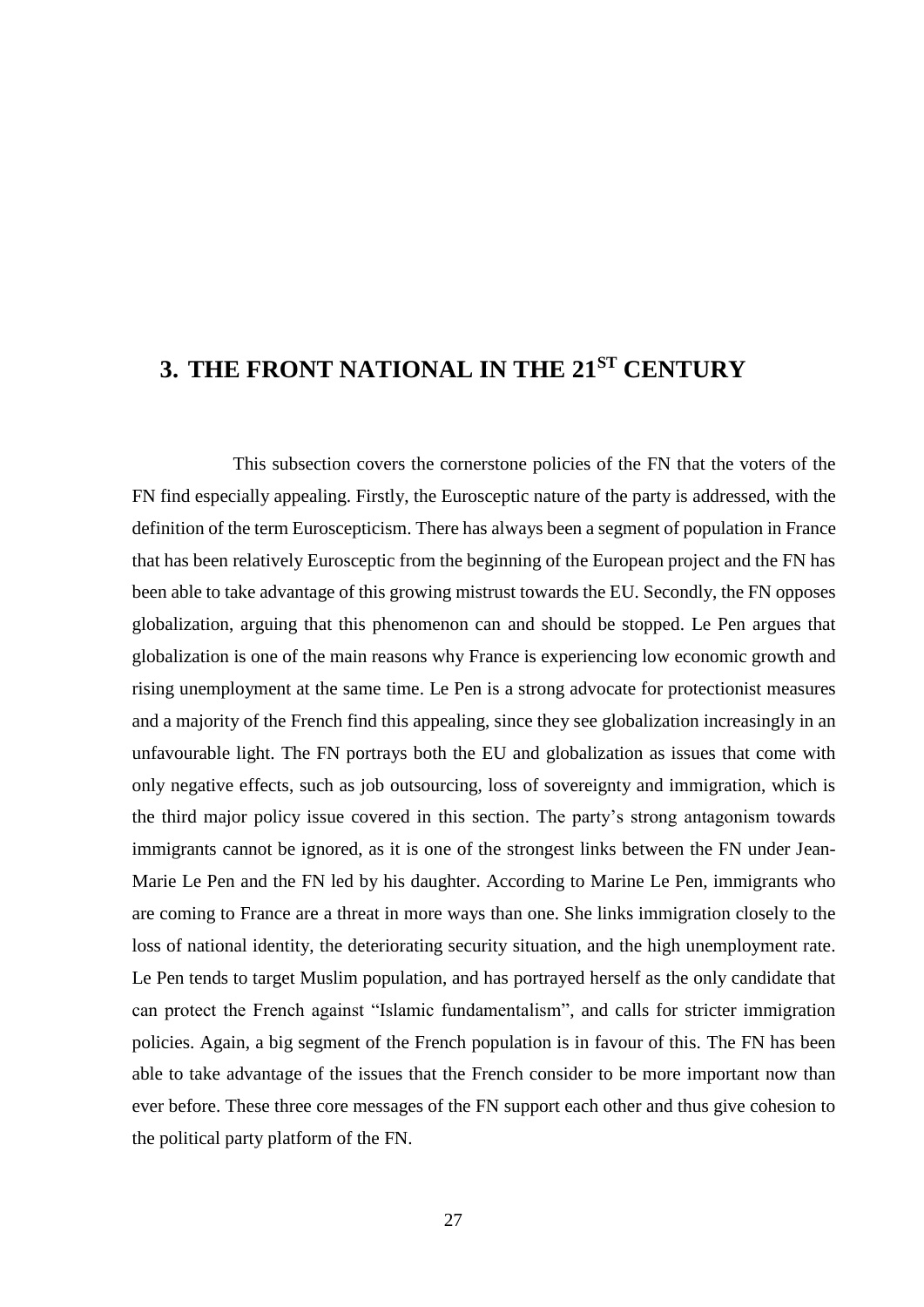# 3. THE FRONT NATIONAL IN THE 21ST CENTURY

This subsection covers the cornerstone policies of the FN that the voters of the FN find especially appealing. Firstly, the Eurosceptic nature of the party is addressed, with the definition of the term Euroscepticism. There has always been a segment of population in France that has been relatively Eurosceptic from the beginning of the European project and the FN has been able to take advantage of this growing mistrust towards the EU. Secondly, the FN opposes globalization, arguing that this phenomenon can and should be stopped. Le Pen argues that globalization is one of the main reasons why France is experiencing low economic growth and rising unemployment at the same time. Le Pen is a strong advocate for protectionist measures and a majority of the French find this appealing, since they see globalization increasingly in an unfavourable light. The FN portrays both the EU and globalization as issues that come with only negative effects, such as job outsourcing, loss of sovereignty and immigration, which is the third major policy issue covered in this section. The party's strong antagonism towards immigrants cannot be ignored, as it is one of the strongest links between the FN under Jean-Marie Le Pen and the FN led by his daughter. According to Marine Le Pen, immigrants who are coming to France are a threat in more ways than one. She links immigration closely to the loss of national identity, the deteriorating security situation, and the high unemployment rate. Le Pen tends to target Muslim population, and has portrayed herself as the only candidate that can protect the French against "Islamic fundamentalism", and calls for stricter immigration policies. Again, a big segment of the French population is in favour of this. The FN has been able to take advantage of the issues that the French consider to be more important now than ever before. These three core messages of the FN support each other and thus give cohesion to the political party platform of the FN.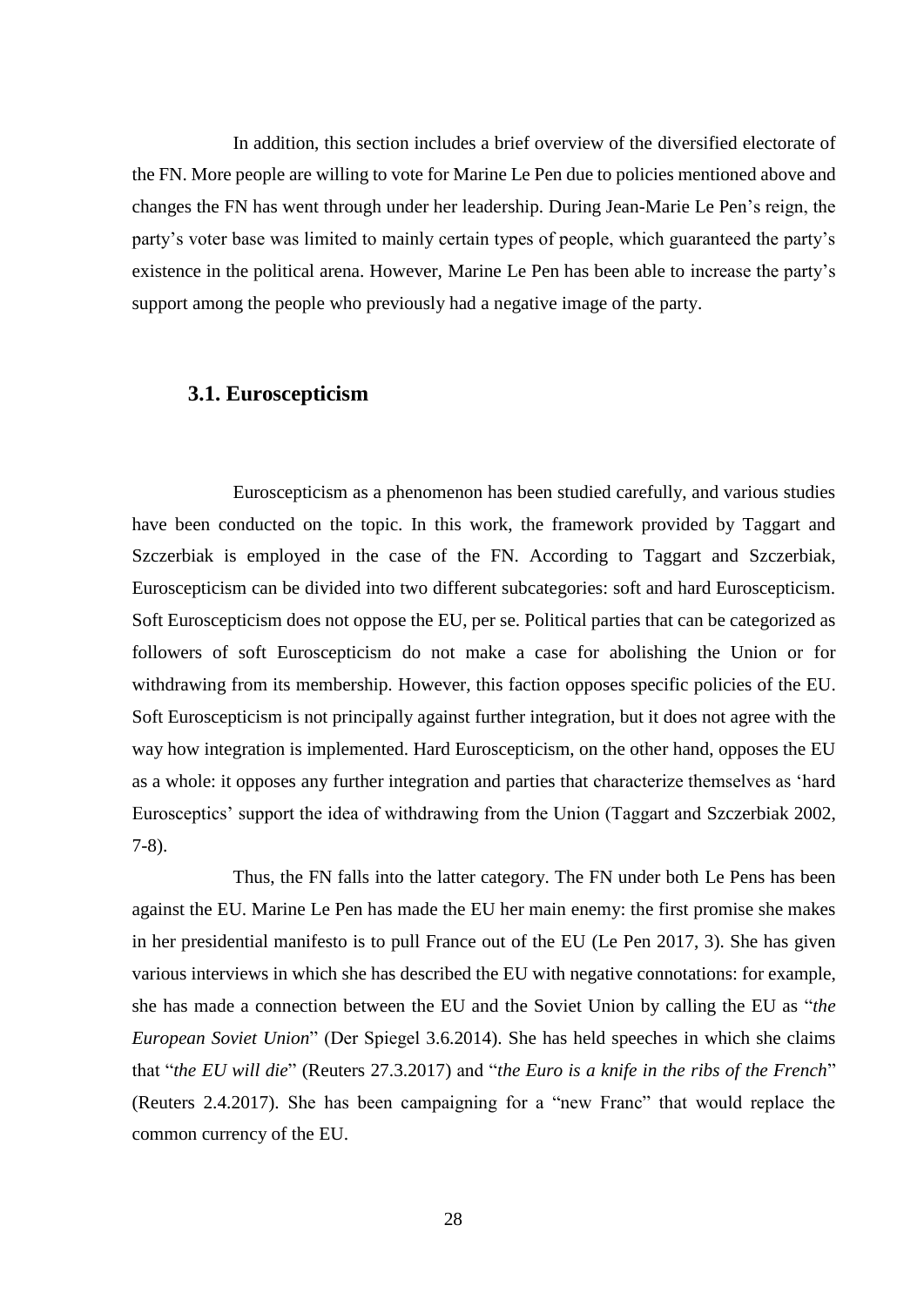In addition, this section includes a brief overview of the diversified electorate of the FN. More people are willing to vote for Marine Le Pen due to policies mentioned above and changes the FN has went through under her leadership. During Jean-Marie Le Pen's reign, the party's voter base was limited to mainly certain types of people, which guaranteed the party's existence in the political arena. However, Marine Le Pen has been able to increase the party's support among the people who previously had a negative image of the party.

### 3.1. Euroscepticism

Euroscepticism as a phenomenon has been studied carefully, and various studies have been conducted on the topic. In this work, the framework provided by Taggart and Szczerbiak is employed in the case of the FN. According to Taggart and Szczerbiak, Euroscepticism can be divided into two different subcategories: soft and hard Euroscepticism. Soft Euroscepticism does not oppose the EU, per se. Political parties that can be categorized as followers of soft Euroscepticism do not make a case for abolishing the Union or for withdrawing from its membership. However, this faction opposes specific policies of the EU. Soft Euroscepticism is not principally against further integration, but it does not agree with the way how integration is implemented. Hard Euroscepticism, on the other hand, opposes the EU as a whole: it opposes any further integration and parties that characterize themselves as 'hard Eurosceptics' support the idea of withdrawing from the Union (Taggart and Szczerbiak 2002, 7-8).

Thus, the FN falls into the latter category. The FN under both Le Pens has been against the EU. Marine Le Pen has made the EU her main enemy: the first promise she makes in her presidential manifesto is to pull France out of the EU (Le Pen 2017, 3). She has given various interviews in which she has described the EU with negative connotations: for example, she has made a connection between the EU and the Soviet Union by calling the EU as "*the European Soviet Union*" (Der Spiegel 3.6.2014). She has held speeches in which she claims that "*the EU will die*" (Reuters 27.3.2017) and "*the Euro is a knife in the ribs of the French*" (Reuters 2.4.2017). She has been campaigning for a "new Franc" that would replace the common currency of the EU.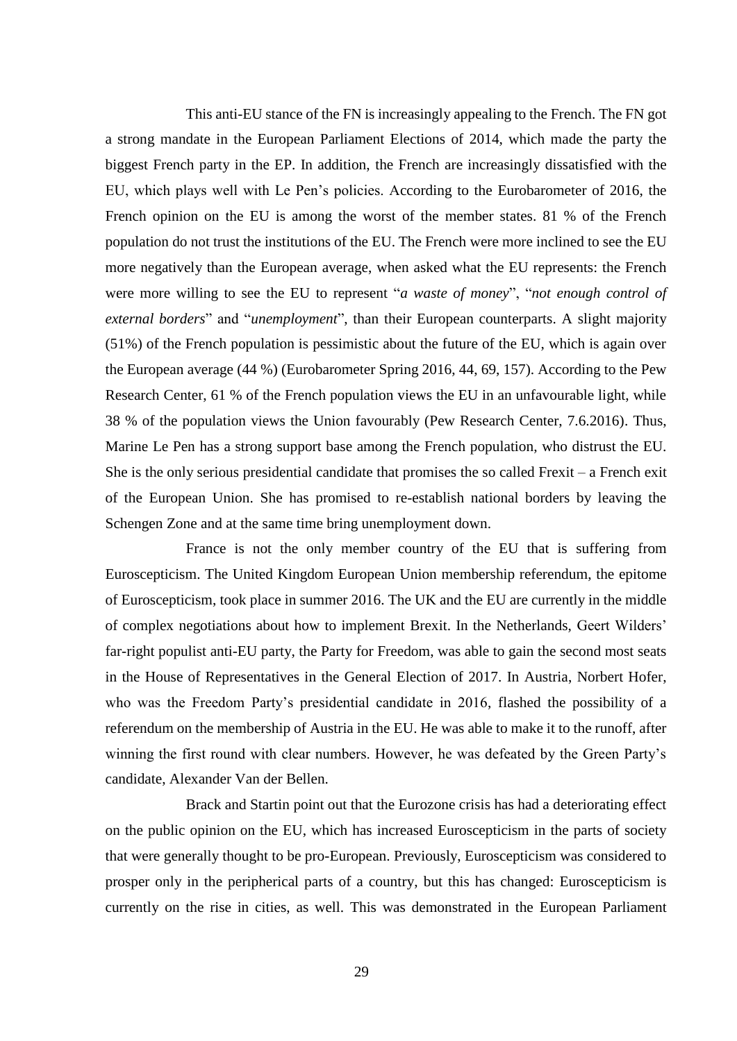This anti-EU stance of the FN is increasingly appealing to the French. The FN got a strong mandate in the European Parliament Elections of 2014, which made the party the biggest French party in the EP. In addition, the French are increasingly dissatisfied with the EU, which plays well with Le Pen's policies. According to the Eurobarometer of 2016, the French opinion on the EU is among the worst of the member states. 81 % of the French population do not trust the institutions of the EU. The French were more inclined to see the EU more negatively than the European average, when asked what the EU represents: the French were more willing to see the EU to represent "*a waste of money*", "*not enough control of external borders*" and "*unemployment*", than their European counterparts. A slight majority (51%) of the French population is pessimistic about the future of the EU, which is again over the European average (44 %) (Eurobarometer Spring 2016, 44, 69, 157). According to the Pew Research Center, 61 % of the French population views the EU in an unfavourable light, while 38 % of the population views the Union favourably (Pew Research Center, 7.6.2016). Thus, Marine Le Pen has a strong support base among the French population, who distrust the EU. She is the only serious presidential candidate that promises the so called Frexit – a French exit of the European Union. She has promised to re-establish national borders by leaving the Schengen Zone and at the same time bring unemployment down.

France is not the only member country of the EU that is suffering from Euroscepticism. The United Kingdom European Union membership referendum, the epitome of Euroscepticism, took place in summer 2016. The UK and the EU are currently in the middle of complex negotiations about how to implement Brexit. In the Netherlands, Geert Wilders' far-right populist anti-EU party, the Party for Freedom, was able to gain the second most seats in the House of Representatives in the General Election of 2017. In Austria, Norbert Hofer, who was the Freedom Party's presidential candidate in 2016, flashed the possibility of a referendum on the membership of Austria in the EU. He was able to make it to the runoff, after winning the first round with clear numbers. However, he was defeated by the Green Party's candidate, Alexander Van der Bellen.

Brack and Startin point out that the Eurozone crisis has had a deteriorating effect on the public opinion on the EU, which has increased Euroscepticism in the parts of society that were generally thought to be pro-European. Previously, Euroscepticism was considered to prosper only in the peripherical parts of a country, but this has changed: Euroscepticism is currently on the rise in cities, as well. This was demonstrated in the European Parliament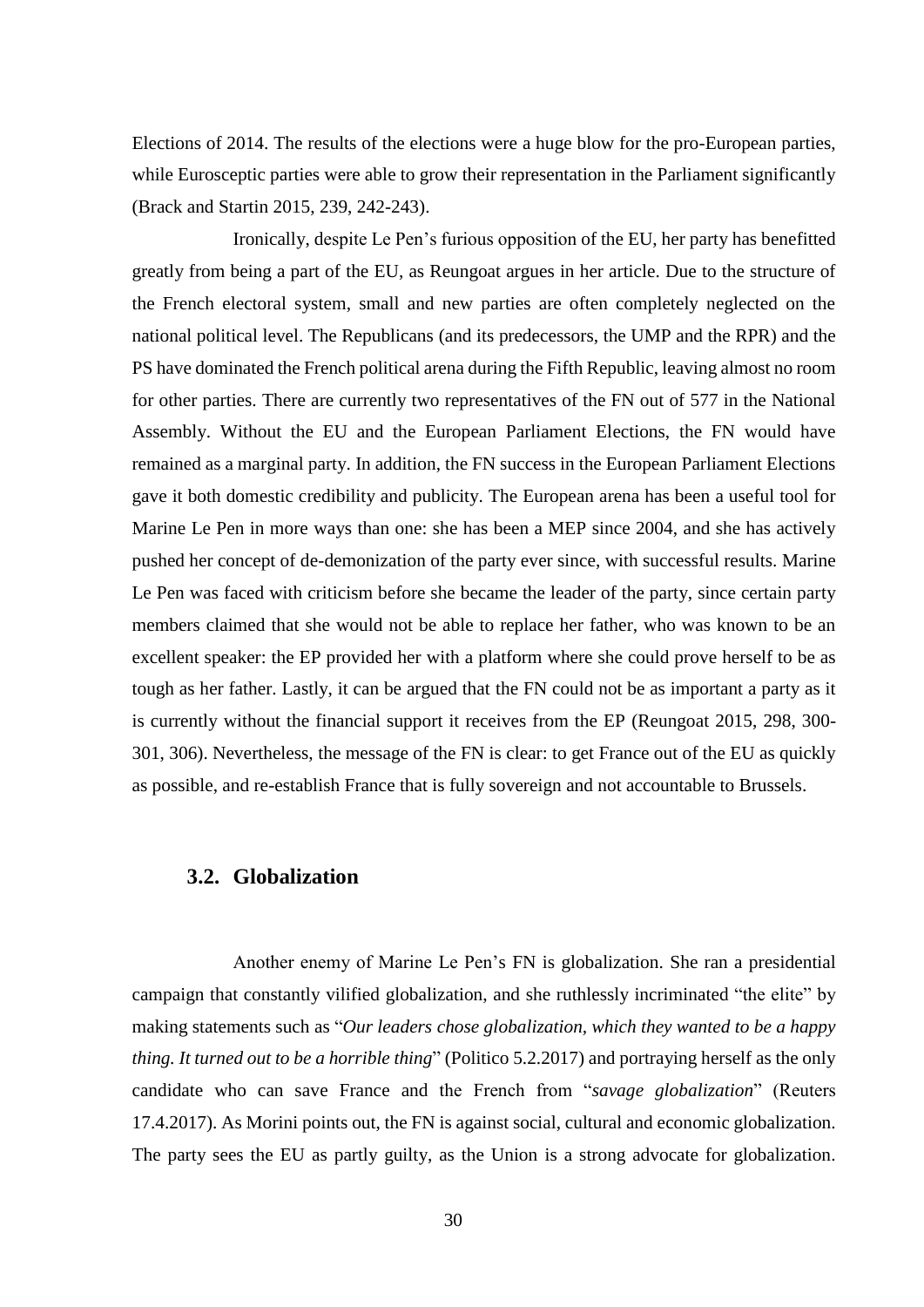Elections of 2014. The results of the elections were a huge blow for the pro-European parties, while Eurosceptic parties were able to grow their representation in the Parliament significantly (Brack and Startin 2015, 239, 242-243).

Ironically, despite Le Pen's furious opposition of the EU, her party has benefitted greatly from being a part of the EU, as Reungoat argues in her article. Due to the structure of the French electoral system, small and new parties are often completely neglected on the national political level. The Republicans (and its predecessors, the UMP and the RPR) and the PS have dominated the French political arena during the Fifth Republic, leaving almost no room for other parties. There are currently two representatives of the FN out of 577 in the National Assembly. Without the EU and the European Parliament Elections, the FN would have remained as a marginal party. In addition, the FN success in the European Parliament Elections gave it both domestic credibility and publicity. The European arena has been a useful tool for Marine Le Pen in more ways than one: she has been a MEP since 2004, and she has actively pushed her concept of de-demonization of the party ever since, with successful results. Marine Le Pen was faced with criticism before she became the leader of the party, since certain party members claimed that she would not be able to replace her father, who was known to be an excellent speaker: the EP provided her with a platform where she could prove herself to be as tough as her father. Lastly, it can be argued that the FN could not be as important a party as it is currently without the financial support it receives from the EP (Reungoat 2015, 298, 300-301, 306). Nevertheless, the message of the FN is clear: to get France out of the EU as quickly as possible, and re-establish France that is fully sovereign and not accountable to Brussels.

## 3.2. Globalization

Another enemy of Marine Le Pen's FN is globalization. She ran a presidential campaign that constantly vilified globalization, and she ruthlessly incriminated "the elite" by making statements such as "*Our leaders chose globalization, which they wanted to be a happy thing. It turned out to be a horrible thing*" (Politico 5.2.2017) and portraying herself as the only candidate who can save France and the French from "*savage globalization*" (Reuters 17.4.2017). As Morini points out, the FN is against social, cultural and economic globalization. The party sees the EU as partly guilty, as the Union is a strong advocate for globalization.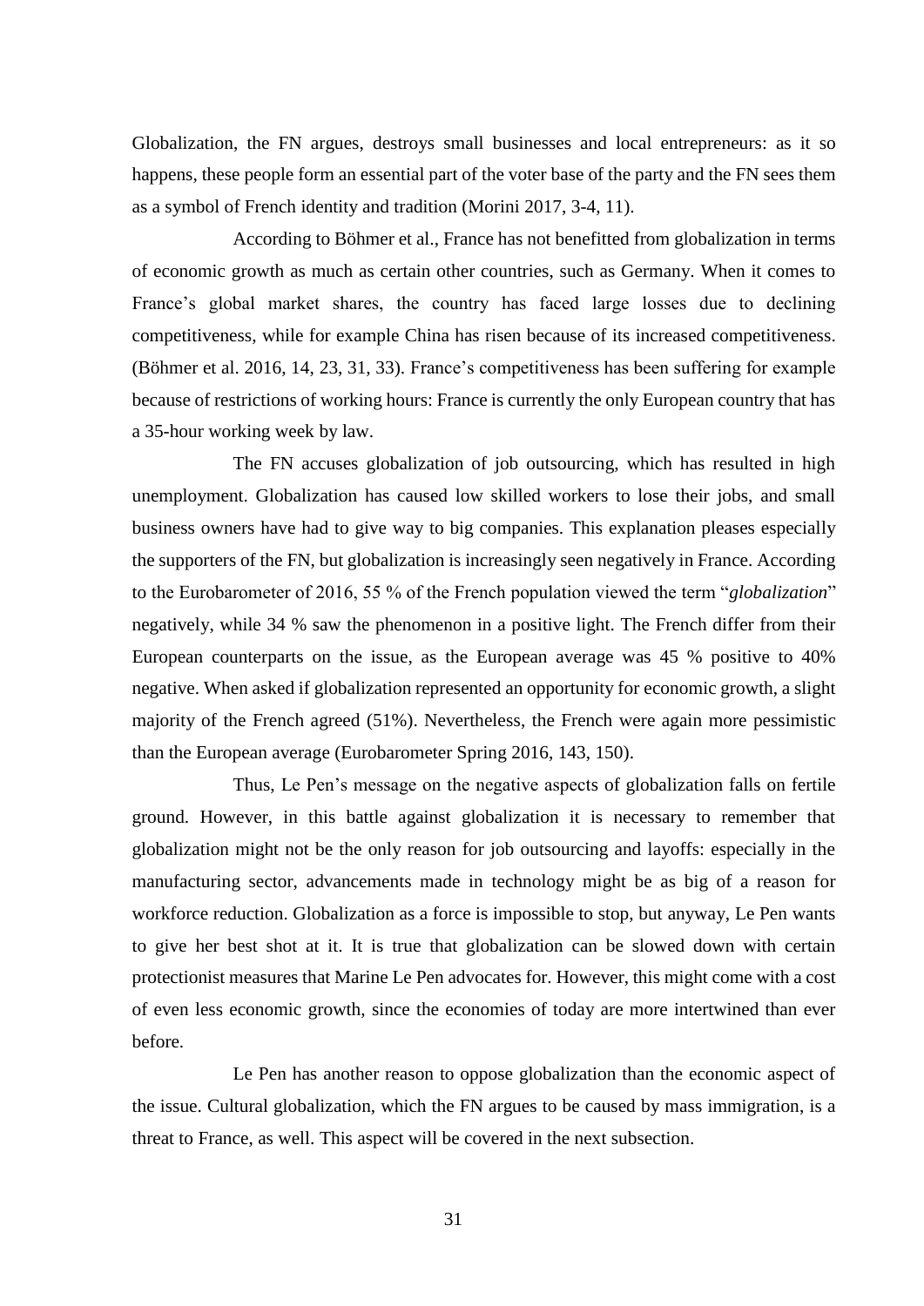Globalization, the FN argues, destroys small businesses and local entrepreneurs: as it so happens, these people form an essential part of the voter base of the party and the FN sees them as a symbol of French identity and tradition (Morini 2017, 3-4, 11).

According to Böhmer et al., France has not benefitted from globalization in terms of economic growth as much as certain other countries, such as Germany. When it comes to France's global market shares, the country has faced large losses due to declining competitiveness, while for example China has risen because of its increased competitiveness. (Böhmer et al. 2016, 14, 23, 31, 33). France's competitiveness has been suffering for example because of restrictions of working hours: France is currently the only European country that has a 35-hour working week by law.

The FN accuses globalization of job outsourcing, which has resulted in high unemployment. Globalization has caused low skilled workers to lose their jobs, and small business owners have had to give way to big companies. This explanation pleases especially the supporters of the FN, but globalization is increasingly seen negatively in France. According to the Eurobarometer of 2016, 55 % of the French population viewed the term "*globalization*" negatively, while 34 % saw the phenomenon in a positive light. The French differ from their European counterparts on the issue, as the European average was 45 % positive to 40% negative. When asked if globalization represented an opportunity for economic growth, a slight majority of the French agreed (51%). Nevertheless, the French were again more pessimistic than the European average (Eurobarometer Spring 2016, 143, 150).

Thus, Le Pen's message on the negative aspects of globalization falls on fertile ground. However, in this battle against globalization it is necessary to remember that globalization might not be the only reason for job outsourcing and layoffs: especially in the manufacturing sector, advancements made in technology might be as big of a reason for workforce reduction. Globalization as a force is impossible to stop, but anyway, Le Pen wants to give her best shot at it. It is true that globalization can be slowed down with certain protectionist measures that Marine Le Pen advocates for. However, this might come with a cost of even less economic growth, since the economies of today are more intertwined than ever before.

Le Pen has another reason to oppose globalization than the economic aspect of the issue. Cultural globalization, which the FN argues to be caused by mass immigration, is a threat to France, as well. This aspect will be covered in the next subsection.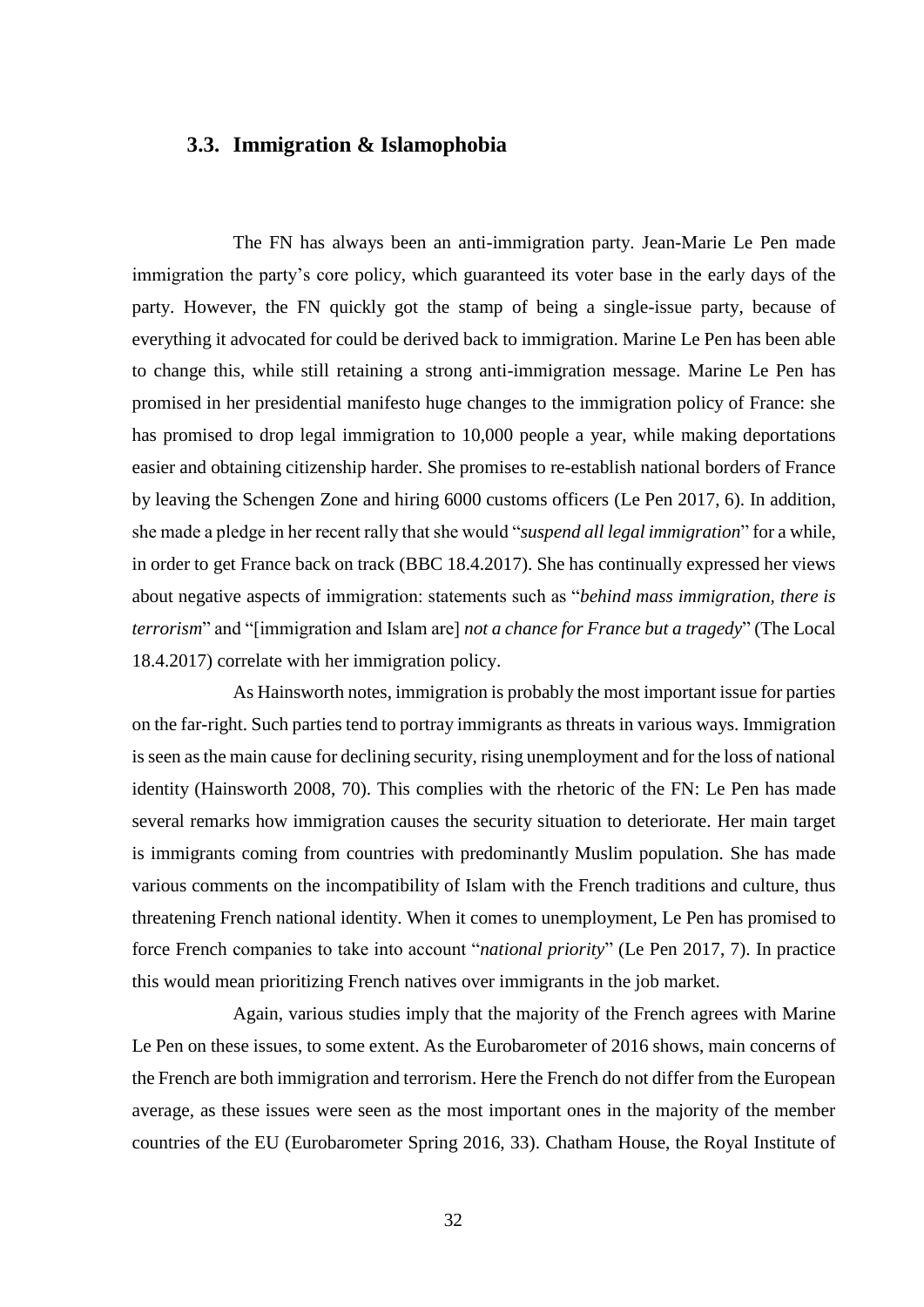### 3.3. Immigration & Islamophobia

The FN has always been an anti-immigration party. Jean-Marie Le Pen made immigration the party's core policy, which guaranteed its voter base in the early days of the party. However, the FN quickly got the stamp of being a single-issue party, because of everything it advocated for could be derived back to immigration. Marine Le Pen has been able to change this, while still retaining a strong anti-immigration message. Marine Le Pen has promised in her presidential manifesto huge changes to the immigration policy of France: she has promised to drop legal immigration to 10,000 people a year, while making deportations easier and obtaining citizenship harder. She promises to re-establish national borders of France by leaving the Schengen Zone and hiring 6000 customs officers (Le Pen 2017, 6). In addition, she made a pledge in her recent rally that she would "*suspend all legal immigration*" for a while, in order to get France back on track (BBC 18.4.2017). She has continually expressed her views about negative aspects of immigration: statements such as "*behind mass immigration, there is terrorism*" and "[immigration and Islam are] *not a chance for France but a tragedy*" (The Local 18.4.2017) correlate with her immigration policy.

As Hainsworth notes, immigration is probably the most important issue for parties on the far-right. Such parties tend to portray immigrants as threats in various ways. Immigration is seen as the main cause for declining security, rising unemployment and for the loss of national identity (Hainsworth 2008, 70). This complies with the rhetoric of the FN: Le Pen has made several remarks how immigration causes the security situation to deteriorate. Her main target is immigrants coming from countries with predominantly Muslim population. She has made various comments on the incompatibility of Islam with the French traditions and culture, thus threatening French national identity. When it comes to unemployment, Le Pen has promised to force French companies to take into account "*national priority*" (Le Pen 2017, 7). In practice this would mean prioritizing French natives over immigrants in the job market.

Again, various studies imply that the majority of the French agrees with Marine Le Pen on these issues, to some extent. As the Eurobarometer of 2016 shows, main concerns of the French are both immigration and terrorism. Here the French do not differ from the European average, as these issues were seen as the most important ones in the majority of the member countries of the EU (Eurobarometer Spring 2016, 33). Chatham House, the Royal Institute of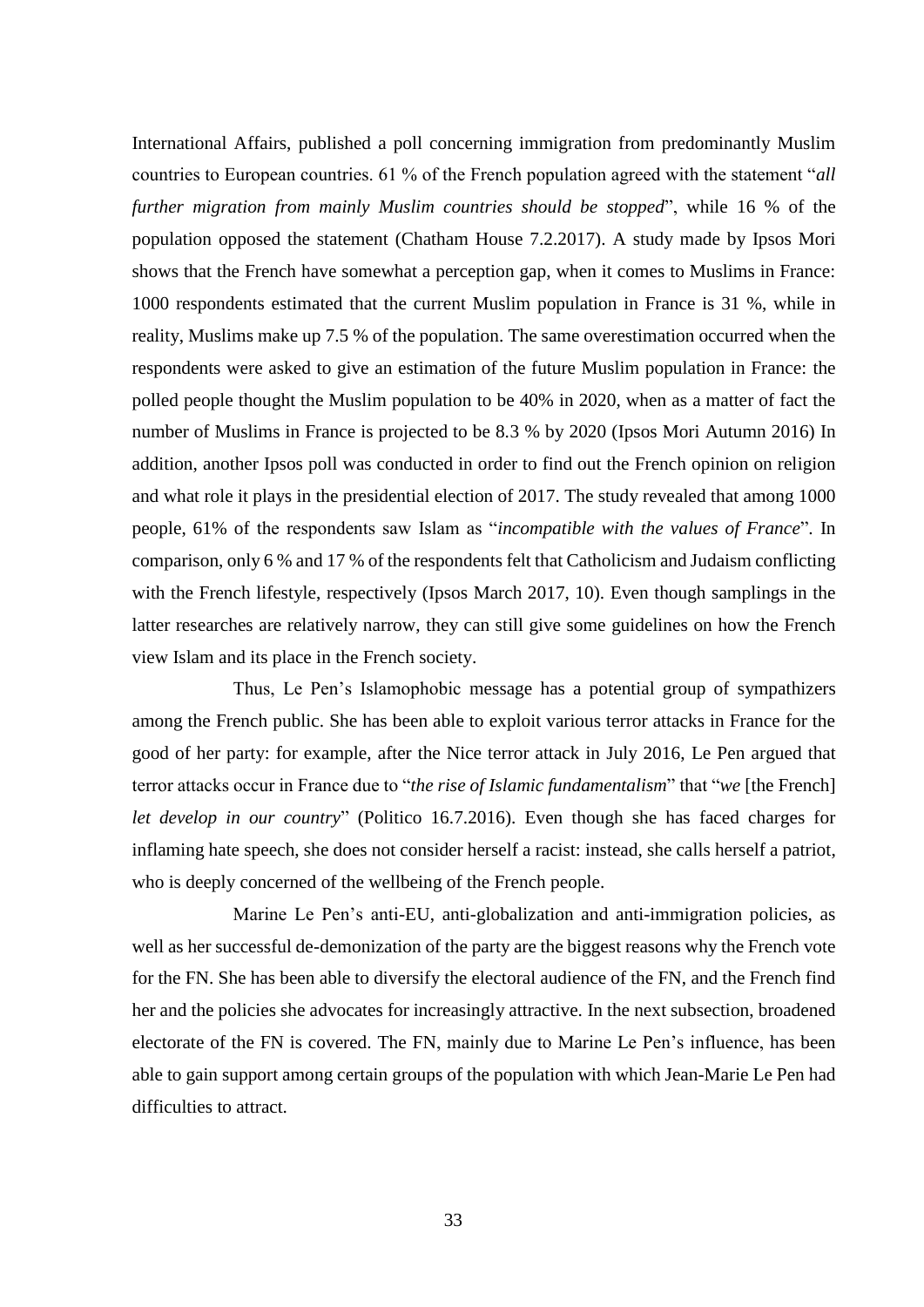International Affairs, published a poll concerning immigration from predominantly Muslim countries to European countries. 61 % of the French population agreed with the statement "*all further migration from mainly Muslim countries should be stopped*", while 16 % of the population opposed the statement (Chatham House 7.2.2017). A study made by Ipsos Mori shows that the French have somewhat a perception gap, when it comes to Muslims in France: 1000 respondents estimated that the current Muslim population in France is 31 %, while in reality, Muslims make up 7.5 % of the population. The same overestimation occurred when the respondents were asked to give an estimation of the future Muslim population in France: the polled people thought the Muslim population to be 40% in 2020, when as a matter of fact the number of Muslims in France is projected to be 8.3 % by 2020 (Ipsos Mori Autumn 2016) In addition, another Ipsos poll was conducted in order to find out the French opinion on religion and what role it plays in the presidential election of 2017. The study revealed that among 1000 people, 61% of the respondents saw Islam as "*incompatible with the values of France*". In comparison, only 6 % and 17 % of the respondents felt that Catholicism and Judaism conflicting with the French lifestyle, respectively (Ipsos March 2017, 10). Even though samplings in the latter researches are relatively narrow, they can still give some guidelines on how the French view Islam and its place in the French society.

Thus, Le Pen's Islamophobic message has a potential group of sympathizers among the French public. She has been able to exploit various terror attacks in France for the good of her party: for example, after the Nice terror attack in July 2016, Le Pen argued that terror attacks occur in France due to "*the rise of Islamic fundamentalism*" that "*we* [the French] *let develop in our country*" (Politico 16.7.2016). Even though she has faced charges for inflaming hate speech, she does not consider herself a racist: instead, she calls herself a patriot, who is deeply concerned of the wellbeing of the French people.

Marine Le Pen's anti-EU, anti-globalization and anti-immigration policies, as well as her successful de-demonization of the party are the biggest reasons why the French vote for the FN. She has been able to diversify the electoral audience of the FN, and the French find her and the policies she advocates for increasingly attractive. In the next subsection, broadened electorate of the FN is covered. The FN, mainly due to Marine Le Pen's influence, has been able to gain support among certain groups of the population with which Jean-Marie Le Pen had difficulties to attract.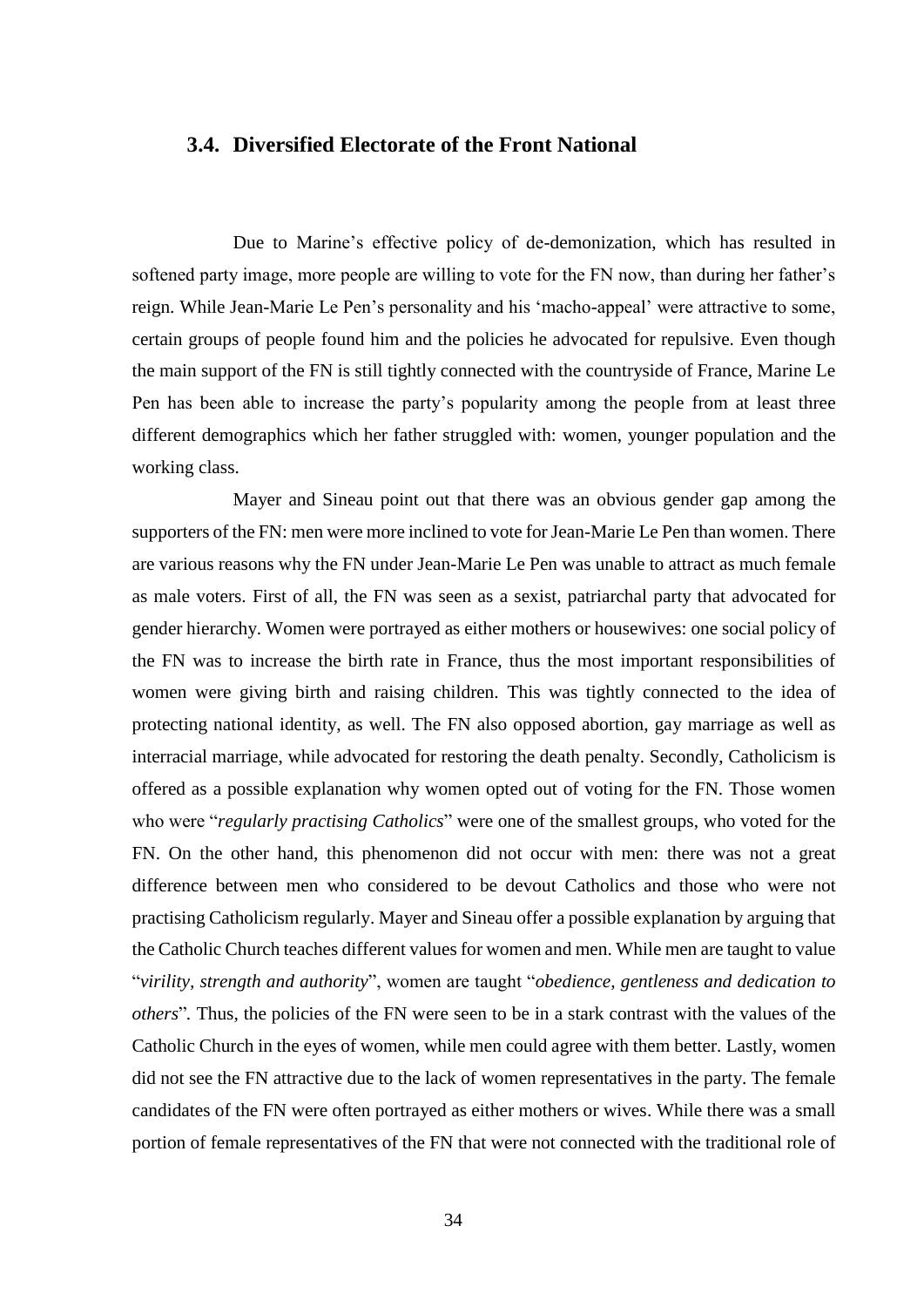### 3.4. Diversified Electorate of the Front National

Due to Marine's effective policy of de-demonization, which has resulted in softened party image, more people are willing to vote for the FN now, than during her father's reign. While Jean-Marie Le Pen's personality and his 'macho-appeal' were attractive to some, certain groups of people found him and the policies he advocated for repulsive. Even though the main support of the FN is still tightly connected with the countryside of France, Marine Le Pen has been able to increase the party's popularity among the people from at least three different demographics which her father struggled with: women, younger population and the working class.

Mayer and Sineau point out that there was an obvious gender gap among the supporters of the FN: men were more inclined to vote for Jean-Marie Le Pen than women. There are various reasons why the FN under Jean-Marie Le Pen was unable to attract as much female as male voters. First of all, the FN was seen as a sexist, patriarchal party that advocated for gender hierarchy. Women were portrayed as either mothers or housewives: one social policy of the FN was to increase the birth rate in France, thus the most important responsibilities of women were giving birth and raising children. This was tightly connected to the idea of protecting national identity, as well. The FN also opposed abortion, gay marriage as well as interracial marriage, while advocated for restoring the death penalty. Secondly, Catholicism is offered as a possible explanation why women opted out of voting for the FN. Those women who were "*regularly practising Catholics*" were one of the smallest groups, who voted for the FN. On the other hand, this phenomenon did not occur with men: there was not a great difference between men who considered to be devout Catholics and those who were not practising Catholicism regularly. Mayer and Sineau offer a possible explanation by arguing that the Catholic Church teaches different values for women and men. While men are taught to value "*virility, strength and authority*", women are taught "*obedience, gentleness and dedication to others*". Thus, the policies of the FN were seen to be in a stark contrast with the values of the Catholic Church in the eyes of women, while men could agree with them better. Lastly, women did not see the FN attractive due to the lack of women representatives in the party. The female candidates of the FN were often portrayed as either mothers or wives. While there was a small portion of female representatives of the FN that were not connected with the traditional role of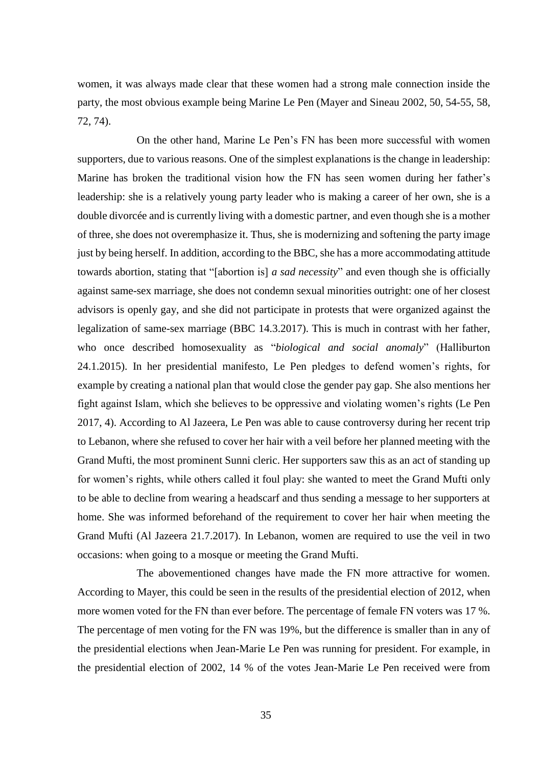women, it was always made clear that these women had a strong male connection inside the party, the most obvious example being Marine Le Pen (Mayer and Sineau 2002, 50, 54-55, 58, 72, 74).

On the other hand, Marine Le Pen's FN has been more successful with women supporters, due to various reasons. One of the simplest explanations is the change in leadership: Marine has broken the traditional vision how the FN has seen women during her father's leadership: she is a relatively young party leader who is making a career of her own, she is a double divorcée and is currently living with a domestic partner, and even though she is a mother of three, she does not overemphasize it. Thus, she is modernizing and softening the party image just by being herself. In addition, according to the BBC, she has a more accommodating attitude towards abortion, stating that "[abortion is] *a sad necessity*" and even though she is officially against same-sex marriage, she does not condemn sexual minorities outright: one of her closest advisors is openly gay, and she did not participate in protests that were organized against the legalization of same-sex marriage (BBC 14.3.2017). This is much in contrast with her father, who once described homosexuality as "*biological and social anomaly*" (Halliburton 24.1.2015). In her presidential manifesto, Le Pen pledges to defend women's rights, for example by creating a national plan that would close the gender pay gap. She also mentions her fight against Islam, which she believes to be oppressive and violating women's rights (Le Pen 2017, 4). According to Al Jazeera, Le Pen was able to cause controversy during her recent trip to Lebanon, where she refused to cover her hair with a veil before her planned meeting with the Grand Mufti, the most prominent Sunni cleric. Her supporters saw this as an act of standing up for women's rights, while others called it foul play: she wanted to meet the Grand Mufti only to be able to decline from wearing a headscarf and thus sending a message to her supporters at home. She was informed beforehand of the requirement to cover her hair when meeting the Grand Mufti (Al Jazeera 21.7.2017). In Lebanon, women are required to use the veil in two occasions: when going to a mosque or meeting the Grand Mufti.

The abovementioned changes have made the FN more attractive for women. According to Mayer, this could be seen in the results of the presidential election of 2012, when more women voted for the FN than ever before. The percentage of female FN voters was 17 %. The percentage of men voting for the FN was 19%, but the difference is smaller than in any of the presidential elections when Jean-Marie Le Pen was running for president. For example, in the presidential election of 2002, 14 % of the votes Jean-Marie Le Pen received were from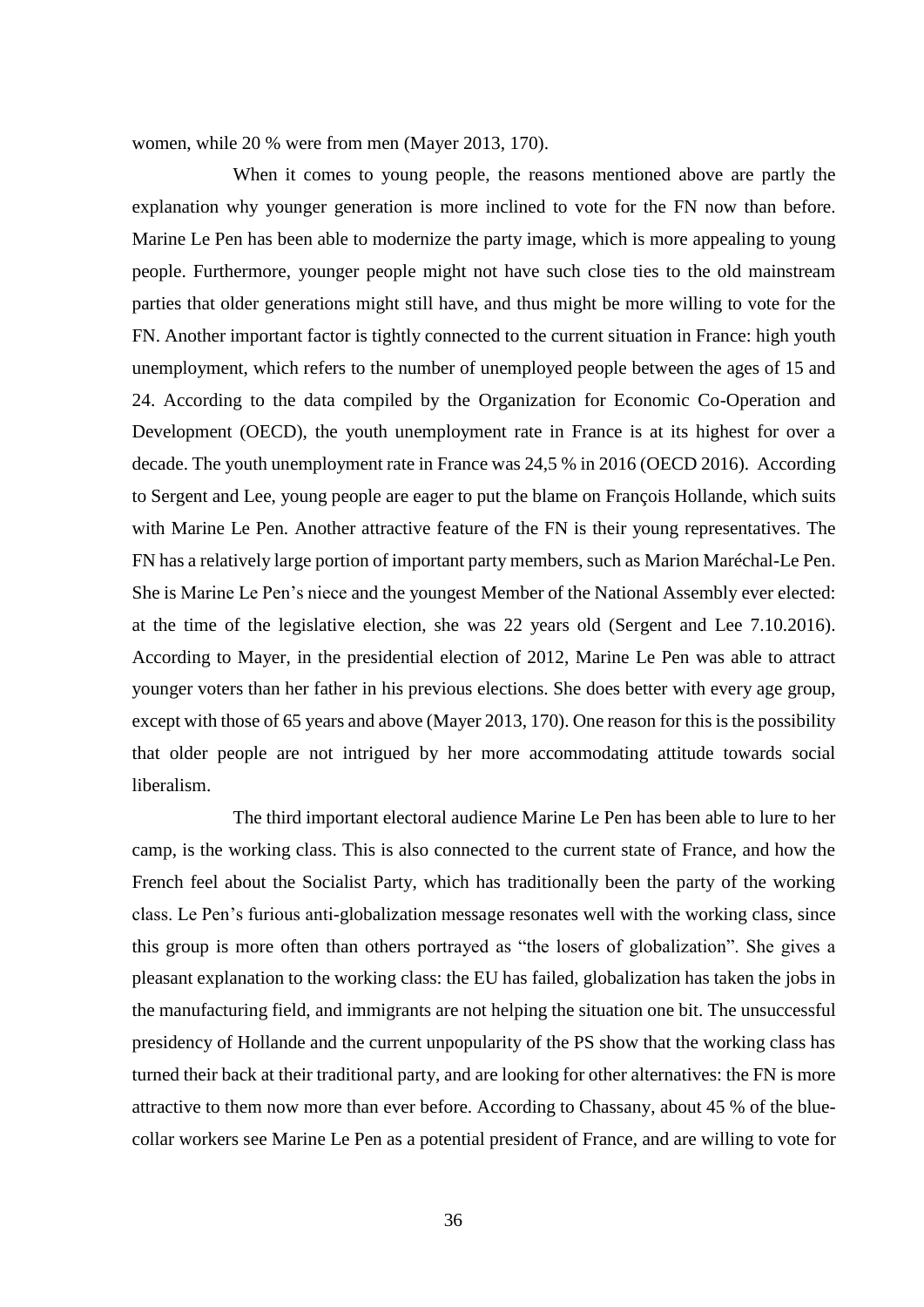women, while 20 % were from men (Mayer 2013, 170).

When it comes to young people, the reasons mentioned above are partly the explanation why younger generation is more inclined to vote for the FN now than before. Marine Le Pen has been able to modernize the party image, which is more appealing to young people. Furthermore, younger people might not have such close ties to the old mainstream parties that older generations might still have, and thus might be more willing to vote for the FN. Another important factor is tightly connected to the current situation in France: high youth unemployment, which refers to the number of unemployed people between the ages of 15 and 24. According to the data compiled by the Organization for Economic Co-Operation and Development (OECD), the youth unemployment rate in France is at its highest for over a decade. The youth unemployment rate in France was 24,5 % in 2016 (OECD 2016). According to Sergent and Lee, young people are eager to put the blame on François Hollande, which suits with Marine Le Pen. Another attractive feature of the FN is their young representatives. The FN has a relatively large portion of important party members, such as Marion Maréchal-Le Pen. She is Marine Le Pen's niece and the youngest Member of the National Assembly ever elected: at the time of the legislative election, she was 22 years old (Sergent and Lee 7.10.2016). According to Mayer, in the presidential election of 2012, Marine Le Pen was able to attract younger voters than her father in his previous elections. She does better with every age group, except with those of 65 years and above (Mayer 2013, 170). One reason for this is the possibility that older people are not intrigued by her more accommodating attitude towards social liberalism.

The third important electoral audience Marine Le Pen has been able to lure to her camp, is the working class. This is also connected to the current state of France, and how the French feel about the Socialist Party, which has traditionally been the party of the working class. Le Pen's furious anti-globalization message resonates well with the working class, since this group is more often than others portrayed as "the losers of globalization". She gives a pleasant explanation to the working class: the EU has failed, globalization has taken the jobs in the manufacturing field, and immigrants are not helping the situation one bit. The unsuccessful presidency of Hollande and the current unpopularity of the PS show that the working class has turned their back at their traditional party, and are looking for other alternatives: the FN is more attractive to them now more than ever before. According to Chassany, about 45 % of the blue-collar workers see Marine Le Pen as a potential president of France, and are willing to vote for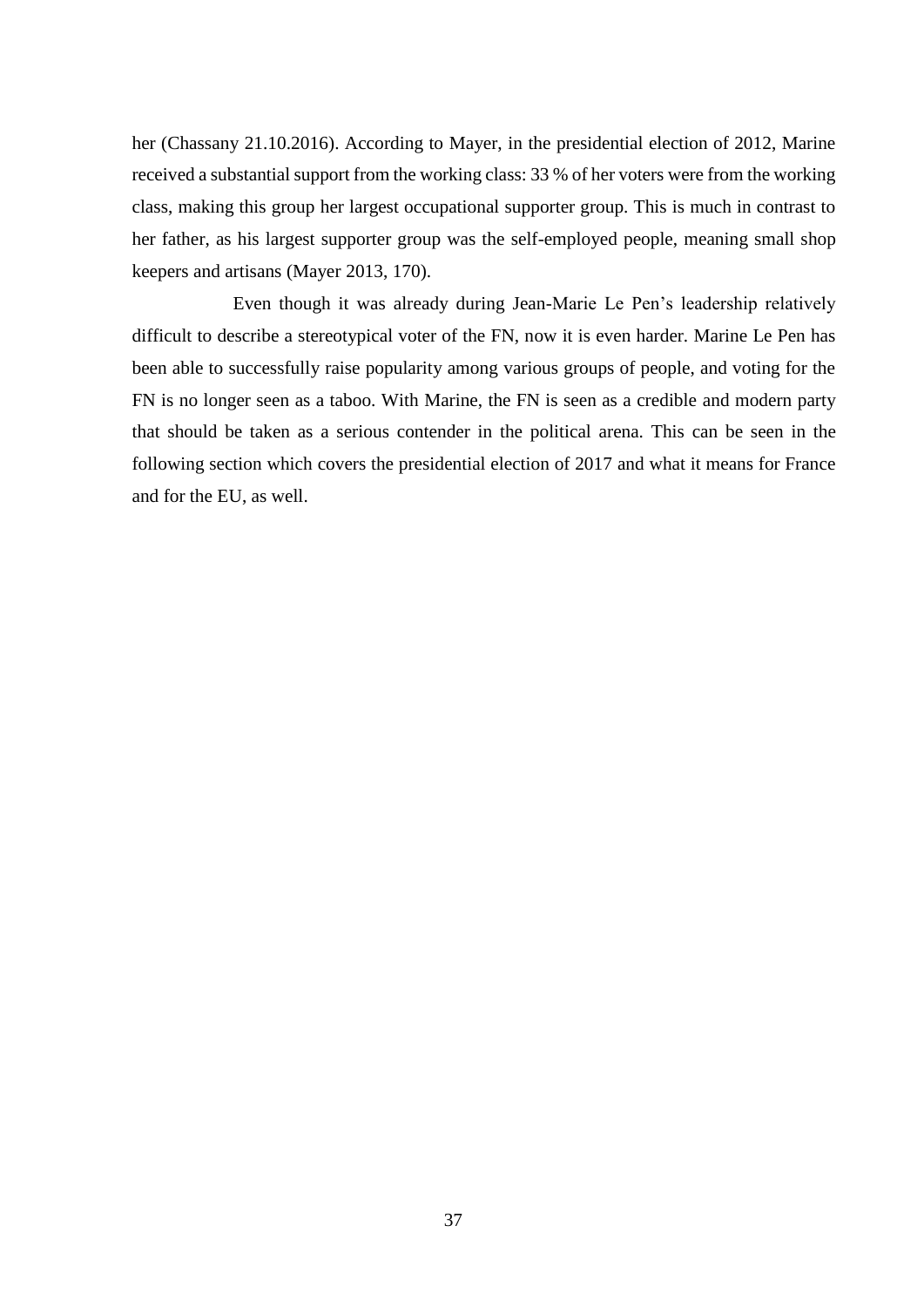her (Chassany 21.10.2016). According to Mayer, in the presidential election of 2012, Marine received a substantial support from the working class: 33 % of her voters were from the working class, making this group her largest occupational supporter group. This is much in contrast to her father, as his largest supporter group was the self-employed people, meaning small shop keepers and artisans (Mayer 2013, 170).

Even though it was already during Jean-Marie Le Pen's leadership relatively difficult to describe a stereotypical voter of the FN, now it is even harder. Marine Le Pen has been able to successfully raise popularity among various groups of people, and voting for the FN is no longer seen as a taboo. With Marine, the FN is seen as a credible and modern party that should be taken as a serious contender in the political arena. This can be seen in the following section which covers the presidential election of 2017 and what it means for France and for the EU, as well.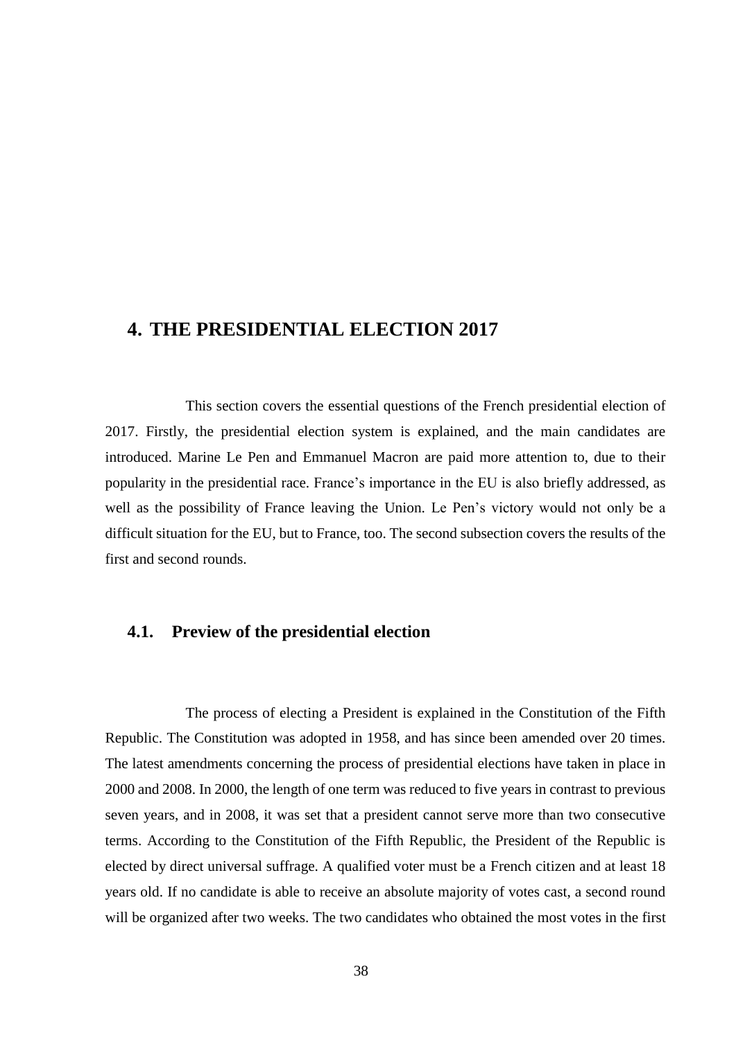# 4. THE PRESIDENTIAL ELECTION 2017

This section covers the essential questions of the French presidential election of 2017. Firstly, the presidential election system is explained, and the main candidates are introduced. Marine Le Pen and Emmanuel Macron are paid more attention to, due to their popularity in the presidential race. France's importance in the EU is also briefly addressed, as well as the possibility of France leaving the Union. Le Pen's victory would not only be a difficult situation for the EU, but to France, too. The second subsection covers the results of the first and second rounds.

## 4.1. Preview of the presidential election

The process of electing a President is explained in the Constitution of the Fifth Republic. The Constitution was adopted in 1958, and has since been amended over 20 times. The latest amendments concerning the process of presidential elections have taken in place in 2000 and 2008. In 2000, the length of one term was reduced to five years in contrast to previous seven years, and in 2008, it was set that a president cannot serve more than two consecutive terms. According to the Constitution of the Fifth Republic, the President of the Republic is elected by direct universal suffrage. A qualified voter must be a French citizen and at least 18 years old. If no candidate is able to receive an absolute majority of votes cast, a second round will be organized after two weeks. The two candidates who obtained the most votes in the first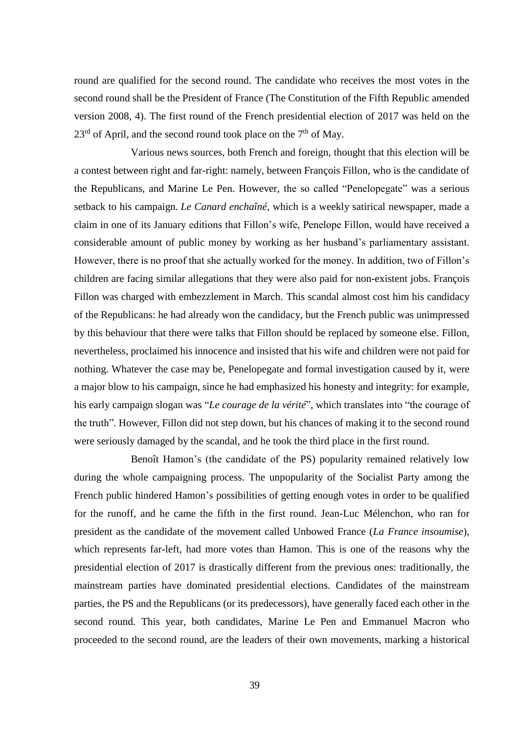round are qualified for the second round. The candidate who receives the most votes in the second round shall be the President of France (The Constitution of the Fifth Republic amended version 2008, 4). The first round of the French presidential election of 2017 was held on the 23rd of April, and the second round took place on the 7th of May.

Various news sources, both French and foreign, thought that this election will be a contest between right and far-right: namely, between François Fillon, who is the candidate of the Republicans, and Marine Le Pen. However, the so called "Penelopegate" was a serious setback to his campaign. *Le Canard enchaîné*, which is a weekly satirical newspaper, made a claim in one of its January editions that Fillon's wife, Penelope Fillon, would have received a considerable amount of public money by working as her husband's parliamentary assistant. However, there is no proof that she actually worked for the money. In addition, two of Fillon's children are facing similar allegations that they were also paid for non-existent jobs. François Fillon was charged with embezzlement in March. This scandal almost cost him his candidacy of the Republicans: he had already won the candidacy, but the French public was unimpressed by this behaviour that there were talks that Fillon should be replaced by someone else. Fillon, nevertheless, proclaimed his innocence and insisted that his wife and children were not paid for nothing. Whatever the case may be, Penelopegate and formal investigation caused by it, were a major blow to his campaign, since he had emphasized his honesty and integrity: for example, his early campaign slogan was "*Le courage de la vérité*", which translates into "the courage of the truth". However, Fillon did not step down, but his chances of making it to the second round were seriously damaged by the scandal, and he took the third place in the first round.

Benoît Hamon's (the candidate of the PS) popularity remained relatively low during the whole campaigning process. The unpopularity of the Socialist Party among the French public hindered Hamon's possibilities of getting enough votes in order to be qualified for the runoff, and he came the fifth in the first round. Jean-Luc Mélenchon, who ran for president as the candidate of the movement called Unbowed France (*La France insoumise*), which represents far-left, had more votes than Hamon. This is one of the reasons why the presidential election of 2017 is drastically different from the previous ones: traditionally, the mainstream parties have dominated presidential elections. Candidates of the mainstream parties, the PS and the Republicans (or its predecessors), have generally faced each other in the second round. This year, both candidates, Marine Le Pen and Emmanuel Macron who proceeded to the second round, are the leaders of their own movements, marking a historical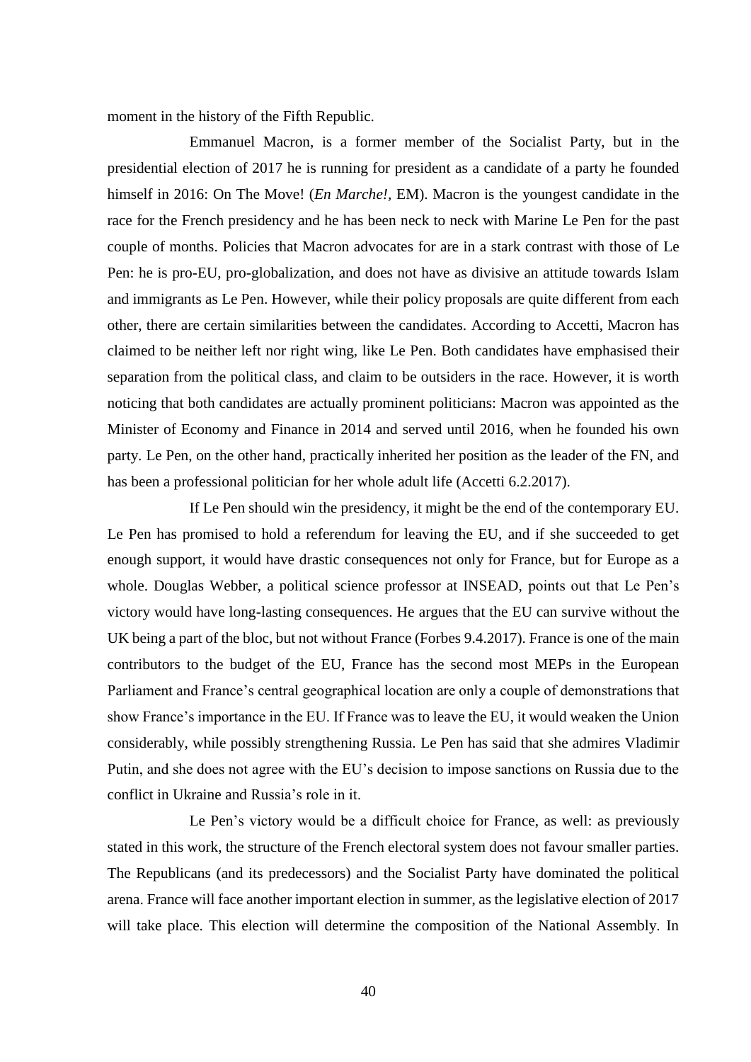moment in the history of the Fifth Republic.

Emmanuel Macron, is a former member of the Socialist Party, but in the presidential election of 2017 he is running for president as a candidate of a party he founded himself in 2016: On The Move! (*En Marche!*, EM). Macron is the youngest candidate in the race for the French presidency and he has been neck to neck with Marine Le Pen for the past couple of months. Policies that Macron advocates for are in a stark contrast with those of Le Pen: he is pro-EU, pro-globalization, and does not have as divisive an attitude towards Islam and immigrants as Le Pen. However, while their policy proposals are quite different from each other, there are certain similarities between the candidates. According to Accetti, Macron has claimed to be neither left nor right wing, like Le Pen. Both candidates have emphasised their separation from the political class, and claim to be outsiders in the race. However, it is worth noticing that both candidates are actually prominent politicians: Macron was appointed as the Minister of Economy and Finance in 2014 and served until 2016, when he founded his own party. Le Pen, on the other hand, practically inherited her position as the leader of the FN, and has been a professional politician for her whole adult life (Accetti 6.2.2017).

If Le Pen should win the presidency, it might be the end of the contemporary EU. Le Pen has promised to hold a referendum for leaving the EU, and if she succeeded to get enough support, it would have drastic consequences not only for France, but for Europe as a whole. Douglas Webber, a political science professor at INSEAD, points out that Le Pen's victory would have long-lasting consequences. He argues that the EU can survive without the UK being a part of the bloc, but not without France (Forbes 9.4.2017). France is one of the main contributors to the budget of the EU, France has the second most MEPs in the European Parliament and France's central geographical location are only a couple of demonstrations that show France's importance in the EU. If France was to leave the EU, it would weaken the Union considerably, while possibly strengthening Russia. Le Pen has said that she admires Vladimir Putin, and she does not agree with the EU's decision to impose sanctions on Russia due to the conflict in Ukraine and Russia's role in it.

Le Pen's victory would be a difficult choice for France, as well: as previously stated in this work, the structure of the French electoral system does not favour smaller parties. The Republicans (and its predecessors) and the Socialist Party have dominated the political arena. France will face another important election in summer, as the legislative election of 2017 will take place. This election will determine the composition of the National Assembly. In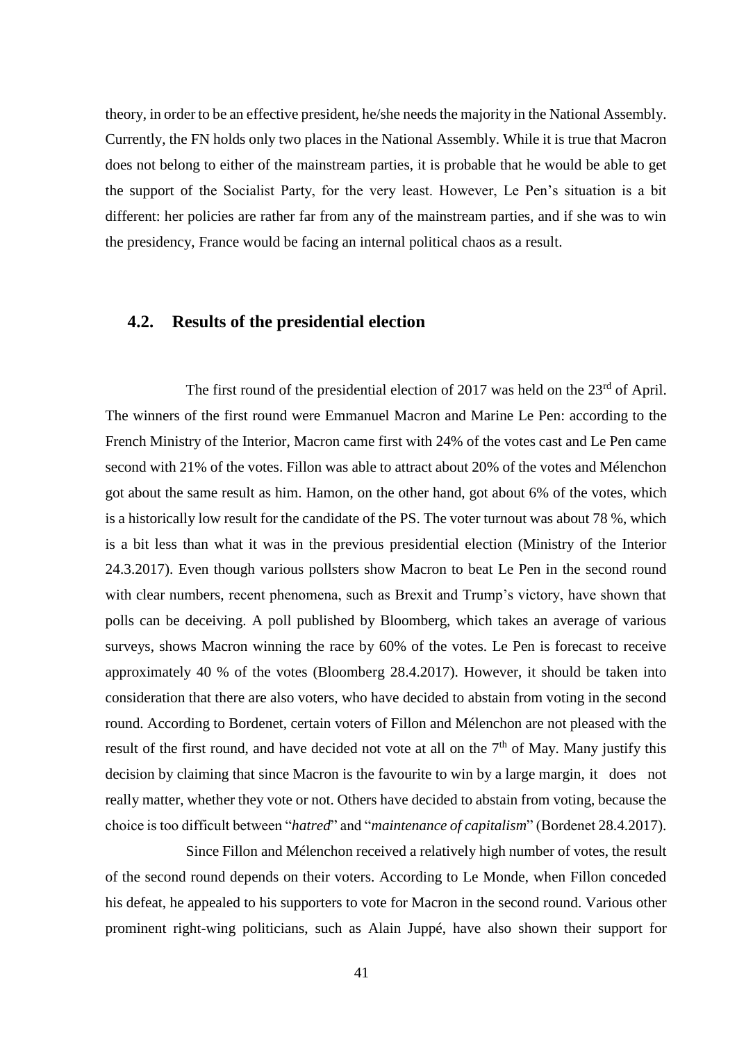theory, in order to be an effective president, he/she needs the majority in the National Assembly. Currently, the FN holds only two places in the National Assembly. While it is true that Macron does not belong to either of the mainstream parties, it is probable that he would be able to get the support of the Socialist Party, for the very least. However, Le Pen's situation is a bit different: her policies are rather far from any of the mainstream parties, and if she was to win the presidency, France would be facing an internal political chaos as a result.

## 4.2. Results of the presidential election

The first round of the presidential election of 2017 was held on the 23rd of April. The winners of the first round were Emmanuel Macron and Marine Le Pen: according to the French Ministry of the Interior, Macron came first with 24% of the votes cast and Le Pen came second with 21% of the votes. Fillon was able to attract about 20% of the votes and Mélenchon got about the same result as him. Hamon, on the other hand, got about 6% of the votes, which is a historically low result for the candidate of the PS. The voter turnout was about 78 %, which is a bit less than what it was in the previous presidential election (Ministry of the Interior 24.3.2017). Even though various pollsters show Macron to beat Le Pen in the second round with clear numbers, recent phenomena, such as Brexit and Trump's victory, have shown that polls can be deceiving. A poll published by Bloomberg, which takes an average of various surveys, shows Macron winning the race by 60% of the votes. Le Pen is forecast to receive approximately 40 % of the votes (Bloomberg 28.4.2017). However, it should be taken into consideration that there are also voters, who have decided to abstain from voting in the second round. According to Bordenet, certain voters of Fillon and Mélenchon are not pleased with the result of the first round, and have decided not vote at all on the 7th of May. Many justify this decision by claiming that since Macron is the favourite to win by a large margin, it does not really matter, whether they vote or not. Others have decided to abstain from voting, because the choice is too difficult between "*hatred*" and "*maintenance of capitalism*" (Bordenet 28.4.2017).

Since Fillon and Mélenchon received a relatively high number of votes, the result of the second round depends on their voters. According to Le Monde, when Fillon conceded his defeat, he appealed to his supporters to vote for Macron in the second round. Various other prominent right-wing politicians, such as Alain Juppé, have also shown their support for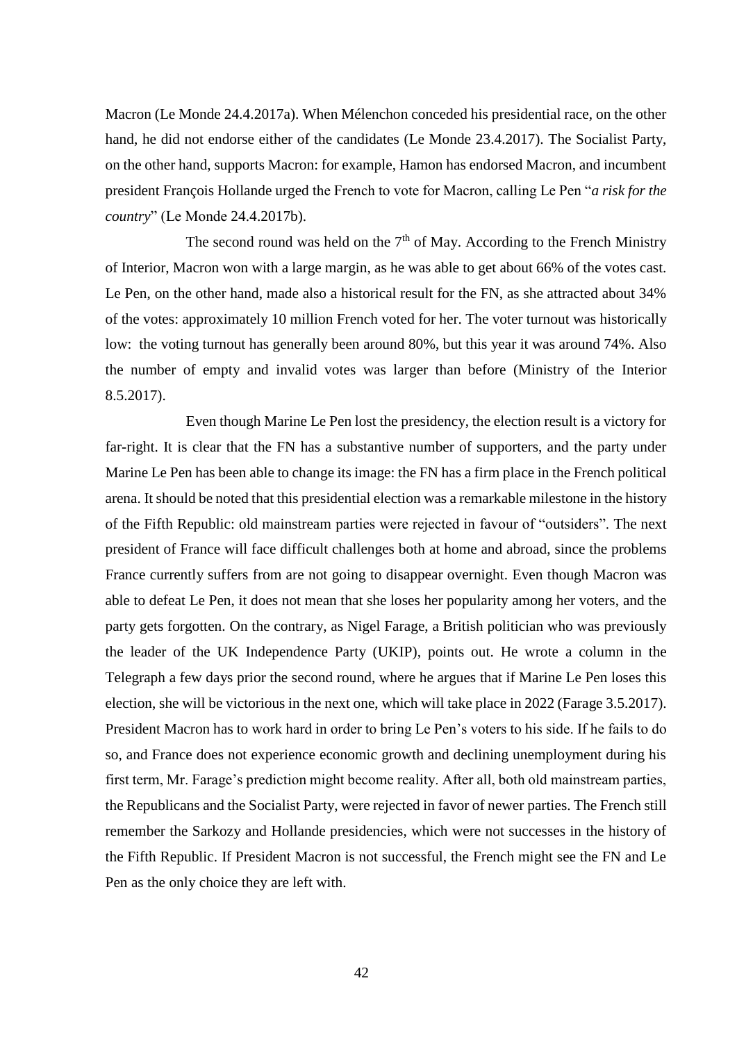Macron (Le Monde 24.4.2017a). When Mélenchon conceded his presidential race, on the other hand, he did not endorse either of the candidates (Le Monde 23.4.2017). The Socialist Party, on the other hand, supports Macron: for example, Hamon has endorsed Macron, and incumbent president François Hollande urged the French to vote for Macron, calling Le Pen "*a risk for the country*" (Le Monde 24.4.2017b).

The second round was held on the 7th of May. According to the French Ministry of Interior, Macron won with a large margin, as he was able to get about 66% of the votes cast. Le Pen, on the other hand, made also a historical result for the FN, as she attracted about 34% of the votes: approximately 10 million French voted for her. The voter turnout was historically low: the voting turnout has generally been around 80%, but this year it was around 74%. Also the number of empty and invalid votes was larger than before (Ministry of the Interior 8.5.2017).

Even though Marine Le Pen lost the presidency, the election result is a victory for far-right. It is clear that the FN has a substantive number of supporters, and the party under Marine Le Pen has been able to change its image: the FN has a firm place in the French political arena. It should be noted that this presidential election was a remarkable milestone in the history of the Fifth Republic: old mainstream parties were rejected in favour of "outsiders". The next president of France will face difficult challenges both at home and abroad, since the problems France currently suffers from are not going to disappear overnight. Even though Macron was able to defeat Le Pen, it does not mean that she loses her popularity among her voters, and the party gets forgotten. On the contrary, as Nigel Farage, a British politician who was previously the leader of the UK Independence Party (UKIP), points out. He wrote a column in the Telegraph a few days prior the second round, where he argues that if Marine Le Pen loses this election, she will be victorious in the next one, which will take place in 2022 (Farage 3.5.2017). President Macron has to work hard in order to bring Le Pen's voters to his side. If he fails to do so, and France does not experience economic growth and declining unemployment during his first term, Mr. Farage's prediction might become reality. After all, both old mainstream parties, the Republicans and the Socialist Party, were rejected in favor of newer parties. The French still remember the Sarkozy and Hollande presidencies, which were not successes in the history of the Fifth Republic. If President Macron is not successful, the French might see the FN and Le Pen as the only choice they are left with.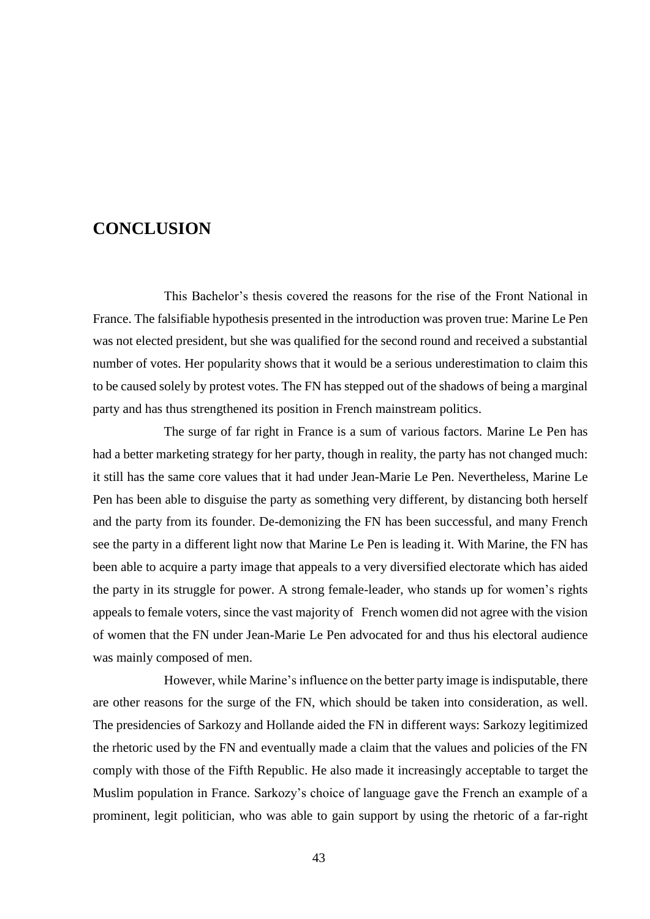# CONCLUSION

This Bachelor's thesis covered the reasons for the rise of the Front National in France. The falsifiable hypothesis presented in the introduction was proven true: Marine Le Pen was not elected president, but she was qualified for the second round and received a substantial number of votes. Her popularity shows that it would be a serious underestimation to claim this to be caused solely by protest votes. The FN has stepped out of the shadows of being a marginal party and has thus strengthened its position in French mainstream politics.

The surge of far right in France is a sum of various factors. Marine Le Pen has had a better marketing strategy for her party, though in reality, the party has not changed much: it still has the same core values that it had under Jean-Marie Le Pen. Nevertheless, Marine Le Pen has been able to disguise the party as something very different, by distancing both herself and the party from its founder. De-demonizing the FN has been successful, and many French see the party in a different light now that Marine Le Pen is leading it. With Marine, the FN has been able to acquire a party image that appeals to a very diversified electorate which has aided the party in its struggle for power. A strong female-leader, who stands up for women's rights appeals to female voters, since the vast majority of French women did not agree with the vision of women that the FN under Jean-Marie Le Pen advocated for and thus his electoral audience was mainly composed of men.

However, while Marine's influence on the better party image is indisputable, there are other reasons for the surge of the FN, which should be taken into consideration, as well. The presidencies of Sarkozy and Hollande aided the FN in different ways: Sarkozy legitimized the rhetoric used by the FN and eventually made a claim that the values and policies of the FN comply with those of the Fifth Republic. He also made it increasingly acceptable to target the Muslim population in France. Sarkozy's choice of language gave the French an example of a prominent, legit politician, who was able to gain support by using the rhetoric of a far-right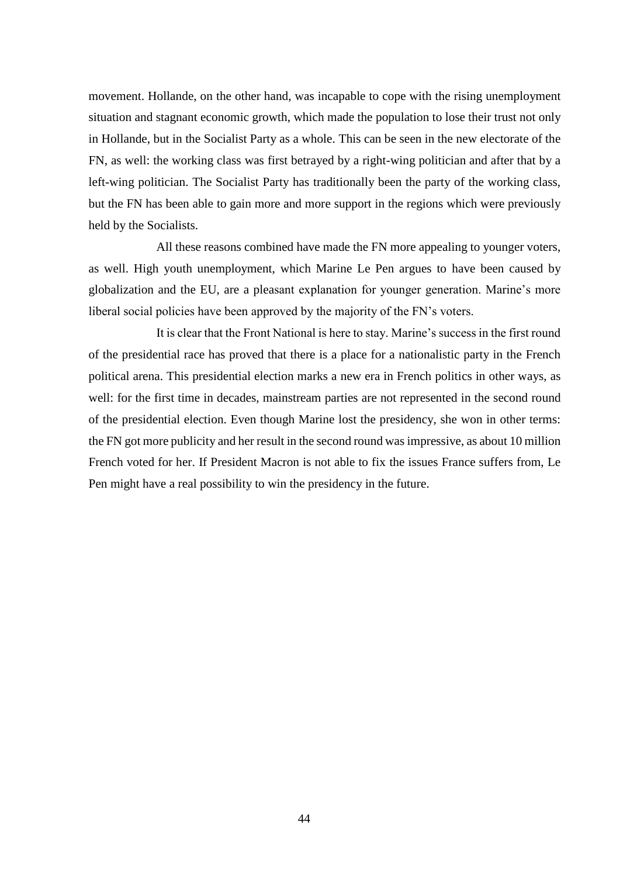movement. Hollande, on the other hand, was incapable to cope with the rising unemployment situation and stagnant economic growth, which made the population to lose their trust not only in Hollande, but in the Socialist Party as a whole. This can be seen in the new electorate of the FN, as well: the working class was first betrayed by a right-wing politician and after that by a left-wing politician. The Socialist Party has traditionally been the party of the working class, but the FN has been able to gain more and more support in the regions which were previously held by the Socialists.

All these reasons combined have made the FN more appealing to younger voters, as well. High youth unemployment, which Marine Le Pen argues to have been caused by globalization and the EU, are a pleasant explanation for younger generation. Marine's more liberal social policies have been approved by the majority of the FN's voters.

It is clear that the Front National is here to stay. Marine's success in the first round of the presidential race has proved that there is a place for a nationalistic party in the French political arena. This presidential election marks a new era in French politics in other ways, as well: for the first time in decades, mainstream parties are not represented in the second round of the presidential election. Even though Marine lost the presidency, she won in other terms: the FN got more publicity and her result in the second round was impressive, as about 10 million French voted for her. If President Macron is not able to fix the issues France suffers from, Le Pen might have a real possibility to win the presidency in the future.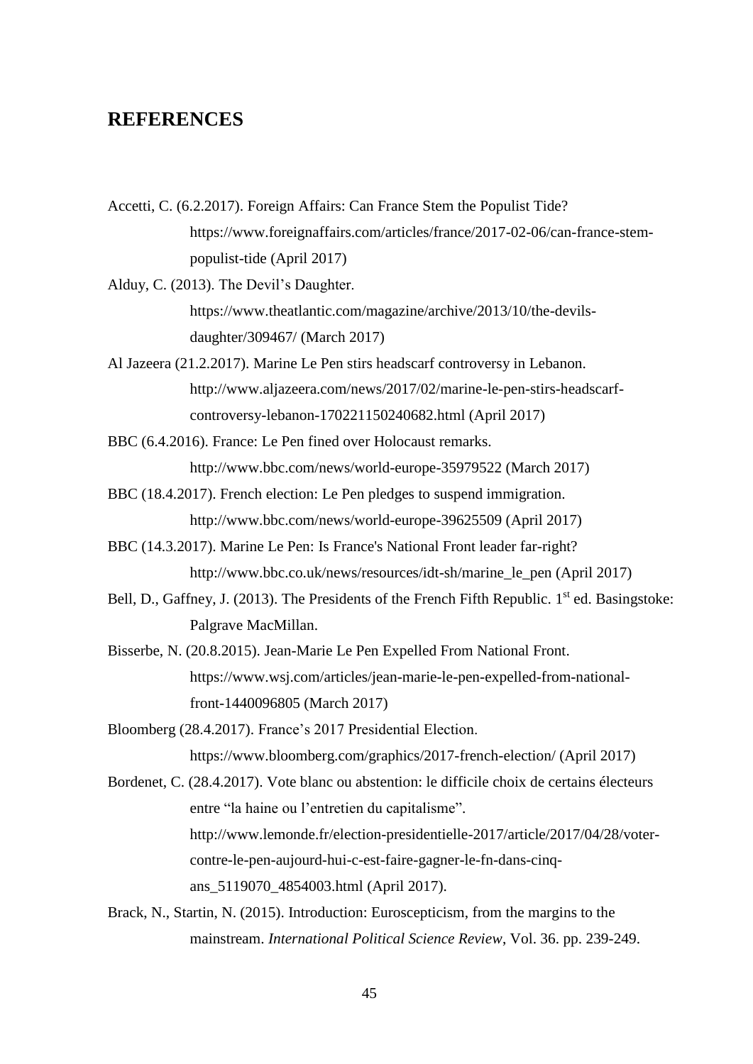## REFERENCES

Accetti, C. (6.2.2017). Foreign Affairs: Can France Stem the Populist Tide? https://www.foreignaffairs.com/articles/france/2017-02-06/can-france-stem-populist-tide (April 2017)

Alduy, C. (2013). The Devil's Daughter. https://www.theatlantic.com/magazine/archive/2013/10/the-devils-daughter/309467/ (March 2017)

Al Jazeera (21.2.2017). Marine Le Pen stirs headscarf controversy in Lebanon. http://www.aljazeera.com/news/2017/02/marine-le-pen-stirs-headscarf-controversy-lebanon-170221150240682.html (April 2017)

BBC (6.4.2016). France: Le Pen fined over Holocaust remarks. http://www.bbc.com/news/world-europe-35979522 (March 2017)

BBC (18.4.2017). French election: Le Pen pledges to suspend immigration. http://www.bbc.com/news/world-europe-39625509 (April 2017)

BBC (14.3.2017). Marine Le Pen: Is France's National Front leader far-right? http://www.bbc.co.uk/news/resources/idt-sh/marine_le_pen (April 2017)

Bell, D., Gaffney, J. (2013). The Presidents of the French Fifth Republic. 1st ed. Basingstoke: Palgrave MacMillan.

Bisserbe, N. (20.8.2015). Jean-Marie Le Pen Expelled From National Front. https://www.wsj.com/articles/jean-marie-le-pen-expelled-from-national-front-1440096805 (March 2017)

Bloomberg (28.4.2017). France's 2017 Presidential Election. https://www.bloomberg.com/graphics/2017-french-election/ (April 2017)

Bordenet, C. (28.4.2017). Vote blanc ou abstention: le difficile choix de certains électeurs entre "la haine ou l'entretien du capitalisme". http://www.lemonde.fr/election-presidentielle-2017/article/2017/04/28/voter-contre-le-pen-aujourd-hui-c-est-faire-gagner-le-fn-dans-cinq-ans_5119070_4854003.html (April 2017).

Brack, N., Startin, N. (2015). Introduction: Euroscepticism, from the margins to the mainstream. *International Political Science Review*, Vol. 36. pp. 239-249.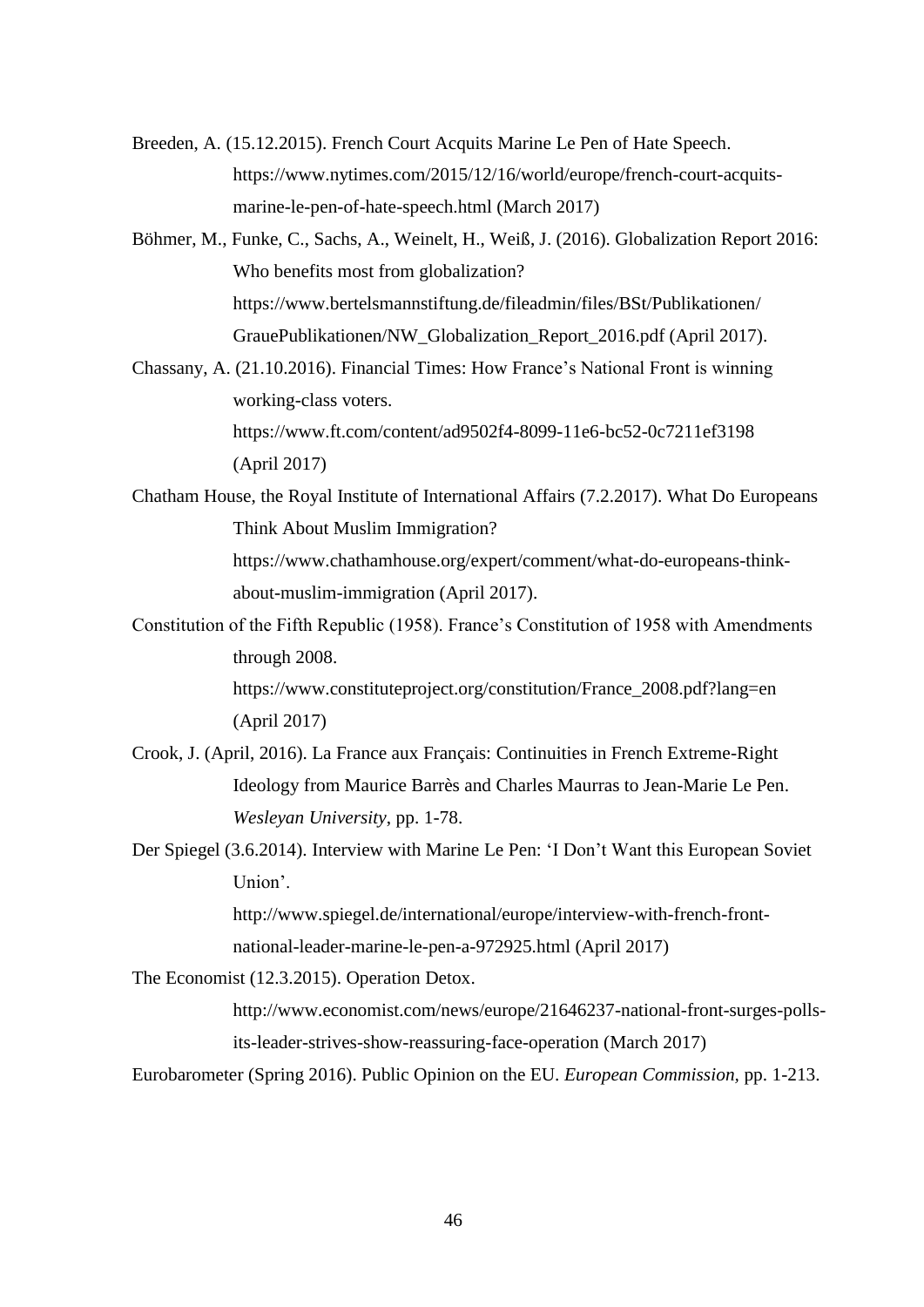Breeden, A. (15.12.2015). French Court Acquits Marine Le Pen of Hate Speech. https://www.nytimes.com/2015/12/16/world/europe/french-court-acquits-marine-le-pen-of-hate-speech.html (March 2017)

Böhmer, M., Funke, C., Sachs, A., Weinelt, H., Weiß, J. (2016). Globalization Report 2016: Who benefits most from globalization? https://www.bertelsmannstiftung.de/fileadmin/files/BSt/Publikationen/GrauePublikationen/NW_Globalization_Report_2016.pdf (April 2017).

Chassany, A. (21.10.2016). Financial Times: How France's National Front is winning working-class voters. https://www.ft.com/content/ad9502f4-8099-11e6-bc52-0c7211ef3198 (April 2017)

Chatham House, the Royal Institute of International Affairs (7.2.2017). What Do Europeans Think About Muslim Immigration? https://www.chathamhouse.org/expert/comment/what-do-europeans-think-about-muslim-immigration (April 2017).

Constitution of the Fifth Republic (1958). France's Constitution of 1958 with Amendments through 2008. https://www.constituteproject.org/constitution/France_2008.pdf?lang=en (April 2017)

Crook, J. (April, 2016). La France aux Français: Continuities in French Extreme-Right Ideology from Maurice Barrès and Charles Maurras to Jean-Marie Le Pen. *Wesleyan University*, pp. 1-78.

Der Spiegel (3.6.2014). Interview with Marine Le Pen: 'I Don't Want this European Soviet Union'. http://www.spiegel.de/international/europe/interview-with-french-front-national-leader-marine-le-pen-a-972925.html (April 2017)

The Economist (12.3.2015). Operation Detox. http://www.economist.com/news/europe/21646237-national-front-surges-polls-its-leader-strives-show-reassuring-face-operation (March 2017)

Eurobarometer (Spring 2016). Public Opinion on the EU. *European Commission*, pp. 1-213.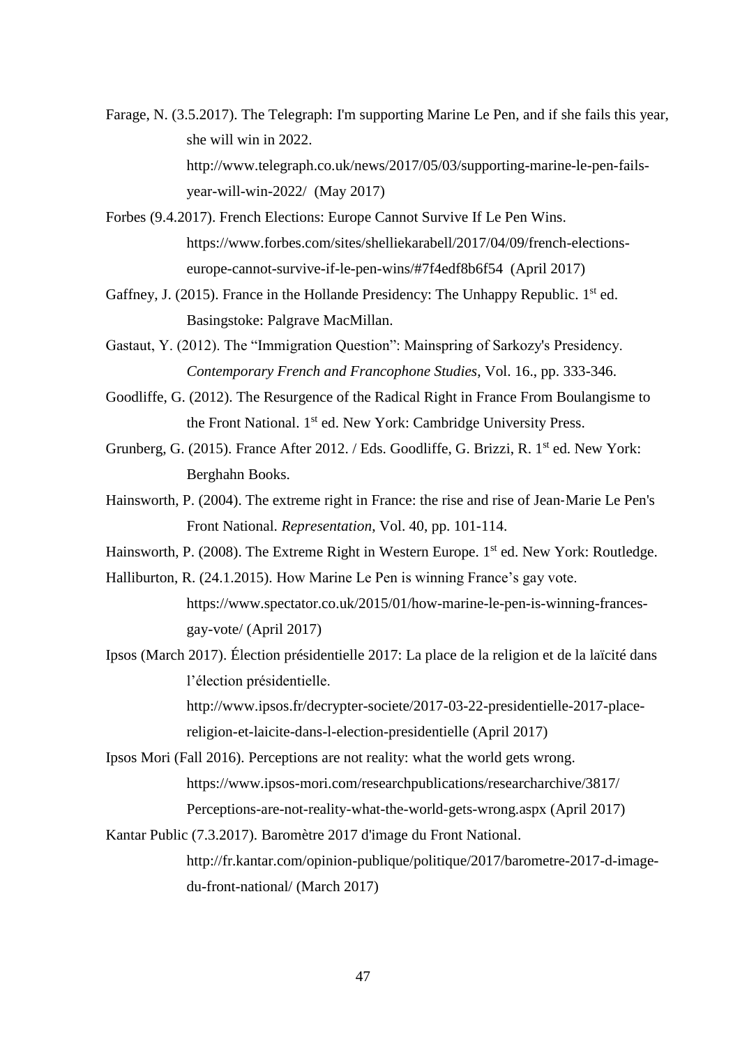Farage, N. (3.5.2017). The Telegraph: I'm supporting Marine Le Pen, and if she fails this year, she will win in 2022. http://www.telegraph.co.uk/news/2017/05/03/supporting-marine-le-pen-fails-year-will-win-2022/ (May 2017)

Forbes (9.4.2017). French Elections: Europe Cannot Survive If Le Pen Wins. https://www.forbes.com/sites/shelliekarabell/2017/04/09/french-elections-europe-cannot-survive-if-le-pen-wins/#7f4edf8b6f54 (April 2017)

Gaffney, J. (2015). France in the Hollande Presidency: The Unhappy Republic. 1st ed. Basingstoke: Palgrave MacMillan.

Gastaut, Y. (2012). The "Immigration Question": Mainspring of Sarkozy's Presidency. *Contemporary French and Francophone Studies*, Vol. 16., pp. 333-346.

Goodliffe, G. (2012). The Resurgence of the Radical Right in France From Boulangisme to the Front National. 1st ed. New York: Cambridge University Press.

Grunberg, G. (2015). France After 2012. / Eds. Goodliffe, G. Brizzi, R. 1st ed. New York: Berghahn Books.

Hainsworth, P. (2004). The extreme right in France: the rise and rise of Jean‐Marie Le Pen's Front National. *Representation*, Vol. 40, pp. 101-114.

Hainsworth, P. (2008). The Extreme Right in Western Europe. 1st ed. New York: Routledge.

Halliburton, R. (24.1.2015). How Marine Le Pen is winning France's gay vote. https://www.spectator.co.uk/2015/01/how-marine-le-pen-is-winning-frances-gay-vote/ (April 2017)

Ipsos (March 2017). Élection présidentielle 2017: La place de la religion et de la laïcité dans l'élection présidentielle. http://www.ipsos.fr/decrypter-societe/2017-03-22-presidentielle-2017-place-religion-et-laicite-dans-l-election-presidentielle (April 2017)

Ipsos Mori (Fall 2016). Perceptions are not reality: what the world gets wrong. https://www.ipsos-mori.com/researchpublications/researcharchive/3817/Perceptions-are-not-reality-what-the-world-gets-wrong.aspx (April 2017)

Kantar Public (7.3.2017). Baromètre 2017 d'image du Front National. http://fr.kantar.com/opinion-publique/politique/2017/barometre-2017-d-image-du-front-national/ (March 2017)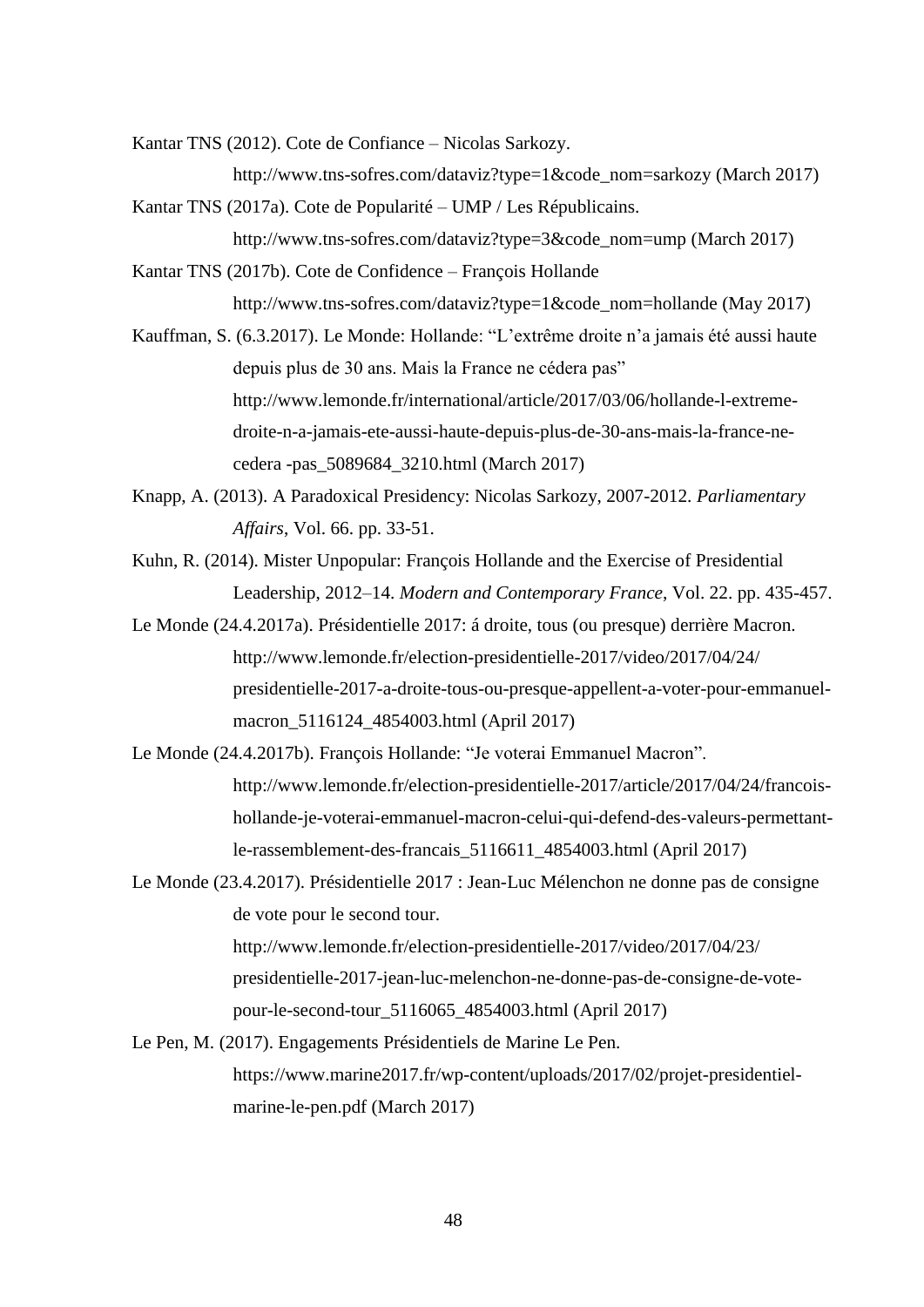Kantar TNS (2012). Cote de Confiance – Nicolas Sarkozy. http://www.tns-sofres.com/dataviz?type=1&code_nom=sarkozy (March 2017)

Kantar TNS (2017a). Cote de Popularité – UMP / Les Républicains. http://www.tns-sofres.com/dataviz?type=3&code_nom=ump (March 2017)

Kantar TNS (2017b). Cote de Confidence – François Hollande http://www.tns-sofres.com/dataviz?type=1&code_nom=hollande (May 2017)

Kauffman, S. (6.3.2017). Le Monde: Hollande: "L'extrême droite n'a jamais été aussi haute depuis plus de 30 ans. Mais la France ne cédera pas" http://www.lemonde.fr/international/article/2017/03/06/hollande-l-extreme-droite-n-a-jamais-ete-aussi-haute-depuis-plus-de-30-ans-mais-la-france-ne-cedera -pas_5089684_3210.html (March 2017)

Knapp, A. (2013). A Paradoxical Presidency: Nicolas Sarkozy, 2007-2012. *Parliamentary Affairs*, Vol. 66. pp. 33-51.

Kuhn, R. (2014). Mister Unpopular: François Hollande and the Exercise of Presidential Leadership, 2012–14. *Modern and Contemporary France*, Vol. 22. pp. 435-457.

Le Monde (24.4.2017a). Présidentielle 2017: á droite, tous (ou presque) derrière Macron. http://www.lemonde.fr/election-presidentielle-2017/video/2017/04/24/presidentielle-2017-a-droite-tous-ou-presque-appellent-a-voter-pour-emmanuel-macron_5116124_4854003.html (April 2017)

Le Monde (24.4.2017b). François Hollande: "Je voterai Emmanuel Macron". http://www.lemonde.fr/election-presidentielle-2017/article/2017/04/24/francois-hollande-je-voterai-emmanuel-macron-celui-qui-defend-des-valeurs-permettant-le-rassemblement-des-francais_5116611_4854003.html (April 2017)

Le Monde (23.4.2017). Présidentielle 2017 : Jean-Luc Mélenchon ne donne pas de consigne de vote pour le second tour. http://www.lemonde.fr/election-presidentielle-2017/video/2017/04/23/presidentielle-2017-jean-luc-melenchon-ne-donne-pas-de-consigne-de-vote-pour-le-second-tour_5116065_4854003.html (April 2017)

Le Pen, M. (2017). Engagements Présidentiels de Marine Le Pen. https://www.marine2017.fr/wp-content/uploads/2017/02/projet-presidentiel-marine-le-pen.pdf (March 2017)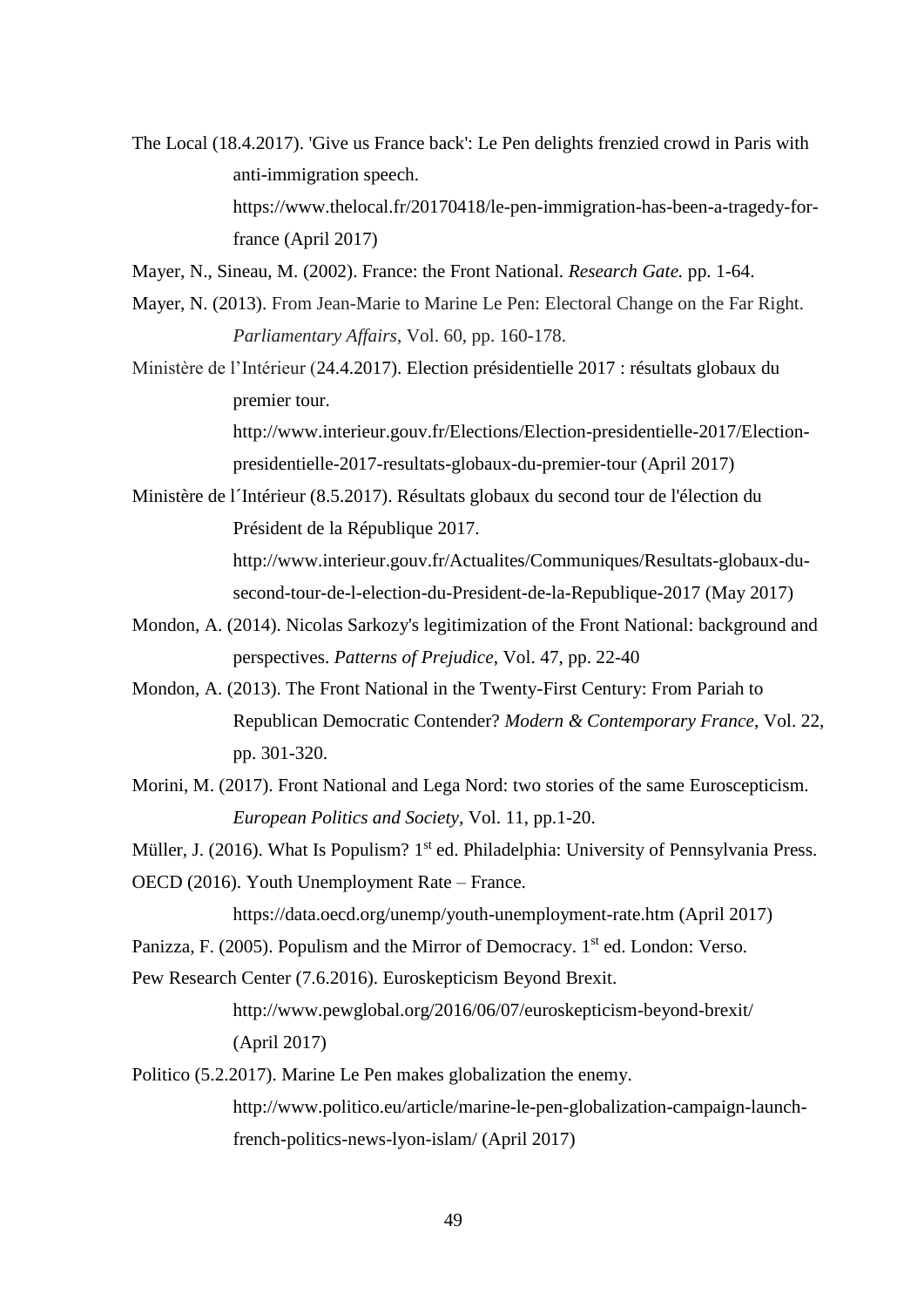The Local (18.4.2017). 'Give us France back': Le Pen delights frenzied crowd in Paris with anti-immigration speech. https://www.thelocal.fr/20170418/le-pen-immigration-has-been-a-tragedy-for-france (April 2017)

Mayer, N., Sineau, M. (2002). France: the Front National. *Research Gate.* pp. 1-64.

Mayer, N. (2013). From Jean-Marie to Marine Le Pen: Electoral Change on the Far Right. *Parliamentary Affairs*, Vol. 60, pp. 160-178.

Ministère de l'Intérieur (24.4.2017). Election présidentielle 2017 : résultats globaux du premier tour. http://www.interieur.gouv.fr/Elections/Election-presidentielle-2017/Election-presidentielle-2017-resultats-globaux-du-premier-tour (April 2017)

Ministère de l´Intérieur (8.5.2017). Résultats globaux du second tour de l'élection du Président de la République 2017. http://www.interieur.gouv.fr/Actualites/Communiques/Resultats-globaux-du-second-tour-de-l-election-du-President-de-la-Republique-2017 (May 2017)

Mondon, A. (2014). Nicolas Sarkozy's legitimization of the Front National: background and perspectives. *Patterns of Prejudice*, Vol. 47, pp. 22-40

Mondon, A. (2013). The Front National in the Twenty-First Century: From Pariah to Republican Democratic Contender? *Modern & Contemporary France*, Vol. 22, pp. 301-320.

Morini, M. (2017). Front National and Lega Nord: two stories of the same Euroscepticism. *European Politics and Society*, Vol. 11, pp.1-20.

Müller, J. (2016). What Is Populism? 1st ed. Philadelphia: University of Pennsylvania Press.

OECD (2016). Youth Unemployment Rate – France. https://data.oecd.org/unemp/youth-unemployment-rate.htm (April 2017)

Panizza, F. (2005). Populism and the Mirror of Democracy. 1st ed. London: Verso.

Pew Research Center (7.6.2016). Euroskepticism Beyond Brexit. http://www.pewglobal.org/2016/06/07/euroskepticism-beyond-brexit/ (April 2017)

Politico (5.2.2017). Marine Le Pen makes globalization the enemy. http://www.politico.eu/article/marine-le-pen-globalization-campaign-launch-french-politics-news-lyon-islam/ (April 2017)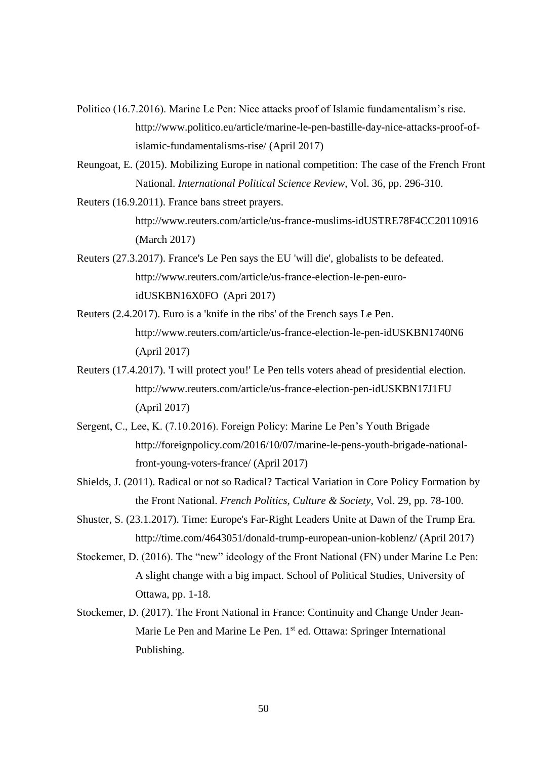Politico (16.7.2016). Marine Le Pen: Nice attacks proof of Islamic fundamentalism's rise. http://www.politico.eu/article/marine-le-pen-bastille-day-nice-attacks-proof-of-islamic-fundamentalisms-rise/ (April 2017)

Reungoat, E. (2015). Mobilizing Europe in national competition: The case of the French Front National. *International Political Science Review*, Vol. 36, pp. 296-310.

Reuters (16.9.2011). France bans street prayers. http://www.reuters.com/article/us-france-muslims-idUSTRE78F4CC20110916 (March 2017)

Reuters (27.3.2017). France's Le Pen says the EU 'will die', globalists to be defeated. http://www.reuters.com/article/us-france-election-le-pen-euro-idUSKBN16X0FO (Apri 2017)

Reuters (2.4.2017). Euro is a 'knife in the ribs' of the French says Le Pen. http://www.reuters.com/article/us-france-election-le-pen-idUSKBN1740N6 (April 2017)

Reuters (17.4.2017). 'I will protect you!' Le Pen tells voters ahead of presidential election. http://www.reuters.com/article/us-france-election-pen-idUSKBN17J1FU (April 2017)

Sergent, C., Lee, K. (7.10.2016). Foreign Policy: Marine Le Pen's Youth Brigade http://foreignpolicy.com/2016/10/07/marine-le-pens-youth-brigade-national-front-young-voters-france/ (April 2017)

Shields, J. (2011). Radical or not so Radical? Tactical Variation in Core Policy Formation by the Front National. *French Politics, Culture & Society*, Vol. 29, pp. 78-100.

Shuster, S. (23.1.2017). Time: Europe's Far-Right Leaders Unite at Dawn of the Trump Era. http://time.com/4643051/donald-trump-european-union-koblenz/ (April 2017)

Stockemer, D. (2016). The "new" ideology of the Front National (FN) under Marine Le Pen: A slight change with a big impact. School of Political Studies, University of Ottawa, pp. 1-18.

Stockemer, D. (2017). The Front National in France: Continuity and Change Under Jean-Marie Le Pen and Marine Le Pen. 1st ed. Ottawa: Springer International Publishing.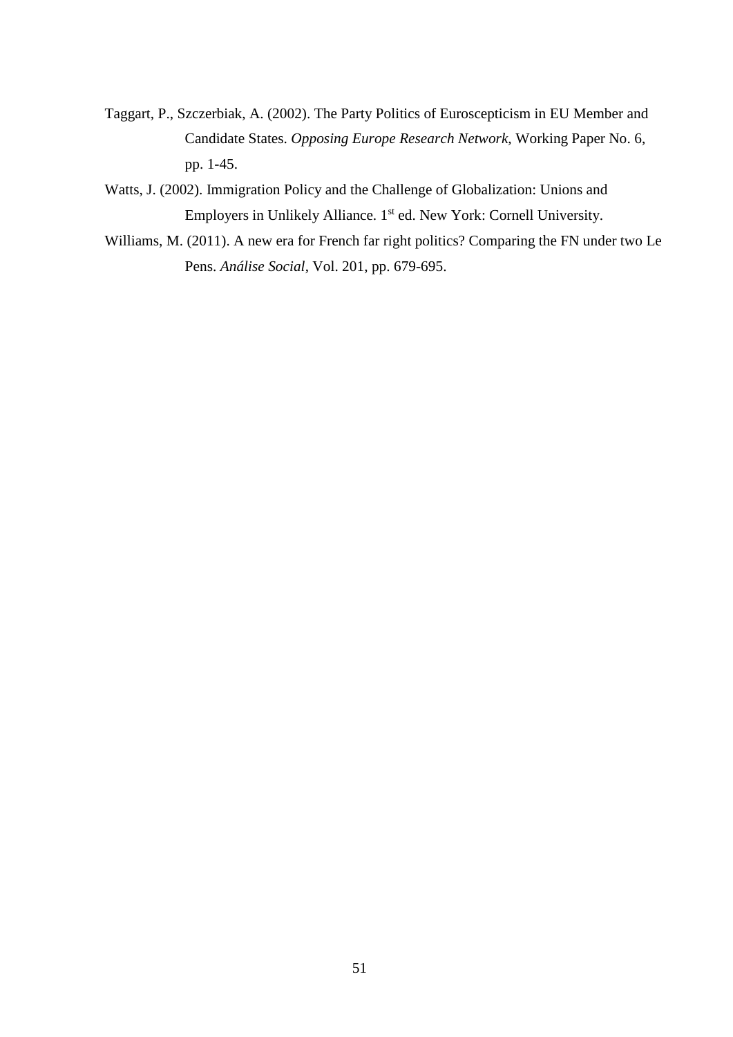Taggart, P., Szczerbiak, A. (2002). The Party Politics of Euroscepticism in EU Member and Candidate States. *Opposing Europe Research Network*, Working Paper No. 6, pp. 1-45.

Watts, J. (2002). Immigration Policy and the Challenge of Globalization: Unions and Employers in Unlikely Alliance. 1st ed. New York: Cornell University.

Williams, M. (2011). A new era for French far right politics? Comparing the FN under two Le Pens. *Análise Social*, Vol. 201, pp. 679-695.